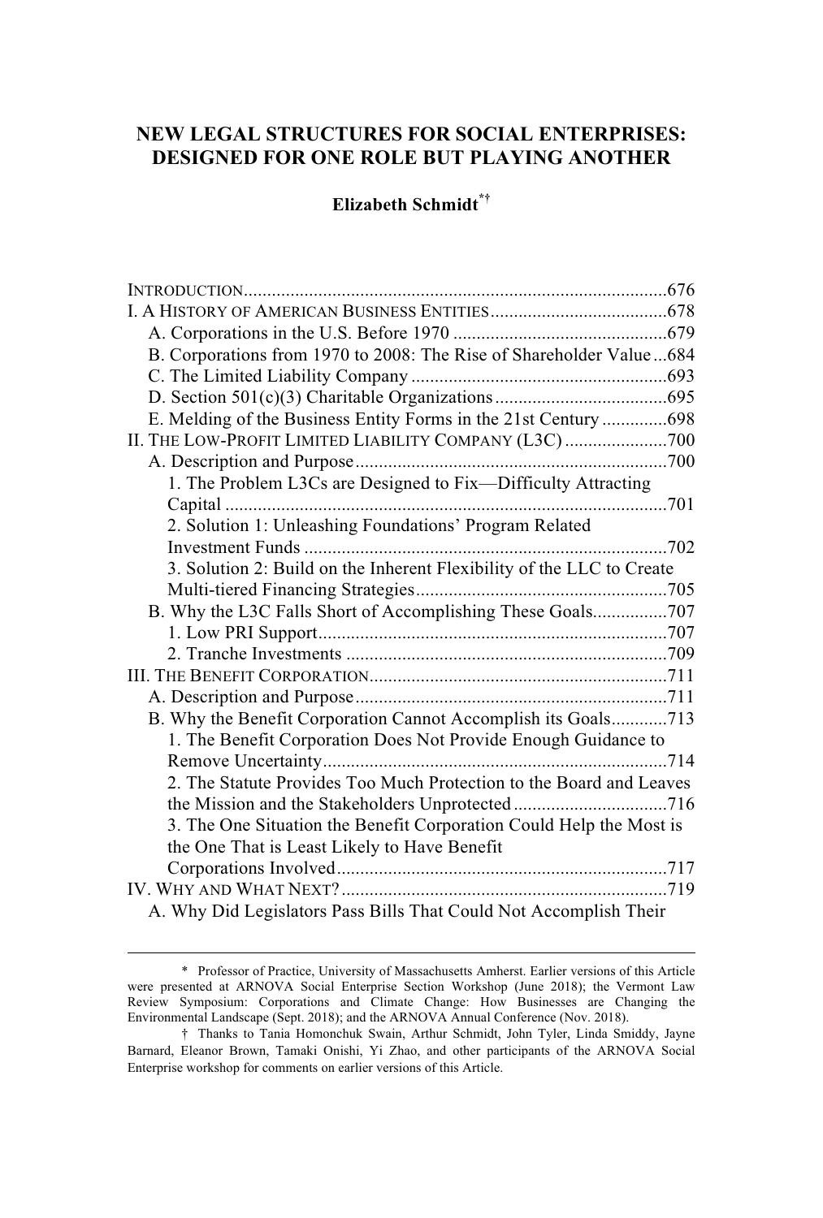# NEW LEGAL STRUCTURES FOR SOCIAL ENTERPRISES: DESIGNED FOR ONE ROLE BUT PLAYING ANOTHER

**Elizabeth Schmidt**[*†]

INTRODUCTION....676
I. A HISTORY OF AMERICAN BUSINESS ENTITIES....678
A. Corporations in the U.S. Before 1970....679
B. Corporations from 1970 to 2008: The Rise of Shareholder Value....684
C. The Limited Liability Company....693
D. Section 501(c)(3) Charitable Organizations....695
E. Melding of the Business Entity Forms in the 21st Century....698
II. THE LOW-PROFIT LIMITED LIABILITY COMPANY (L3C)....700
A. Description and Purpose....700
1. The Problem L3Cs are Designed to Fix—Difficulty Attracting Capital....701
2. Solution 1: Unleashing Foundations' Program Related Investment Funds....702
3. Solution 2: Build on the Inherent Flexibility of the LLC to Create Multi-tiered Financing Strategies....705
B. Why the L3C Falls Short of Accomplishing These Goals....707
1. Low PRI Support....707
2. Tranche Investments....709
III. THE BENEFIT CORPORATION....711
A. Description and Purpose....711
B. Why the Benefit Corporation Cannot Accomplish its Goals....713
1. The Benefit Corporation Does Not Provide Enough Guidance to Remove Uncertainty....714
2. The Statute Provides Too Much Protection to the Board and Leaves the Mission and the Stakeholders Unprotected....716
3. The One Situation the Benefit Corporation Could Help the Most is the One That is Least Likely to Have Benefit Corporations Involved....717
IV. WHY AND WHAT NEXT?....719
A. Why Did Legislators Pass Bills That Could Not Accomplish Their

---

\* Professor of Practice, University of Massachusetts Amherst. Earlier versions of this Article were presented at ARNOVA Social Enterprise Section Workshop (June 2018); the Vermont Law Review Symposium: Corporations and Climate Change: How Businesses are Changing the Environmental Landscape (Sept. 2018); and the ARNOVA Annual Conference (Nov. 2018).

† Thanks to Tania Homonchuk Swain, Arthur Schmidt, John Tyler, Linda Smiddy, Jayne Barnard, Eleanor Brown, Tamaki Onishi, Yi Zhao, and other participants of the ARNOVA Social Enterprise workshop for comments on earlier versions of this Article.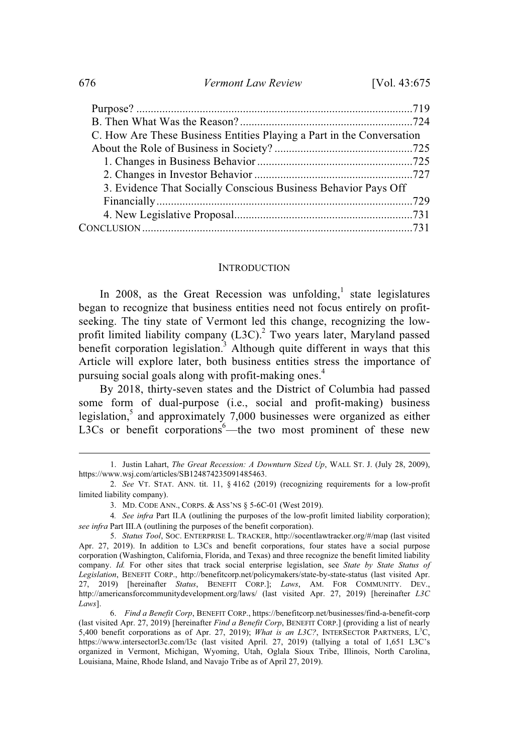Purpose? ................................................................................................719
B. Then What Was the Reason? ............................................................724
C. How Are These Business Entities Playing a Part in the Conversation About the Role of Business in Society? ................................................725
1. Changes in Business Behavior ......................................................725
2. Changes in Investor Behavior .......................................................727
3. Evidence That Socially Conscious Business Behavior Pays Off Financially .........................................................................................729
4. New Legislative Proposal..............................................................731
CONCLUSION ..............................................................................................731

## INTRODUCTION

In 2008, as the Great Recession was unfolding,[1] state legislatures began to recognize that business entities need not focus entirely on profit-seeking. The tiny state of Vermont led this change, recognizing the low-profit limited liability company (L3C).[2] Two years later, Maryland passed benefit corporation legislation.[3] Although quite different in ways that this Article will explore later, both business entities stress the importance of pursuing social goals along with profit-making ones.[4]

By 2018, thirty-seven states and the District of Columbia had passed some form of dual-purpose (i.e., social and profit-making) business legislation,[5] and approximately 7,000 businesses were organized as either L3Cs or benefit corporations[6]—the two most prominent of these new

---

1. Justin Lahart, *The Great Recession: A Downturn Sized Up*, WALL ST. J. (July 28, 2009), https://www.wsj.com/articles/SB124874235091485463.

2. *See* VT. STAT. ANN. tit. 11, § 4162 (2019) (recognizing requirements for a low-profit limited liability company).

3. MD. CODE ANN., CORPS. & ASS'NS § 5-6C-01 (West 2019).

4. *See infra* Part II.A (outlining the purposes of the low-profit limited liability corporation); *see infra* Part III.A (outlining the purposes of the benefit corporation).

5. *Status Tool*, SOC. ENTERPRISE L. TRACKER, http://socentlawtracker.org/#/map (last visited Apr. 27, 2019). In addition to L3Cs and benefit corporations, four states have a social purpose corporation (Washington, California, Florida, and Texas) and three recognize the benefit limited liability company. *Id.* For other sites that track social enterprise legislation, see *State by State Status of Legislation*, BENEFIT CORP., http://benefitcorp.net/policymakers/state-by-state-status (last visited Apr. 27, 2019) [hereinafter *Status*, BENEFIT CORP.]; *Laws*, AM. FOR COMMUNITY. DEV., http://americansforcommunitydevelopment.org/laws/ (last visited Apr. 27, 2019) [hereinafter *L3C Laws*].

6. *Find a Benefit Corp*, BENEFIT CORP., https://benefitcorp.net/businesses/find-a-benefit-corp (last visited Apr. 27, 2019) [hereinafter *Find a Benefit Corp*, BENEFIT CORP.] (providing a list of nearly 5,400 benefit corporations as of Apr. 27, 2019); *What is an L3C?*, INTERSECTOR PARTNERS, L[3]C, https://www.intersectorl3c.com/l3c (last visited April. 27, 2019) (tallying a total of 1,651 L3C's organized in Vermont, Michigan, Wyoming, Utah, Oglala Sioux Tribe, Illinois, North Carolina, Louisiana, Maine, Rhode Island, and Navajo Tribe as of April 27, 2019).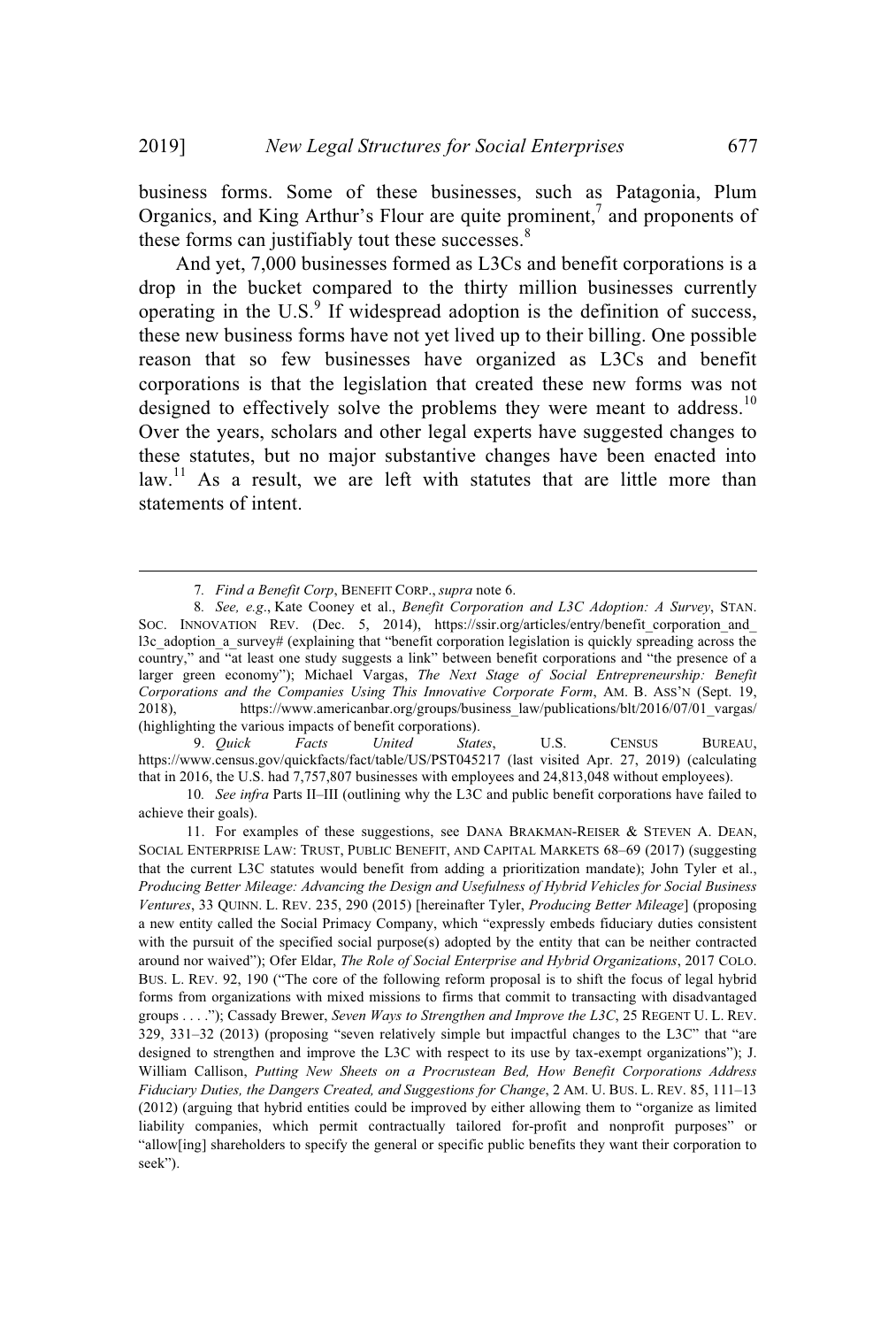business forms. Some of these businesses, such as Patagonia, Plum Organics, and King Arthur's Flour are quite prominent,[7] and proponents of these forms can justifiably tout these successes.[8]

And yet, 7,000 businesses formed as L3Cs and benefit corporations is a drop in the bucket compared to the thirty million businesses currently operating in the U.S.[9] If widespread adoption is the definition of success, these new business forms have not yet lived up to their billing. One possible reason that so few businesses have organized as L3Cs and benefit corporations is that the legislation that created these new forms was not designed to effectively solve the problems they were meant to address.[10] Over the years, scholars and other legal experts have suggested changes to these statutes, but no major substantive changes have been enacted into law.[11] As a result, we are left with statutes that are little more than statements of intent.

---

7. *Find a Benefit Corp*, BENEFIT CORP., *supra* note 6.

8. *See, e.g.*, Kate Cooney et al., *Benefit Corporation and L3C Adoption: A Survey*, STAN. SOC. INNOVATION REV. (Dec. 5, 2014), https://ssir.org/articles/entry/benefit_corporation_and_l3c_adoption_a_survey# (explaining that "benefit corporation legislation is quickly spreading across the country," and "at least one study suggests a link" between benefit corporations and "the presence of a larger green economy"); Michael Vargas, *The Next Stage of Social Entrepreneurship: Benefit Corporations and the Companies Using This Innovative Corporate Form*, AM. B. ASS'N (Sept. 19, 2018), https://www.americanbar.org/groups/business_law/publications/blt/2016/07/01_vargas/ (highlighting the various impacts of benefit corporations).

9. *Quick Facts United States*, U.S. CENSUS BUREAU, https://www.census.gov/quickfacts/fact/table/US/PST045217 (last visited Apr. 27, 2019) (calculating that in 2016, the U.S. had 7,757,807 businesses with employees and 24,813,048 without employees).

10. *See infra* Parts II–III (outlining why the L3C and public benefit corporations have failed to achieve their goals).

11. For examples of these suggestions, see DANA BRAKMAN-REISER & STEVEN A. DEAN, SOCIAL ENTERPRISE LAW: TRUST, PUBLIC BENEFIT, AND CAPITAL MARKETS 68–69 (2017) (suggesting that the current L3C statutes would benefit from adding a prioritization mandate); John Tyler et al., *Producing Better Mileage: Advancing the Design and Usefulness of Hybrid Vehicles for Social Business Ventures*, 33 QUINN. L. REV. 235, 290 (2015) [hereinafter Tyler, *Producing Better Mileage*] (proposing a new entity called the Social Primacy Company, which "expressly embeds fiduciary duties consistent with the pursuit of the specified social purpose(s) adopted by the entity that can be neither contracted around nor waived"); Ofer Eldar, *The Role of Social Enterprise and Hybrid Organizations*, 2017 COLO. BUS. L. REV. 92, 190 ("The core of the following reform proposal is to shift the focus of legal hybrid forms from organizations with mixed missions to firms that commit to transacting with disadvantaged groups . . . ."); Cassady Brewer, *Seven Ways to Strengthen and Improve the L3C*, 25 REGENT U. L. REV. 329, 331–32 (2013) (proposing "seven relatively simple but impactful changes to the L3C" that "are designed to strengthen and improve the L3C with respect to its use by tax-exempt organizations"); J. William Callison, *Putting New Sheets on a Procrustean Bed, How Benefit Corporations Address Fiduciary Duties, the Dangers Created, and Suggestions for Change*, 2 AM. U. BUS. L. REV. 85, 111–13 (2012) (arguing that hybrid entities could be improved by either allowing them to "organize as limited liability companies, which permit contractually tailored for-profit and nonprofit purposes" or "allow[ing] shareholders to specify the general or specific public benefits they want their corporation to seek").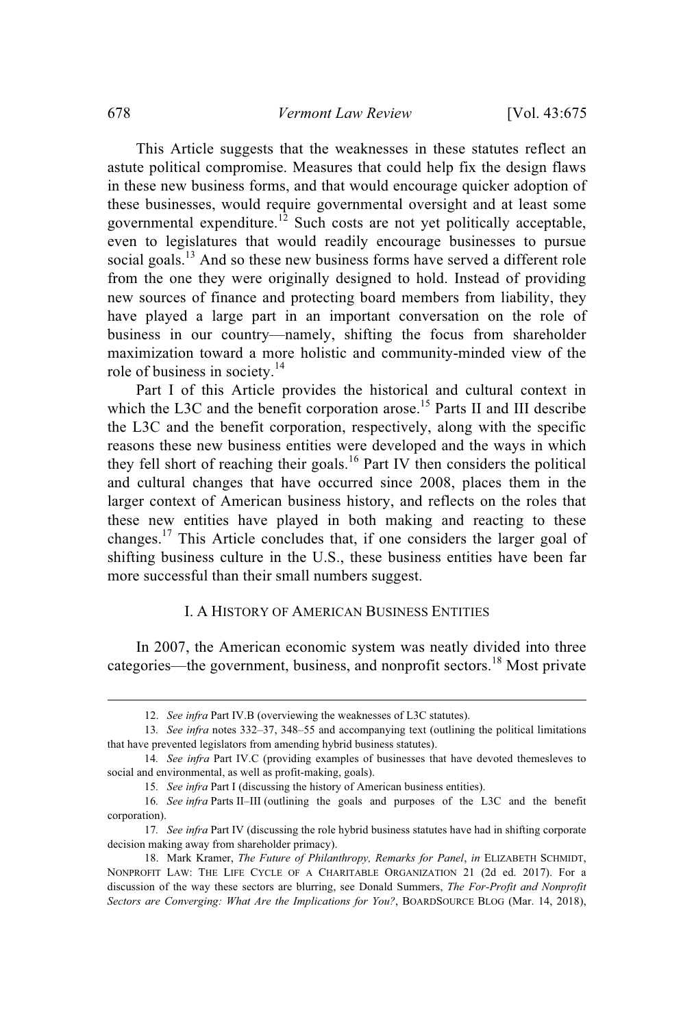This Article suggests that the weaknesses in these statutes reflect an astute political compromise. Measures that could help fix the design flaws in these new business forms, and that would encourage quicker adoption of these businesses, would require governmental oversight and at least some governmental expenditure.[12] Such costs are not yet politically acceptable, even to legislatures that would readily encourage businesses to pursue social goals.[13] And so these new business forms have served a different role from the one they were originally designed to hold. Instead of providing new sources of finance and protecting board members from liability, they have played a large part in an important conversation on the role of business in our country—namely, shifting the focus from shareholder maximization toward a more holistic and community-minded view of the role of business in society.[14]

Part I of this Article provides the historical and cultural context in which the L3C and the benefit corporation arose.[15] Parts II and III describe the L3C and the benefit corporation, respectively, along with the specific reasons these new business entities were developed and the ways in which they fell short of reaching their goals.[16] Part IV then considers the political and cultural changes that have occurred since 2008, places them in the larger context of American business history, and reflects on the roles that these new entities have played in both making and reacting to these changes.[17] This Article concludes that, if one considers the larger goal of shifting business culture in the U.S., these business entities have been far more successful than their small numbers suggest.

## I. A History of American Business Entities

In 2007, the American economic system was neatly divided into three categories—the government, business, and nonprofit sectors.[18] Most private

---

12. *See infra* Part IV.B (overviewing the weaknesses of L3C statutes).

13. *See infra* notes 332–37, 348–55 and accompanying text (outlining the political limitations that have prevented legislators from amending hybrid business statutes).

14. *See infra* Part IV.C (providing examples of businesses that have devoted themesleves to social and environmental, as well as profit-making, goals).

15. *See infra* Part I (discussing the history of American business entities).

16. *See infra* Parts II–III (outlining the goals and purposes of the L3C and the benefit corporation).

17. *See infra* Part IV (discussing the role hybrid business statutes have had in shifting corporate decision making away from shareholder primacy).

18. Mark Kramer, *The Future of Philanthropy, Remarks for Panel*, *in* ELIZABETH SCHMIDT, NONPROFIT LAW: THE LIFE CYCLE OF A CHARITABLE ORGANIZATION 21 (2d ed. 2017). For a discussion of the way these sectors are blurring, see Donald Summers, *The For-Profit and Nonprofit Sectors are Converging: What Are the Implications for You?*, BOARDSOURCE BLOG (Mar. 14, 2018),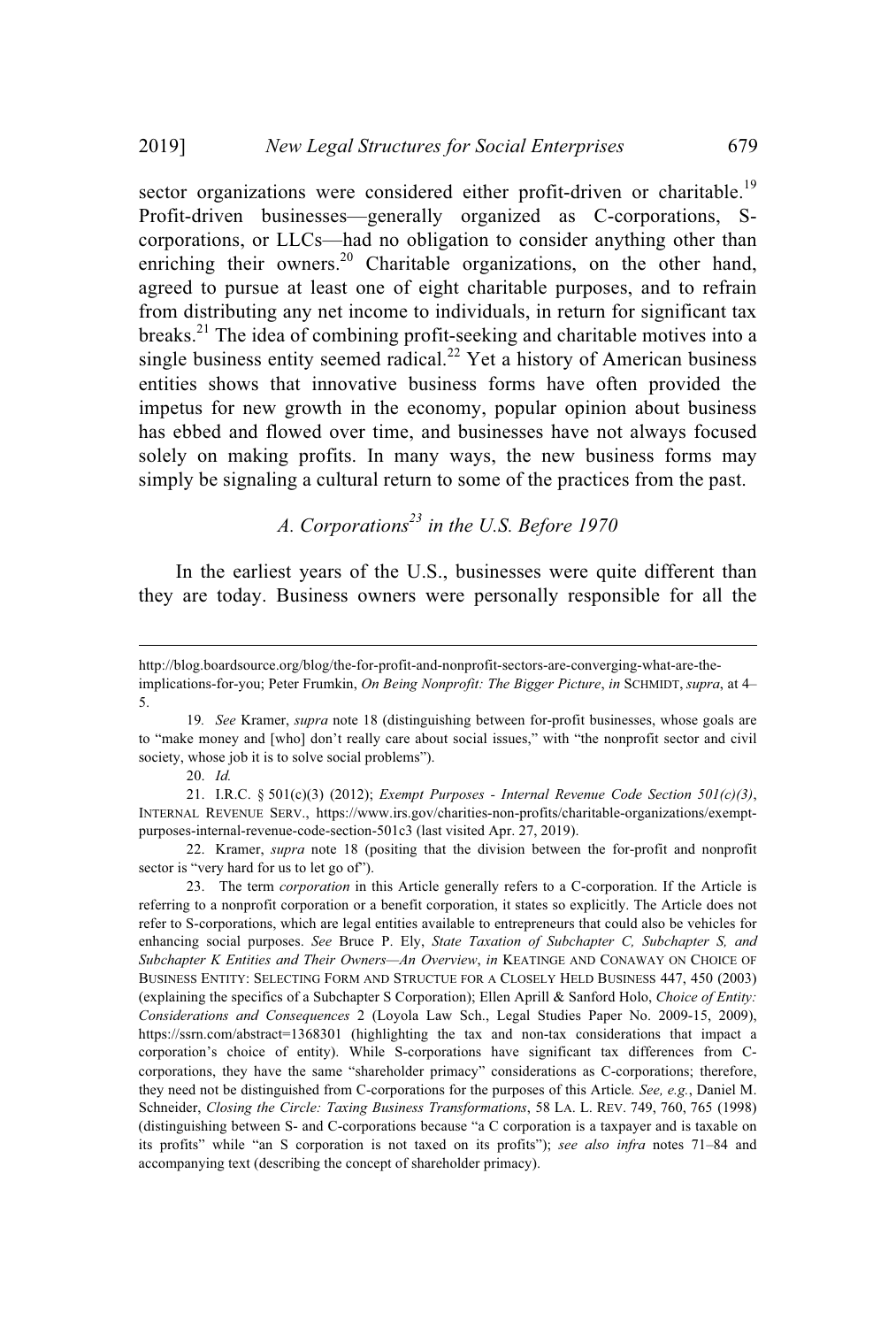sector organizations were considered either profit-driven or charitable.[19] Profit-driven businesses—generally organized as C-corporations, S-corporations, or LLCs—had no obligation to consider anything other than enriching their owners.[20] Charitable organizations, on the other hand, agreed to pursue at least one of eight charitable purposes, and to refrain from distributing any net income to individuals, in return for significant tax breaks.[21] The idea of combining profit-seeking and charitable motives into a single business entity seemed radical.[22] Yet a history of American business entities shows that innovative business forms have often provided the impetus for new growth in the economy, popular opinion about business has ebbed and flowed over time, and businesses have not always focused solely on making profits. In many ways, the new business forms may simply be signaling a cultural return to some of the practices from the past.

### *A. Corporations[23] in the U.S. Before 1970*

In the earliest years of the U.S., businesses were quite different than they are today. Business owners were personally responsible for all the

---

http://blog.boardsource.org/blog/the-for-profit-and-nonprofit-sectors-are-converging-what-are-the-implications-for-you; Peter Frumkin, *On Being Nonprofit: The Bigger Picture*, *in* SCHMIDT, *supra*, at 4–5.

19. *See* Kramer, *supra* note 18 (distinguishing between for-profit businesses, whose goals are to "make money and [who] don't really care about social issues," with "the nonprofit sector and civil society, whose job it is to solve social problems").

20. *Id.*

21. I.R.C. § 501(c)(3) (2012); *Exempt Purposes - Internal Revenue Code Section 501(c)(3)*, INTERNAL REVENUE SERV., https://www.irs.gov/charities-non-profits/charitable-organizations/exempt-purposes-internal-revenue-code-section-501c3 (last visited Apr. 27, 2019).

22. Kramer, *supra* note 18 (positing that the division between the for-profit and nonprofit sector is "very hard for us to let go of").

23. The term *corporation* in this Article generally refers to a C-corporation. If the Article is referring to a nonprofit corporation or a benefit corporation, it states so explicitly. The Article does not refer to S-corporations, which are legal entities available to entrepreneurs that could also be vehicles for enhancing social purposes. *See* Bruce P. Ely, *State Taxation of Subchapter C, Subchapter S, and Subchapter K Entities and Their Owners—An Overview*, *in* KEATINGE AND CONAWAY ON CHOICE OF BUSINESS ENTITY: SELECTING FORM AND STRUCTUE FOR A CLOSELY HELD BUSINESS 447, 450 (2003) (explaining the specifics of a Subchapter S Corporation); Ellen Aprill & Sanford Holo, *Choice of Entity: Considerations and Consequences* 2 (Loyola Law Sch., Legal Studies Paper No. 2009-15, 2009), https://ssrn.com/abstract=1368301 (highlighting the tax and non-tax considerations that impact a corporation's choice of entity). While S-corporations have significant tax differences from C-corporations, they have the same "shareholder primacy" considerations as C-corporations; therefore, they need not be distinguished from C-corporations for the purposes of this Article. *See, e.g.*, Daniel M. Schneider, *Closing the Circle: Taxing Business Transformations*, 58 LA. L. REV. 749, 760, 765 (1998) (distinguishing between S- and C-corporations because "a C corporation is a taxpayer and is taxable on its profits" while "an S corporation is not taxed on its profits"); *see also infra* notes 71–84 and accompanying text (describing the concept of shareholder primacy).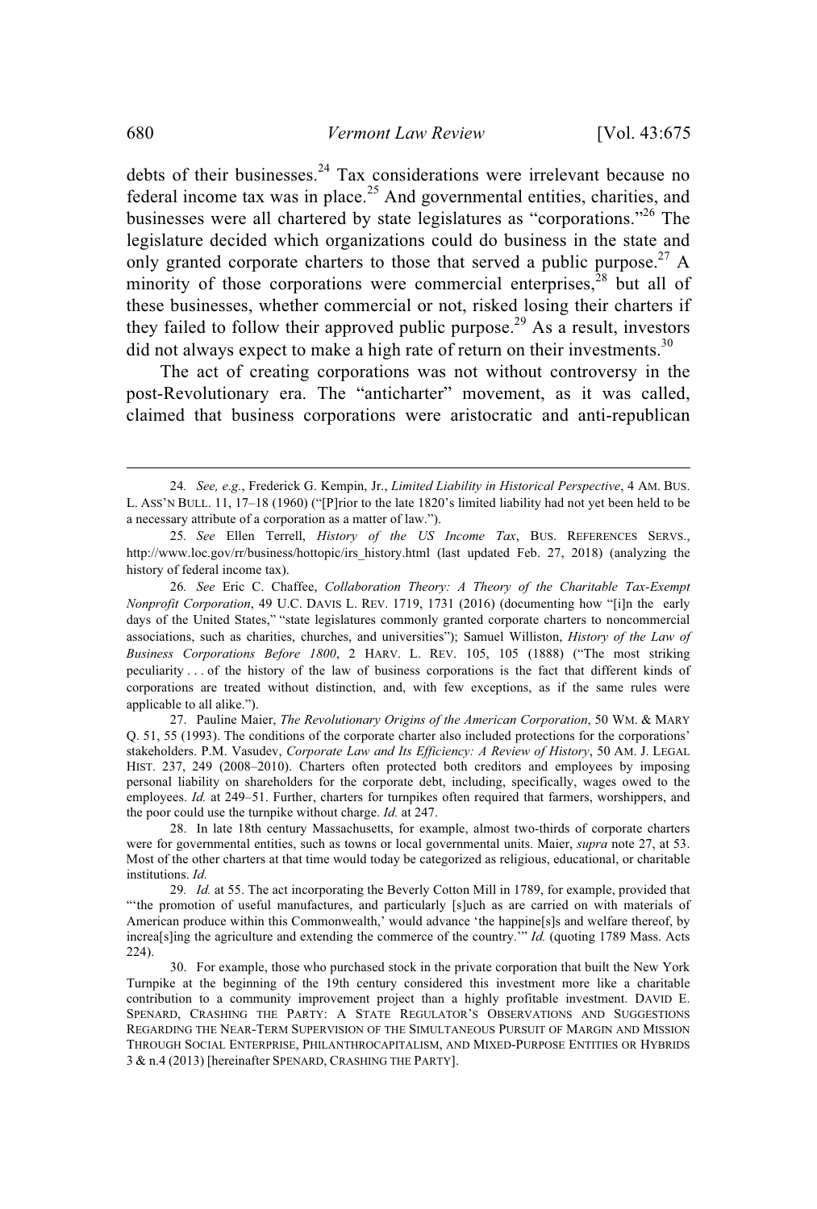debts of their businesses.[24] Tax considerations were irrelevant because no federal income tax was in place.[25] And governmental entities, charities, and businesses were all chartered by state legislatures as "corporations."[26] The legislature decided which organizations could do business in the state and only granted corporate charters to those that served a public purpose.[27] A minority of those corporations were commercial enterprises,[28] but all of these businesses, whether commercial or not, risked losing their charters if they failed to follow their approved public purpose.[29] As a result, investors did not always expect to make a high rate of return on their investments.[30]

The act of creating corporations was not without controversy in the post-Revolutionary era. The "anticharter" movement, as it was called, claimed that business corporations were aristocratic and anti-republican

---

24. *See, e.g.*, Frederick G. Kempin, Jr., *Limited Liability in Historical Perspective*, 4 AM. BUS. L. ASS'N BULL. 11, 17–18 (1960) ("[P]rior to the late 1820's limited liability had not yet been held to be a necessary attribute of a corporation as a matter of law.").

25. *See* Ellen Terrell, *History of the US Income Tax*, BUS. REFERENCES SERVS., http://www.loc.gov/rr/business/hottopic/irs_history.html (last updated Feb. 27, 2018) (analyzing the history of federal income tax).

26. *See* Eric C. Chaffee, *Collaboration Theory: A Theory of the Charitable Tax-Exempt Nonprofit Corporation*, 49 U.C. DAVIS L. REV. 1719, 1731 (2016) (documenting how "[i]n the early days of the United States," "state legislatures commonly granted corporate charters to noncommercial associations, such as charities, churches, and universities"); Samuel Williston, *History of the Law of Business Corporations Before 1800*, 2 HARV. L. REV. 105, 105 (1888) ("The most striking peculiarity . . . of the history of the law of business corporations is the fact that different kinds of corporations are treated without distinction, and, with few exceptions, as if the same rules were applicable to all alike.").

27. Pauline Maier, *The Revolutionary Origins of the American Corporation*, 50 WM. & MARY Q. 51, 55 (1993). The conditions of the corporate charter also included protections for the corporations' stakeholders. P.M. Vasudev, *Corporate Law and Its Efficiency: A Review of History*, 50 AM. J. LEGAL HIST. 237, 249 (2008–2010). Charters often protected both creditors and employees by imposing personal liability on shareholders for the corporate debt, including, specifically, wages owed to the employees. *Id.* at 249–51. Further, charters for turnpikes often required that farmers, worshippers, and the poor could use the turnpike without charge. *Id.* at 247.

28. In late 18th century Massachusetts, for example, almost two-thirds of corporate charters were for governmental entities, such as towns or local governmental units. Maier, *supra* note 27, at 53. Most of the other charters at that time would today be categorized as religious, educational, or charitable institutions. *Id.*

29. *Id.* at 55. The act incorporating the Beverly Cotton Mill in 1789, for example, provided that "'the promotion of useful manufactures, and particularly [s]uch as are carried on with materials of American produce within this Commonwealth,' would advance 'the happine[s]s and welfare thereof, by increa[s]ing the agriculture and extending the commerce of the country.'" *Id.* (quoting 1789 Mass. Acts 224).

30. For example, those who purchased stock in the private corporation that built the New York Turnpike at the beginning of the 19th century considered this investment more like a charitable contribution to a community improvement project than a highly profitable investment. DAVID E. SPENARD, CRASHING THE PARTY: A STATE REGULATOR'S OBSERVATIONS AND SUGGESTIONS REGARDING THE NEAR-TERM SUPERVISION OF THE SIMULTANEOUS PURSUIT OF MARGIN AND MISSION THROUGH SOCIAL ENTERPRISE, PHILANTHROCAPITALISM, AND MIXED-PURPOSE ENTITIES OR HYBRIDS 3 & n.4 (2013) [hereinafter SPENARD, CRASHING THE PARTY].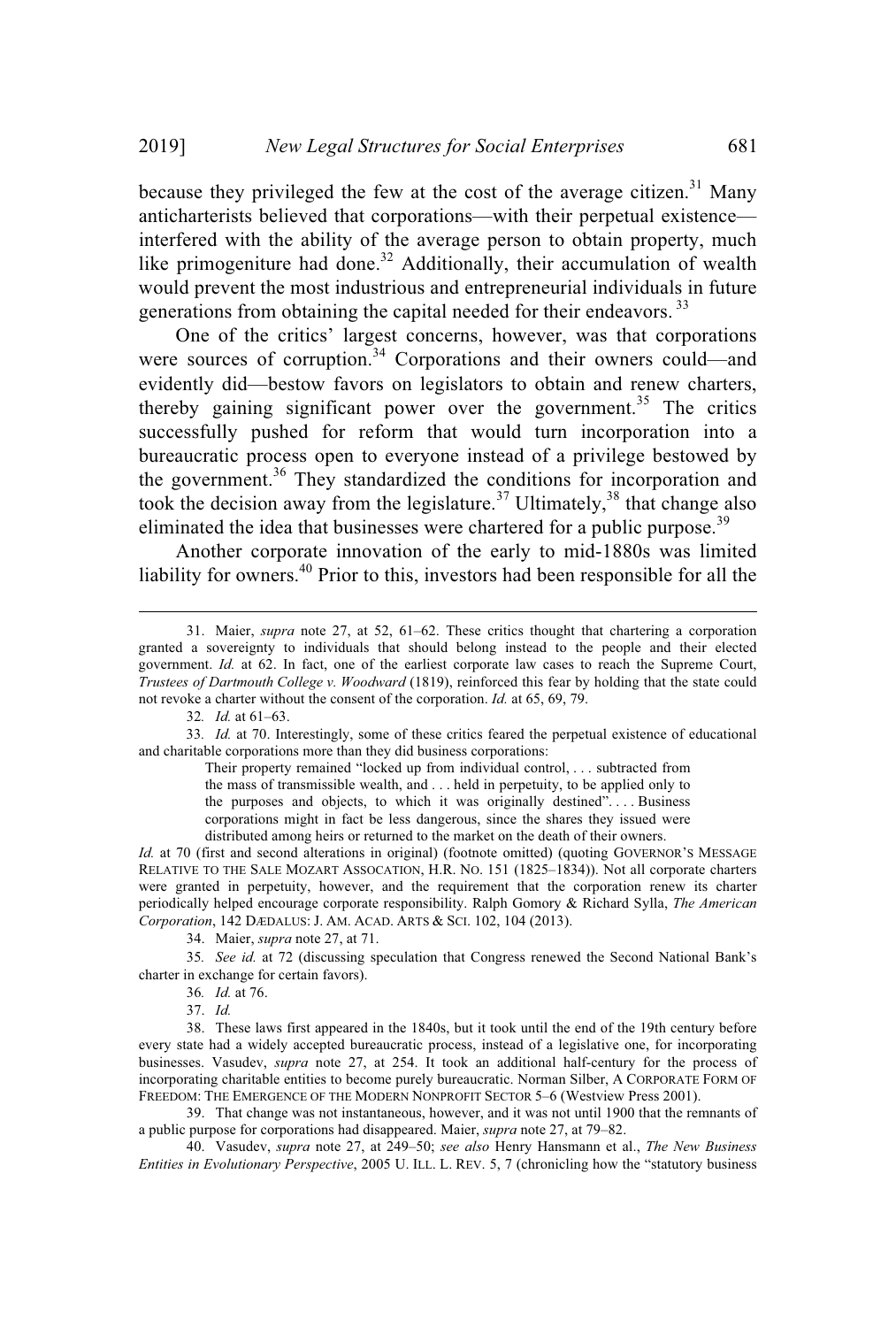because they privileged the few at the cost of the average citizen.[31] Many anticharterists believed that corporations—with their perpetual existence—interfered with the ability of the average person to obtain property, much like primogeniture had done.[32] Additionally, their accumulation of wealth would prevent the most industrious and entrepreneurial individuals in future generations from obtaining the capital needed for their endeavors.[33]

One of the critics' largest concerns, however, was that corporations were sources of corruption.[34] Corporations and their owners could—and evidently did—bestow favors on legislators to obtain and renew charters, thereby gaining significant power over the government.[35] The critics successfully pushed for reform that would turn incorporation into a bureaucratic process open to everyone instead of a privilege bestowed by the government.[36] They standardized the conditions for incorporation and took the decision away from the legislature.[37] Ultimately,[38] that change also eliminated the idea that businesses were chartered for a public purpose.[39]

Another corporate innovation of the early to mid-1880s was limited liability for owners.[40] Prior to this, investors had been responsible for all the

---

31. Maier, *supra* note 27, at 52, 61–62. These critics thought that chartering a corporation granted a sovereignty to individuals that should belong instead to the people and their elected government. *Id.* at 62. In fact, one of the earliest corporate law cases to reach the Supreme Court, *Trustees of Dartmouth College v. Woodward* (1819), reinforced this fear by holding that the state could not revoke a charter without the consent of the corporation. *Id.* at 65, 69, 79.

32. *Id.* at 61–63.

33. *Id.* at 70. Interestingly, some of these critics feared the perpetual existence of educational and charitable corporations more than they did business corporations:

> Their property remained "locked up from individual control, . . . subtracted from the mass of transmissible wealth, and . . . held in perpetuity, to be applied only to the purposes and objects, to which it was originally destined". . . . Business corporations might in fact be less dangerous, since the shares they issued were distributed among heirs or returned to the market on the death of their owners.

*Id.* at 70 (first and second alterations in original) (footnote omitted) (quoting GOVERNOR'S MESSAGE RELATIVE TO THE SALE MOZART ASSOCATION, H.R. NO. 151 (1825–1834)). Not all corporate charters were granted in perpetuity, however, and the requirement that the corporation renew its charter periodically helped encourage corporate responsibility. Ralph Gomory & Richard Sylla, *The American Corporation*, 142 DÆDALUS: J. AM. ACAD. ARTS & SCI. 102, 104 (2013).

34. Maier, *supra* note 27, at 71.

35. *See id.* at 72 (discussing speculation that Congress renewed the Second National Bank's charter in exchange for certain favors).

36. *Id.* at 76.

37. *Id.*

38. These laws first appeared in the 1840s, but it took until the end of the 19th century before every state had a widely accepted bureaucratic process, instead of a legislative one, for incorporating businesses. Vasudev, *supra* note 27, at 254. It took an additional half-century for the process of incorporating charitable entities to become purely bureaucratic. Norman Silber, A CORPORATE FORM OF FREEDOM: THE EMERGENCE OF THE MODERN NONPROFIT SECTOR 5–6 (Westview Press 2001).

39. That change was not instantaneous, however, and it was not until 1900 that the remnants of a public purpose for corporations had disappeared. Maier, *supra* note 27, at 79–82.

40. Vasudev, *supra* note 27, at 249–50; *see also* Henry Hansmann et al., *The New Business Entities in Evolutionary Perspective*, 2005 U. ILL. L. REV. 5, 7 (chronicling how the "statutory business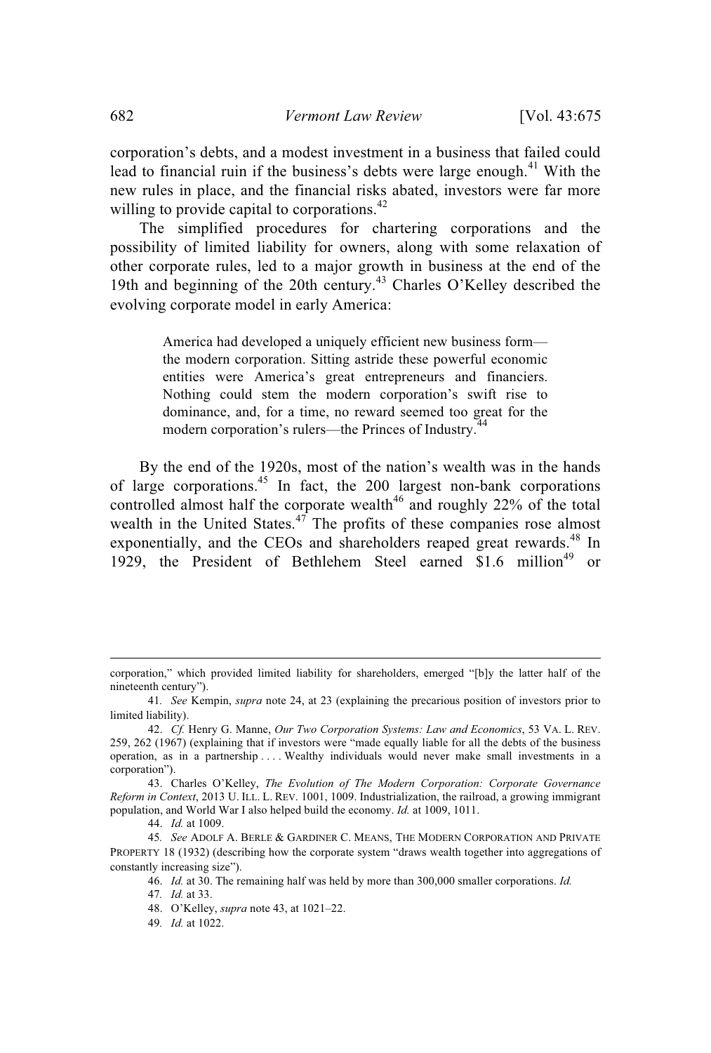corporation's debts, and a modest investment in a business that failed could lead to financial ruin if the business's debts were large enough.[41] With the new rules in place, and the financial risks abated, investors were far more willing to provide capital to corporations.[42]

The simplified procedures for chartering corporations and the possibility of limited liability for owners, along with some relaxation of other corporate rules, led to a major growth in business at the end of the 19th and beginning of the 20th century.[43] Charles O'Kelley described the evolving corporate model in early America:

> America had developed a uniquely efficient new business form—the modern corporation. Sitting astride these powerful economic entities were America's great entrepreneurs and financiers. Nothing could stem the modern corporation's swift rise to dominance, and, for a time, no reward seemed too great for the modern corporation's rulers—the Princes of Industry.[44]

By the end of the 1920s, most of the nation's wealth was in the hands of large corporations.[45] In fact, the 200 largest non-bank corporations controlled almost half the corporate wealth[46] and roughly 22% of the total wealth in the United States.[47] The profits of these companies rose almost exponentially, and the CEOs and shareholders reaped great rewards.[48] In 1929, the President of Bethlehem Steel earned $1.6 million[49] or

---

corporation," which provided limited liability for shareholders, emerged "[b]y the latter half of the nineteenth century").

41. *See* Kempin, *supra* note 24, at 23 (explaining the precarious position of investors prior to limited liability).

42. *Cf.* Henry G. Manne, *Our Two Corporation Systems: Law and Economics*, 53 VA. L. REV. 259, 262 (1967) (explaining that if investors were "made equally liable for all the debts of the business operation, as in a partnership . . . . Wealthy individuals would never make small investments in a corporation").

43. Charles O'Kelley, *The Evolution of The Modern Corporation: Corporate Governance Reform in Context*, 2013 U. ILL. L. REV. 1001, 1009. Industrialization, the railroad, a growing immigrant population, and World War I also helped build the economy. *Id.* at 1009, 1011.

44. *Id.* at 1009.

45. *See* ADOLF A. BERLE & GARDINER C. MEANS, THE MODERN CORPORATION AND PRIVATE PROPERTY 18 (1932) (describing how the corporate system "draws wealth together into aggregations of constantly increasing size").

46. *Id.* at 30. The remaining half was held by more than 300,000 smaller corporations. *Id.*

47. *Id.* at 33.

48. O'Kelley, *supra* note 43, at 1021–22.

49. *Id.* at 1022.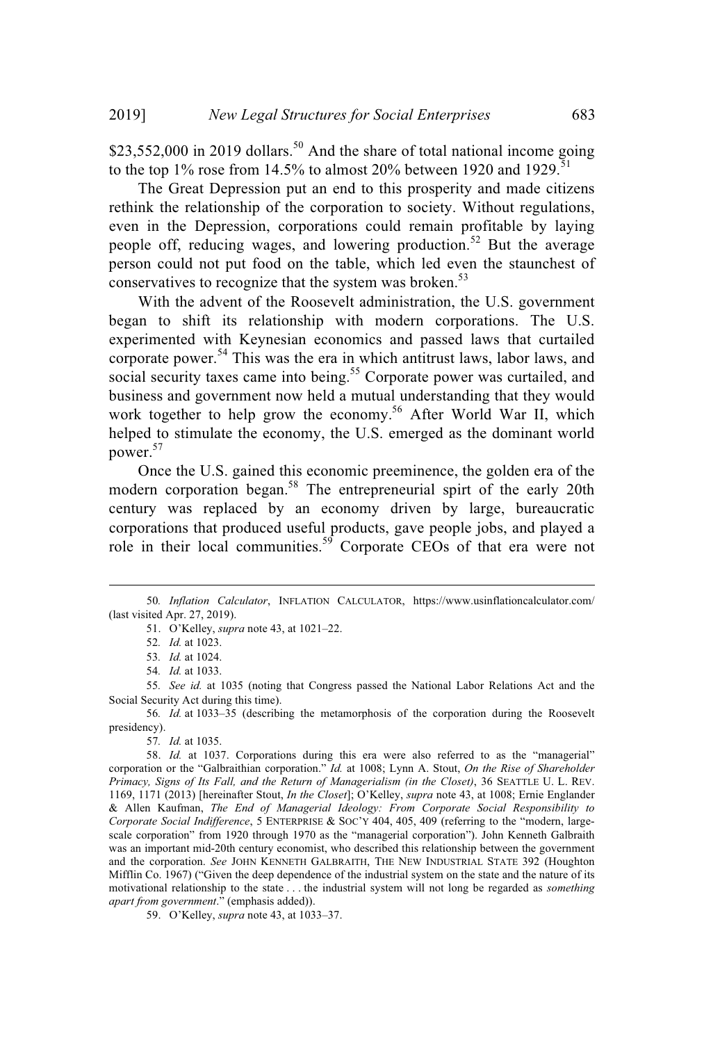$23,552,000 in 2019 dollars.[50] And the share of total national income going to the top 1% rose from 14.5% to almost 20% between 1920 and 1929.[51]

The Great Depression put an end to this prosperity and made citizens rethink the relationship of the corporation to society. Without regulations, even in the Depression, corporations could remain profitable by laying people off, reducing wages, and lowering production.[52] But the average person could not put food on the table, which led even the staunchest of conservatives to recognize that the system was broken.[53]

With the advent of the Roosevelt administration, the U.S. government began to shift its relationship with modern corporations. The U.S. experimented with Keynesian economics and passed laws that curtailed corporate power.[54] This was the era in which antitrust laws, labor laws, and social security taxes came into being.[55] Corporate power was curtailed, and business and government now held a mutual understanding that they would work together to help grow the economy.[56] After World War II, which helped to stimulate the economy, the U.S. emerged as the dominant world power.[57]

Once the U.S. gained this economic preeminence, the golden era of the modern corporation began.[58] The entrepreneurial spirt of the early 20th century was replaced by an economy driven by large, bureaucratic corporations that produced useful products, gave people jobs, and played a role in their local communities.[59] Corporate CEOs of that era were not

---

50. *Inflation Calculator*, INFLATION CALCULATOR, https://www.usinflationcalculator.com/ (last visited Apr. 27, 2019).

51. O'Kelley, *supra* note 43, at 1021–22.

52. *Id.* at 1023.

53. *Id.* at 1024.

54. *Id.* at 1033.

55. *See id.* at 1035 (noting that Congress passed the National Labor Relations Act and the Social Security Act during this time).

56. *Id.* at 1033–35 (describing the metamorphosis of the corporation during the Roosevelt presidency).

57. *Id.* at 1035.

58. *Id.* at 1037. Corporations during this era were also referred to as the "managerial" corporation or the "Galbraithian corporation." *Id.* at 1008; Lynn A. Stout, *On the Rise of Shareholder Primacy, Signs of Its Fall, and the Return of Managerialism (in the Closet)*, 36 SEATTLE U. L. REV. 1169, 1171 (2013) [hereinafter Stout, *In the Closet*]; O'Kelley, *supra* note 43, at 1008; Ernie Englander & Allen Kaufman, *The End of Managerial Ideology: From Corporate Social Responsibility to Corporate Social Indifference*, 5 ENTERPRISE & SOC'Y 404, 405, 409 (referring to the "modern, large-scale corporation" from 1920 through 1970 as the "managerial corporation"). John Kenneth Galbraith was an important mid-20th century economist, who described this relationship between the government and the corporation. *See* JOHN KENNETH GALBRAITH, THE NEW INDUSTRIAL STATE 392 (Houghton Mifflin Co. 1967) ("Given the deep dependence of the industrial system on the state and the nature of its motivational relationship to the state . . . the industrial system will not long be regarded as *something apart from government*." (emphasis added)).

59. O'Kelley, *supra* note 43, at 1033–37.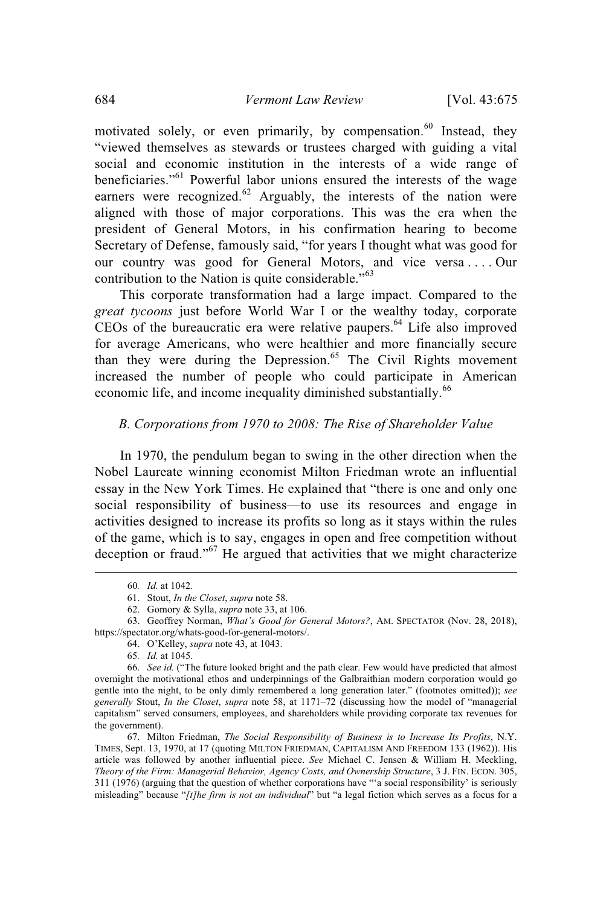motivated solely, or even primarily, by compensation.[60] Instead, they "viewed themselves as stewards or trustees charged with guiding a vital social and economic institution in the interests of a wide range of beneficiaries."[61] Powerful labor unions ensured the interests of the wage earners were recognized.[62] Arguably, the interests of the nation were aligned with those of major corporations. This was the era when the president of General Motors, in his confirmation hearing to become Secretary of Defense, famously said, "for years I thought what was good for our country was good for General Motors, and vice versa . . . . Our contribution to the Nation is quite considerable."[63]

This corporate transformation had a large impact. Compared to the *great tycoons* just before World War I or the wealthy today, corporate CEOs of the bureaucratic era were relative paupers.[64] Life also improved for average Americans, who were healthier and more financially secure than they were during the Depression.[65] The Civil Rights movement increased the number of people who could participate in American economic life, and income inequality diminished substantially.[66]

### *B. Corporations from 1970 to 2008: The Rise of Shareholder Value*

In 1970, the pendulum began to swing in the other direction when the Nobel Laureate winning economist Milton Friedman wrote an influential essay in the New York Times. He explained that "there is one and only one social responsibility of business—to use its resources and engage in activities designed to increase its profits so long as it stays within the rules of the game, which is to say, engages in open and free competition without deception or fraud."[67] He argued that activities that we might characterize

---

60. *Id.* at 1042.

61. Stout, *In the Closet*, *supra* note 58.

62. Gomory & Sylla, *supra* note 33, at 106.

63. Geoffrey Norman, *What's Good for General Motors?*, AM. SPECTATOR (Nov. 28, 2018), https://spectator.org/whats-good-for-general-motors/.

64. O'Kelley, *supra* note 43, at 1043.

65. *Id.* at 1045.

66. *See id.* ("The future looked bright and the path clear. Few would have predicted that almost overnight the motivational ethos and underpinnings of the Galbraithian modern corporation would go gentle into the night, to be only dimly remembered a long generation later." (footnotes omitted)); *see generally* Stout, *In the Closet*, *supra* note 58, at 1171–72 (discussing how the model of "managerial capitalism" served consumers, employees, and shareholders while providing corporate tax revenues for the government).

67. Milton Friedman, *The Social Responsibility of Business is to Increase Its Profits*, N.Y. TIMES, Sept. 13, 1970, at 17 (quoting MILTON FRIEDMAN, CAPITALISM AND FREEDOM 133 (1962)). His article was followed by another influential piece. *See* Michael C. Jensen & William H. Meckling, *Theory of the Firm: Managerial Behavior, Agency Costs, and Ownership Structure*, 3 J. FIN. ECON. 305, 311 (1976) (arguing that the question of whether corporations have "'a social responsibility' is seriously misleading" because "*[t]he firm is not an individual*" but "a legal fiction which serves as a focus for a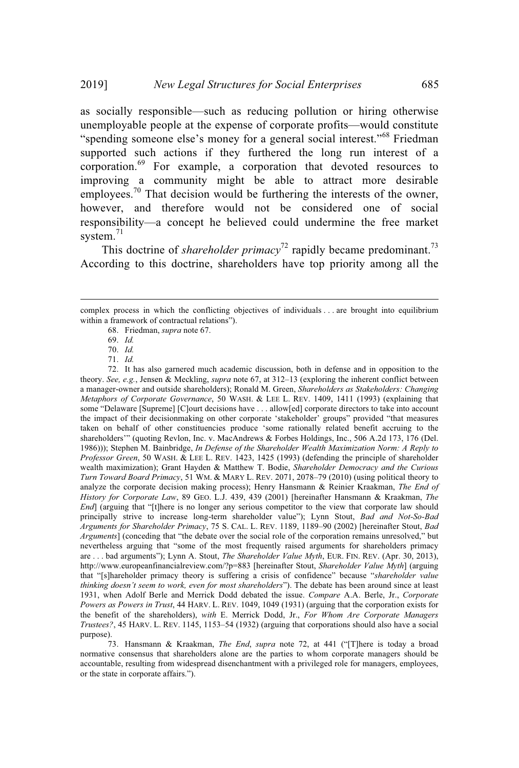as socially responsible—such as reducing pollution or hiring otherwise unemployable people at the expense of corporate profits—would constitute "spending someone else's money for a general social interest."[68] Friedman supported such actions if they furthered the long run interest of a corporation.[69] For example, a corporation that devoted resources to improving a community might be able to attract more desirable employees.[70] That decision would be furthering the interests of the owner, however, and therefore would not be considered one of social responsibility—a concept he believed could undermine the free market system.[71]

This doctrine of *shareholder primacy*[72] rapidly became predominant.[73] According to this doctrine, shareholders have top priority among all the

---

complex process in which the conflicting objectives of individuals . . . are brought into equilibrium within a framework of contractual relations").

68. Friedman, *supra* note 67.

69. *Id.*

70. *Id.*

71. *Id.*

72. It has also garnered much academic discussion, both in defense and in opposition to the theory. *See, e.g.*, Jensen & Meckling, *supra* note 67, at 312–13 (exploring the inherent conflict between a manager-owner and outside shareholders); Ronald M. Green, *Shareholders as Stakeholders: Changing Metaphors of Corporate Governance*, 50 WASH. & LEE L. REV. 1409, 1411 (1993) (explaining that some "Delaware [Supreme] [C]ourt decisions have . . . allow[ed] corporate directors to take into account the impact of their decisionmaking on other corporate 'stakeholder' groups" provided "that measures taken on behalf of other constituencies produce 'some rationally related benefit accruing to the shareholders'" (quoting Revlon, Inc. v. MacAndrews & Forbes Holdings, Inc., 506 A.2d 173, 176 (Del. 1986))); Stephen M. Bainbridge, *In Defense of the Shareholder Wealth Maximization Norm: A Reply to Professor Green*, 50 WASH. & LEE L. REV. 1423, 1425 (1993) (defending the principle of shareholder wealth maximization); Grant Hayden & Matthew T. Bodie, *Shareholder Democracy and the Curious Turn Toward Board Primacy*, 51 WM. & MARY L. REV. 2071, 2078–79 (2010) (using political theory to analyze the corporate decision making process); Henry Hansmann & Reinier Kraakman, *The End of History for Corporate Law*, 89 GEO. L.J. 439, 439 (2001) [hereinafter Hansmann & Kraakman, *The End*] (arguing that "[t]here is no longer any serious competitor to the view that corporate law should principally strive to increase long-term shareholder value"); Lynn Stout, *Bad and Not-So-Bad Arguments for Shareholder Primacy*, 75 S. CAL. L. REV. 1189, 1189–90 (2002) [hereinafter Stout, *Bad Arguments*] (conceding that "the debate over the social role of the corporation remains unresolved," but nevertheless arguing that "some of the most frequently raised arguments for shareholders primacy are . . . bad arguments"); Lynn A. Stout, *The Shareholder Value Myth*, EUR. FIN. REV. (Apr. 30, 2013), http://www.europeanfinancialreview.com/?p=883 [hereinafter Stout, *Shareholder Value Myth*] (arguing that "[s]hareholder primacy theory is suffering a crisis of confidence" because "*shareholder value thinking doesn't seem to work, even for most shareholders*"). The debate has been around since at least 1931, when Adolf Berle and Merrick Dodd debated the issue. *Compare* A.A. Berle, Jr., *Corporate Powers as Powers in Trust*, 44 HARV. L. REV. 1049, 1049 (1931) (arguing that the corporation exists for the benefit of the shareholders), *with* E. Merrick Dodd, Jr., *For Whom Are Corporate Managers Trustees?*, 45 HARV. L. REV. 1145, 1153–54 (1932) (arguing that corporations should also have a social purpose).

73. Hansmann & Kraakman, *The End*, *supra* note 72, at 441 ("[T]here is today a broad normative consensus that shareholders alone are the parties to whom corporate managers should be accountable, resulting from widespread disenchantment with a privileged role for managers, employees, or the state in corporate affairs.").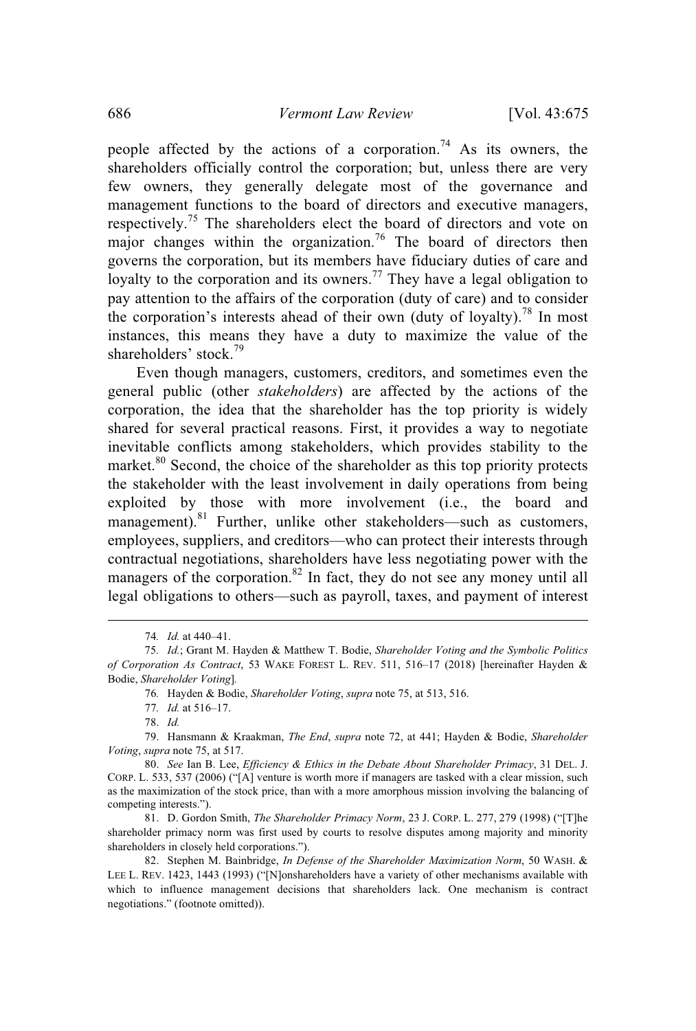people affected by the actions of a corporation.[74] As its owners, the shareholders officially control the corporation; but, unless there are very few owners, they generally delegate most of the governance and management functions to the board of directors and executive managers, respectively.[75] The shareholders elect the board of directors and vote on major changes within the organization.[76] The board of directors then governs the corporation, but its members have fiduciary duties of care and loyalty to the corporation and its owners.[77] They have a legal obligation to pay attention to the affairs of the corporation (duty of care) and to consider the corporation's interests ahead of their own (duty of loyalty).[78] In most instances, this means they have a duty to maximize the value of the shareholders' stock.[79]

Even though managers, customers, creditors, and sometimes even the general public (other *stakeholders*) are affected by the actions of the corporation, the idea that the shareholder has the top priority is widely shared for several practical reasons. First, it provides a way to negotiate inevitable conflicts among stakeholders, which provides stability to the market.[80] Second, the choice of the shareholder as this top priority protects the stakeholder with the least involvement in daily operations from being exploited by those with more involvement (i.e., the board and management).[81] Further, unlike other stakeholders—such as customers, employees, suppliers, and creditors—who can protect their interests through contractual negotiations, shareholders have less negotiating power with the managers of the corporation.[82] In fact, they do not see any money until all legal obligations to others—such as payroll, taxes, and payment of interest

---

74. *Id.* at 440–41.

75. *Id.*; Grant M. Hayden & Matthew T. Bodie, *Shareholder Voting and the Symbolic Politics of Corporation As Contract*, 53 WAKE FOREST L. REV. 511, 516–17 (2018) [hereinafter Hayden & Bodie, *Shareholder Voting*].

76. Hayden & Bodie, *Shareholder Voting*, *supra* note 75, at 513, 516.

77. *Id.* at 516–17.

78. *Id.*

79. Hansmann & Kraakman, *The End*, *supra* note 72, at 441; Hayden & Bodie, *Shareholder Voting*, *supra* note 75, at 517.

80. *See* Ian B. Lee, *Efficiency & Ethics in the Debate About Shareholder Primacy*, 31 DEL. J. CORP. L. 533, 537 (2006) ("[A] venture is worth more if managers are tasked with a clear mission, such as the maximization of the stock price, than with a more amorphous mission involving the balancing of competing interests.").

81. D. Gordon Smith, *The Shareholder Primacy Norm*, 23 J. CORP. L. 277, 279 (1998) ("[T]he shareholder primacy norm was first used by courts to resolve disputes among majority and minority shareholders in closely held corporations.").

82. Stephen M. Bainbridge, *In Defense of the Shareholder Maximization Norm*, 50 WASH. & LEE L. REV. 1423, 1443 (1993) ("[N]onshareholders have a variety of other mechanisms available with which to influence management decisions that shareholders lack. One mechanism is contract negotiations." (footnote omitted)).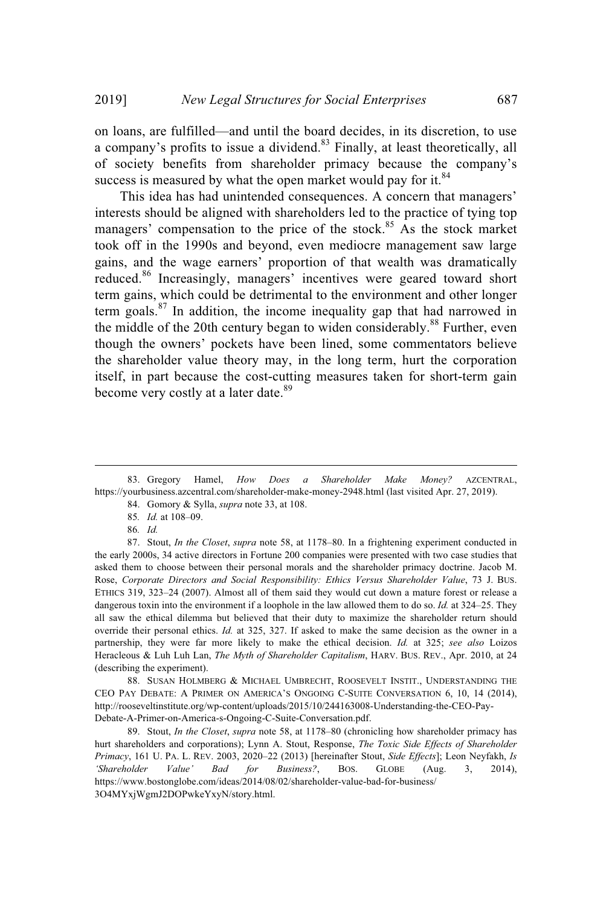on loans, are fulfilled—and until the board decides, in its discretion, to use a company's profits to issue a dividend.[83] Finally, at least theoretically, all of society benefits from shareholder primacy because the company's success is measured by what the open market would pay for it.[84]

This idea has had unintended consequences. A concern that managers' interests should be aligned with shareholders led to the practice of tying top managers' compensation to the price of the stock.[85] As the stock market took off in the 1990s and beyond, even mediocre management saw large gains, and the wage earners' proportion of that wealth was dramatically reduced.[86] Increasingly, managers' incentives were geared toward short term gains, which could be detrimental to the environment and other longer term goals.[87] In addition, the income inequality gap that had narrowed in the middle of the 20th century began to widen considerably.[88] Further, even though the owners' pockets have been lined, some commentators believe the shareholder value theory may, in the long term, hurt the corporation itself, in part because the cost-cutting measures taken for short-term gain become very costly at a later date.[89]

---

83. Gregory Hamel, *How Does a Shareholder Make Money?* AZCENTRAL, https://yourbusiness.azcentral.com/shareholder-make-money-2948.html (last visited Apr. 27, 2019).

84. Gomory & Sylla, *supra* note 33, at 108.

85. *Id.* at 108–09.

86. *Id.*

87. Stout, *In the Closet*, *supra* note 58, at 1178–80. In a frightening experiment conducted in the early 2000s, 34 active directors in Fortune 200 companies were presented with two case studies that asked them to choose between their personal morals and the shareholder primacy doctrine. Jacob M. Rose, *Corporate Directors and Social Responsibility: Ethics Versus Shareholder Value*, 73 J. BUS. ETHICS 319, 323–24 (2007). Almost all of them said they would cut down a mature forest or release a dangerous toxin into the environment if a loophole in the law allowed them to do so. *Id.* at 324–25. They all saw the ethical dilemma but believed that their duty to maximize the shareholder return should override their personal ethics. *Id.* at 325, 327. If asked to make the same decision as the owner in a partnership, they were far more likely to make the ethical decision. *Id.* at 325; *see also* Loizos Heracleous & Luh Luh Lan, *The Myth of Shareholder Capitalism*, HARV. BUS. REV., Apr. 2010, at 24 (describing the experiment).

88. SUSAN HOLMBERG & MICHAEL UMBRECHT, ROOSEVELT INSTIT., UNDERSTANDING THE CEO PAY DEBATE: A PRIMER ON AMERICA'S ONGOING C-SUITE CONVERSATION 6, 10, 14 (2014), http://rooseveltinstitute.org/wp-content/uploads/2015/10/244163008-Understanding-the-CEO-Pay-Debate-A-Primer-on-America-s-Ongoing-C-Suite-Conversation.pdf.

89. Stout, *In the Closet*, *supra* note 58, at 1178–80 (chronicling how shareholder primacy has hurt shareholders and corporations); Lynn A. Stout, Response, *The Toxic Side Effects of Shareholder Primacy*, 161 U. PA. L. REV. 2003, 2020–22 (2013) [hereinafter Stout, *Side Effects*]; Leon Neyfakh, *Is 'Shareholder Value' Bad for Business?*, BOS. GLOBE (Aug. 3, 2014), https://www.bostonglobe.com/ideas/2014/08/02/shareholder-value-bad-for-business/3O4MYxjWgmJ2DOPwkeYxyN/story.html.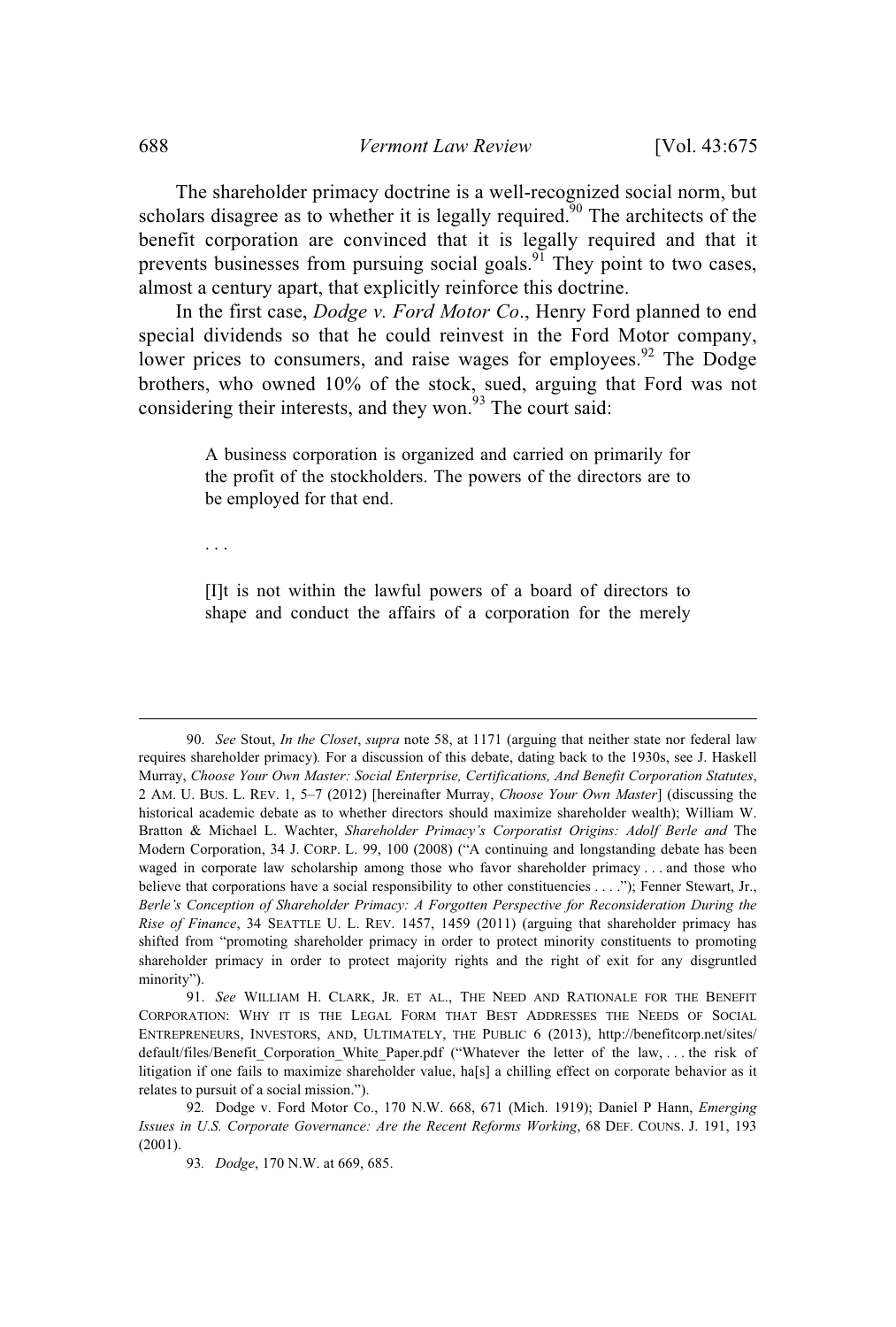The shareholder primacy doctrine is a well-recognized social norm, but scholars disagree as to whether it is legally required.[90] The architects of the benefit corporation are convinced that it is legally required and that it prevents businesses from pursuing social goals.[91] They point to two cases, almost a century apart, that explicitly reinforce this doctrine.

In the first case, *Dodge v. Ford Motor Co*., Henry Ford planned to end special dividends so that he could reinvest in the Ford Motor company, lower prices to consumers, and raise wages for employees.[92] The Dodge brothers, who owned 10% of the stock, sued, arguing that Ford was not considering their interests, and they won.[93] The court said:

> A business corporation is organized and carried on primarily for the profit of the stockholders. The powers of the directors are to be employed for that end.
>
> . . .
>
> [I]t is not within the lawful powers of a board of directors to shape and conduct the affairs of a corporation for the merely

---

90. *See* Stout, *In the Closet*, *supra* note 58, at 1171 (arguing that neither state nor federal law requires shareholder primacy). For a discussion of this debate, dating back to the 1930s, see J. Haskell Murray, *Choose Your Own Master: Social Enterprise, Certifications, And Benefit Corporation Statutes*, 2 AM. U. BUS. L. REV. 1, 5–7 (2012) [hereinafter Murray, *Choose Your Own Master*] (discussing the historical academic debate as to whether directors should maximize shareholder wealth); William W. Bratton & Michael L. Wachter, *Shareholder Primacy's Corporatist Origins: Adolf Berle and* The Modern Corporation, 34 J. CORP. L. 99, 100 (2008) ("A continuing and longstanding debate has been waged in corporate law scholarship among those who favor shareholder primacy . . . and those who believe that corporations have a social responsibility to other constituencies . . . ."); Fenner Stewart, Jr., *Berle's Conception of Shareholder Primacy: A Forgotten Perspective for Reconsideration During the Rise of Finance*, 34 SEATTLE U. L. REV. 1457, 1459 (2011) (arguing that shareholder primacy has shifted from "promoting shareholder primacy in order to protect minority constituents to promoting shareholder primacy in order to protect majority rights and the right of exit for any disgruntled minority").

91. *See* WILLIAM H. CLARK, JR. ET AL., THE NEED AND RATIONALE FOR THE BENEFIT CORPORATION: WHY IT IS THE LEGAL FORM THAT BEST ADDRESSES THE NEEDS OF SOCIAL ENTREPRENEURS, INVESTORS, AND, ULTIMATELY, THE PUBLIC 6 (2013), http://benefitcorp.net/sites/default/files/Benefit_Corporation_White_Paper.pdf ("Whatever the letter of the law, . . . the risk of litigation if one fails to maximize shareholder value, ha[s] a chilling effect on corporate behavior as it relates to pursuit of a social mission.").

92. Dodge v. Ford Motor Co., 170 N.W. 668, 671 (Mich. 1919); Daniel P Hann, *Emerging Issues in U.S. Corporate Governance: Are the Recent Reforms Working*, 68 DEF. COUNS. J. 191, 193 (2001).

93. *Dodge*, 170 N.W. at 669, 685.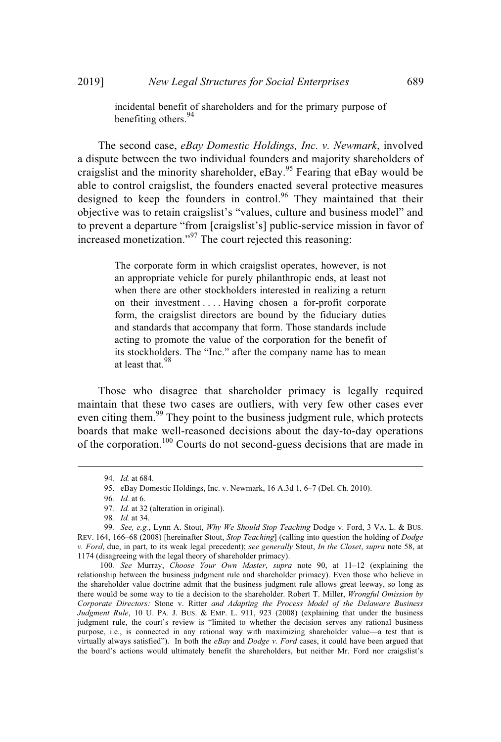> incidental benefit of shareholders and for the primary purpose of benefiting others.[94]

The second case, *eBay Domestic Holdings, Inc. v. Newmark*, involved a dispute between the two individual founders and majority shareholders of craigslist and the minority shareholder, eBay.[95] Fearing that eBay would be able to control craigslist, the founders enacted several protective measures designed to keep the founders in control.[96] They maintained that their objective was to retain craigslist's "values, culture and business model" and to prevent a departure "from [craigslist's] public-service mission in favor of increased monetization."[97] The court rejected this reasoning:

> The corporate form in which craigslist operates, however, is not an appropriate vehicle for purely philanthropic ends, at least not when there are other stockholders interested in realizing a return on their investment . . . . Having chosen a for-profit corporate form, the craigslist directors are bound by the fiduciary duties and standards that accompany that form. Those standards include acting to promote the value of the corporation for the benefit of its stockholders. The "Inc." after the company name has to mean at least that.[98]

Those who disagree that shareholder primacy is legally required maintain that these two cases are outliers, with very few other cases ever even citing them.[99] They point to the business judgment rule, which protects boards that make well-reasoned decisions about the day-to-day operations of the corporation.[100] Courts do not second-guess decisions that are made in

---

94. *Id.* at 684.

95. eBay Domestic Holdings, Inc. v. Newmark, 16 A.3d 1, 6–7 (Del. Ch. 2010).

96. *Id.* at 6.

97. *Id.* at 32 (alteration in original).

98. *Id.* at 34.

99. *See, e.g.*, Lynn A. Stout, *Why We Should Stop Teaching* Dodge v. Ford, 3 VA. L. & BUS. REV. 164, 166–68 (2008) [hereinafter Stout, *Stop Teaching*] (calling into question the holding of *Dodge v. Ford*, due, in part, to its weak legal precedent); *see generally* Stout, *In the Closet*, *supra* note 58, at 1174 (disagreeing with the legal theory of shareholder primacy).

100. *See* Murray, *Choose Your Own Master*, *supra* note 90, at 11–12 (explaining the relationship between the business judgment rule and shareholder primacy). Even those who believe in the shareholder value doctrine admit that the business judgment rule allows great leeway, so long as there would be some way to tie a decision to the shareholder. Robert T. Miller, *Wrongful Omission by Corporate Directors:* Stone v. Ritter *and Adapting the Process Model of the Delaware Business Judgment Rule*, 10 U. PA. J. BUS. & EMP. L. 911, 923 (2008) (explaining that under the business judgment rule, the court's review is "limited to whether the decision serves any rational business purpose, i.e., is connected in any rational way with maximizing shareholder value—a test that is virtually always satisfied"). In both the *eBay* and *Dodge v. Ford* cases, it could have been argued that the board's actions would ultimately benefit the shareholders, but neither Mr. Ford nor craigslist's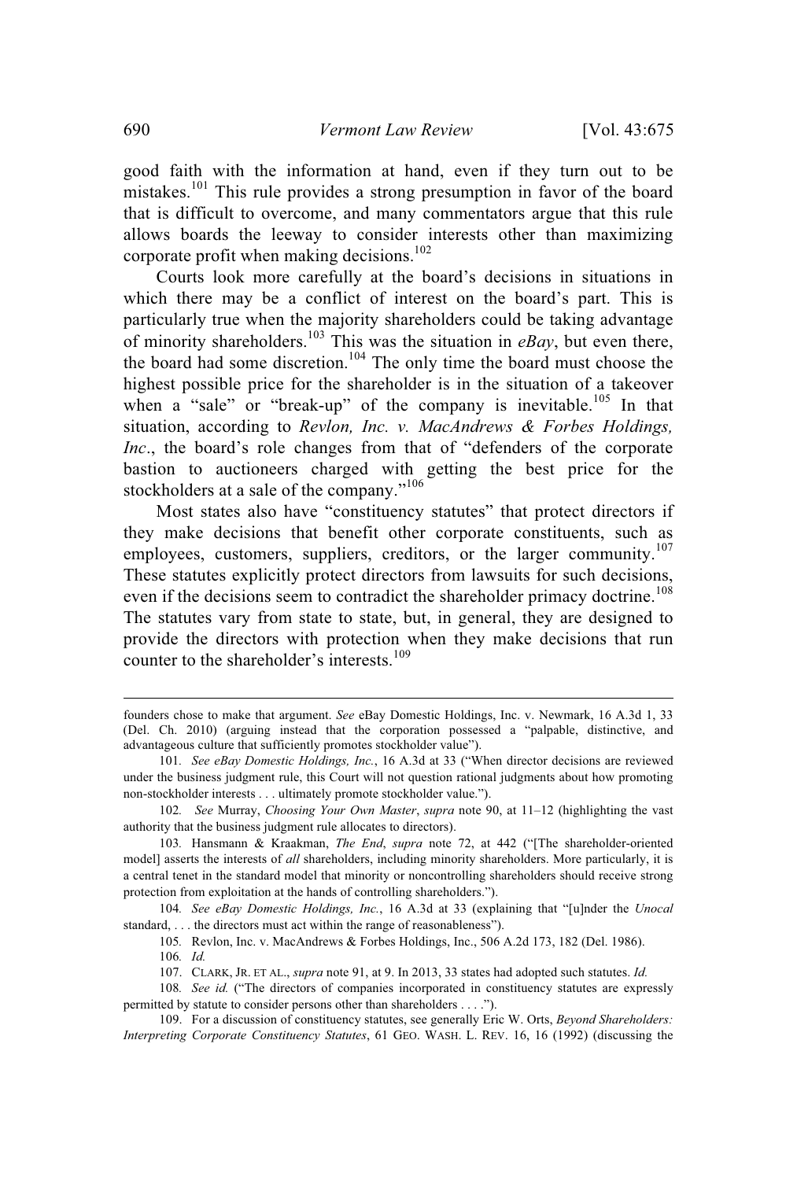good faith with the information at hand, even if they turn out to be mistakes.[101] This rule provides a strong presumption in favor of the board that is difficult to overcome, and many commentators argue that this rule allows boards the leeway to consider interests other than maximizing corporate profit when making decisions.[102]

Courts look more carefully at the board's decisions in situations in which there may be a conflict of interest on the board's part. This is particularly true when the majority shareholders could be taking advantage of minority shareholders.[103] This was the situation in *eBay*, but even there, the board had some discretion.[104] The only time the board must choose the highest possible price for the shareholder is in the situation of a takeover when a "sale" or "break-up" of the company is inevitable.[105] In that situation, according to *Revlon, Inc. v. MacAndrews & Forbes Holdings, Inc*., the board's role changes from that of "defenders of the corporate bastion to auctioneers charged with getting the best price for the stockholders at a sale of the company."[106]

Most states also have "constituency statutes" that protect directors if they make decisions that benefit other corporate constituents, such as employees, customers, suppliers, creditors, or the larger community.[107] These statutes explicitly protect directors from lawsuits for such decisions, even if the decisions seem to contradict the shareholder primacy doctrine.[108] The statutes vary from state to state, but, in general, they are designed to provide the directors with protection when they make decisions that run counter to the shareholder's interests.[109]

---

founders chose to make that argument. *See* eBay Domestic Holdings, Inc. v. Newmark, 16 A.3d 1, 33 (Del. Ch. 2010) (arguing instead that the corporation possessed a "palpable, distinctive, and advantageous culture that sufficiently promotes stockholder value").

101. *See eBay Domestic Holdings, Inc.*, 16 A.3d at 33 ("When director decisions are reviewed under the business judgment rule, this Court will not question rational judgments about how promoting non-stockholder interests . . . ultimately promote stockholder value.").

102. *See* Murray, *Choosing Your Own Master*, *supra* note 90, at 11–12 (highlighting the vast authority that the business judgment rule allocates to directors).

103. Hansmann & Kraakman, *The End*, *supra* note 72, at 442 ("[The shareholder-oriented model] asserts the interests of *all* shareholders, including minority shareholders. More particularly, it is a central tenet in the standard model that minority or noncontrolling shareholders should receive strong protection from exploitation at the hands of controlling shareholders.").

104. *See eBay Domestic Holdings, Inc.*, 16 A.3d at 33 (explaining that "[u]nder the *Unocal* standard, . . . the directors must act within the range of reasonableness").

105. Revlon, Inc. v. MacAndrews & Forbes Holdings, Inc., 506 A.2d 173, 182 (Del. 1986).

106. *Id.*

107. CLARK, JR. ET AL., *supra* note 91, at 9. In 2013, 33 states had adopted such statutes. *Id.*

108. *See id.* ("The directors of companies incorporated in constituency statutes are expressly permitted by statute to consider persons other than shareholders . . . .").

109. For a discussion of constituency statutes, see generally Eric W. Orts, *Beyond Shareholders: Interpreting Corporate Constituency Statutes*, 61 GEO. WASH. L. REV. 16, 16 (1992) (discussing the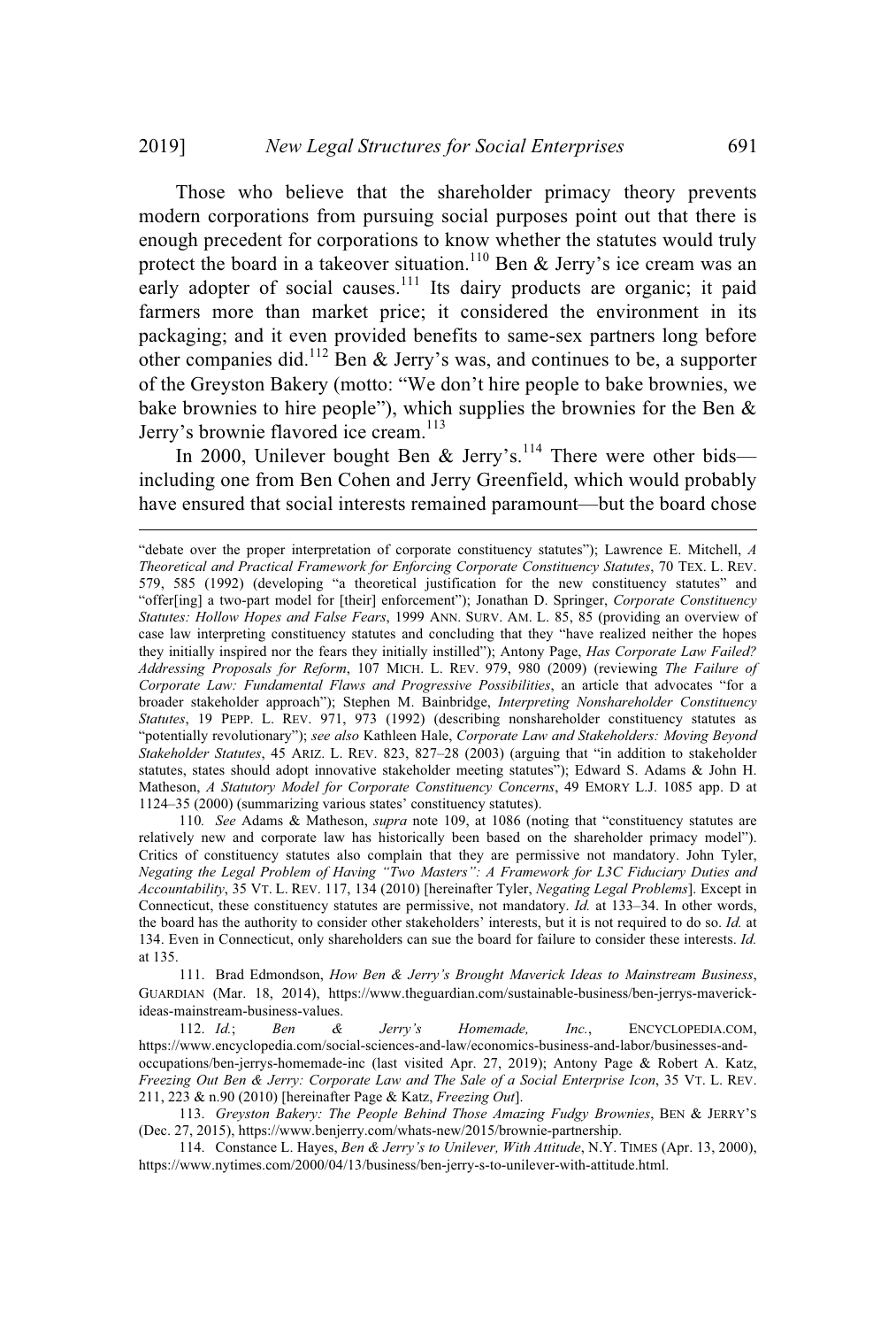Those who believe that the shareholder primacy theory prevents modern corporations from pursuing social purposes point out that there is enough precedent for corporations to know whether the statutes would truly protect the board in a takeover situation.[110] Ben & Jerry's ice cream was an early adopter of social causes.[111] Its dairy products are organic; it paid farmers more than market price; it considered the environment in its packaging; and it even provided benefits to same-sex partners long before other companies did.[112] Ben & Jerry's was, and continues to be, a supporter of the Greyston Bakery (motto: "We don't hire people to bake brownies, we bake brownies to hire people"), which supplies the brownies for the Ben & Jerry's brownie flavored ice cream.[113]

In 2000, Unilever bought Ben & Jerry's.[114] There were other bids—including one from Ben Cohen and Jerry Greenfield, which would probably have ensured that social interests remained paramount—but the board chose

---

"debate over the proper interpretation of corporate constituency statutes"); Lawrence E. Mitchell, *A Theoretical and Practical Framework for Enforcing Corporate Constituency Statutes*, 70 TEX. L. REV. 579, 585 (1992) (developing "a theoretical justification for the new constituency statutes" and "offer[ing] a two-part model for [their] enforcement"); Jonathan D. Springer, *Corporate Constituency Statutes: Hollow Hopes and False Fears*, 1999 ANN. SURV. AM. L. 85, 85 (providing an overview of case law interpreting constituency statutes and concluding that they "have realized neither the hopes they initially inspired nor the fears they initially instilled"); Antony Page, *Has Corporate Law Failed? Addressing Proposals for Reform*, 107 MICH. L. REV. 979, 980 (2009) (reviewing *The Failure of Corporate Law: Fundamental Flaws and Progressive Possibilities*, an article that advocates "for a broader stakeholder approach"); Stephen M. Bainbridge, *Interpreting Nonshareholder Constituency Statutes*, 19 PEPP. L. REV. 971, 973 (1992) (describing nonshareholder constituency statutes as "potentially revolutionary"); *see also* Kathleen Hale, *Corporate Law and Stakeholders: Moving Beyond Stakeholder Statutes*, 45 ARIZ. L. REV. 823, 827–28 (2003) (arguing that "in addition to stakeholder statutes, states should adopt innovative stakeholder meeting statutes"); Edward S. Adams & John H. Matheson, *A Statutory Model for Corporate Constituency Concerns*, 49 EMORY L.J. 1085 app. D at 1124–35 (2000) (summarizing various states' constituency statutes).

110. *See* Adams & Matheson, *supra* note 109, at 1086 (noting that "constituency statutes are relatively new and corporate law has historically been based on the shareholder primacy model"). Critics of constituency statutes also complain that they are permissive not mandatory. John Tyler, *Negating the Legal Problem of Having "Two Masters": A Framework for L3C Fiduciary Duties and Accountability*, 35 VT. L. REV. 117, 134 (2010) [hereinafter Tyler, *Negating Legal Problems*]. Except in Connecticut, these constituency statutes are permissive, not mandatory. *Id.* at 133–34. In other words, the board has the authority to consider other stakeholders' interests, but it is not required to do so. *Id.* at 134. Even in Connecticut, only shareholders can sue the board for failure to consider these interests. *Id.* at 135.

111. Brad Edmondson, *How Ben & Jerry's Brought Maverick Ideas to Mainstream Business*, GUARDIAN (Mar. 18, 2014), https://www.theguardian.com/sustainable-business/ben-jerrys-maverick-ideas-mainstream-business-values.

112. *Id.*; *Ben & Jerry's Homemade, Inc.*, ENCYCLOPEDIA.COM, https://www.encyclopedia.com/social-sciences-and-law/economics-business-and-labor/businesses-and-occupations/ben-jerrys-homemade-inc (last visited Apr. 27, 2019); Antony Page & Robert A. Katz, *Freezing Out Ben & Jerry: Corporate Law and The Sale of a Social Enterprise Icon*, 35 VT. L. REV. 211, 223 & n.90 (2010) [hereinafter Page & Katz, *Freezing Out*].

113. *Greyston Bakery: The People Behind Those Amazing Fudgy Brownies*, BEN & JERRY'S (Dec. 27, 2015), https://www.benjerry.com/whats-new/2015/brownie-partnership.

114. Constance L. Hayes, *Ben & Jerry's to Unilever, With Attitude*, N.Y. TIMES (Apr. 13, 2000), https://www.nytimes.com/2000/04/13/business/ben-jerry-s-to-unilever-with-attitude.html.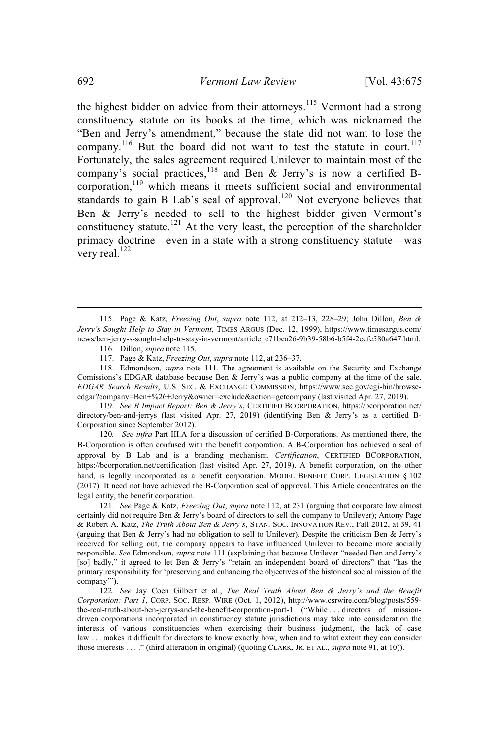the highest bidder on advice from their attorneys.[115] Vermont had a strong constituency statute on its books at the time, which was nicknamed the "Ben and Jerry's amendment," because the state did not want to lose the company.[116] But the board did not want to test the statute in court.[117] Fortunately, the sales agreement required Unilever to maintain most of the company's social practices,[118] and Ben & Jerry's is now a certified B-corporation,[119] which means it meets sufficient social and environmental standards to gain B Lab's seal of approval.[120] Not everyone believes that Ben & Jerry's needed to sell to the highest bidder given Vermont's constituency statute.[121] At the very least, the perception of the shareholder primacy doctrine—even in a state with a strong constituency statute—was very real.[122]

---

115. Page & Katz, *Freezing Out*, *supra* note 112, at 212–13, 228–29; John Dillon, *Ben & Jerry's Sought Help to Stay in Vermont*, TIMES ARGUS (Dec. 12, 1999), https://www.timesargus.com/news/ben-jerry-s-sought-help-to-stay-in-vermont/article_c71bea26-9b39-58b6-b5f4-2ccfe580a647.html.

116. Dillon, *supra* note 115.

117. Page & Katz, *Freezing Out*, *supra* note 112, at 236–37.

118. Edmondson, *supra* note 111. The agreement is available on the Security and Exchange Comissions's EDGAR database because Ben & Jerry's was a public company at the time of the sale. *EDGAR Search Results*, U.S. SEC. & EXCHANGE COMMISSION, https://www.sec.gov/cgi-bin/browse-edgar?company=Ben+%26+Jerry&owner=exclude&action=getcompany (last visited Apr. 27, 2019).

119. *See B Impact Report: Ben & Jerry's*, CERTIFIED BCORPORATION, https://bcorporation.net/directory/ben-and-jerrys (last visited Apr. 27, 2019) (identifying Ben & Jerry's as a certified B-Corporation since September 2012).

120. *See infra* Part III.A for a discussion of certified B-Corporations. As mentioned there, the B-Corporation is often confused with the benefit corporation. A B-Corporation has achieved a seal of approval by B Lab and is a branding mechanism. *Certification*, CERTIFIED BCORPORATION, https://bcorporation.net/certification (last visited Apr. 27, 2019). A benefit corporation, on the other hand, is legally incorporated as a benefit corporation. MODEL BENEFIT CORP. LEGISLATION § 102 (2017). It need not have achieved the B-Corporation seal of approval. This Article concentrates on the legal entity, the benefit corporation.

121. *See* Page & Katz, *Freezing Out*, *supra* note 112, at 231 (arguing that corporate law almost certainly did not require Ben & Jerry's board of directors to sell the company to Unilever); Antony Page & Robert A. Katz, *The Truth About Ben & Jerry's*, STAN. SOC. INNOVATION REV., Fall 2012, at 39, 41 (arguing that Ben & Jerry's had no obligation to sell to Unilever). Despite the criticism Ben & Jerry's received for selling out, the company appears to have influenced Unilever to become more socially responsible. *See* Edmondson, *supra* note 111 (explaining that because Unilever "needed Ben and Jerry's [so] badly," it agreed to let Ben & Jerry's "retain an independent board of directors" that "has the primary responsibility for 'preserving and enhancing the objectives of the historical social mission of the company'").

122. *See* Jay Coen Gilbert et al., *The Real Truth About Ben & Jerry's and the Benefit Corporation: Part 1*, CORP. SOC. RESP. WIRE (Oct. 1, 2012), http://www.csrwire.com/blog/posts/559-the-real-truth-about-ben-jerrys-and-the-benefit-corporation-part-1 ("While . . . directors of mission-driven corporations incorporated in constituency statute jurisdictions may take into consideration the interests of various constituencies when exercising their business judgment, the lack of case law . . . makes it difficult for directors to know exactly how, when and to what extent they can consider those interests . . . ." (third alteration in original) (quoting CLARK, JR. ET AL., *supra* note 91, at 10)).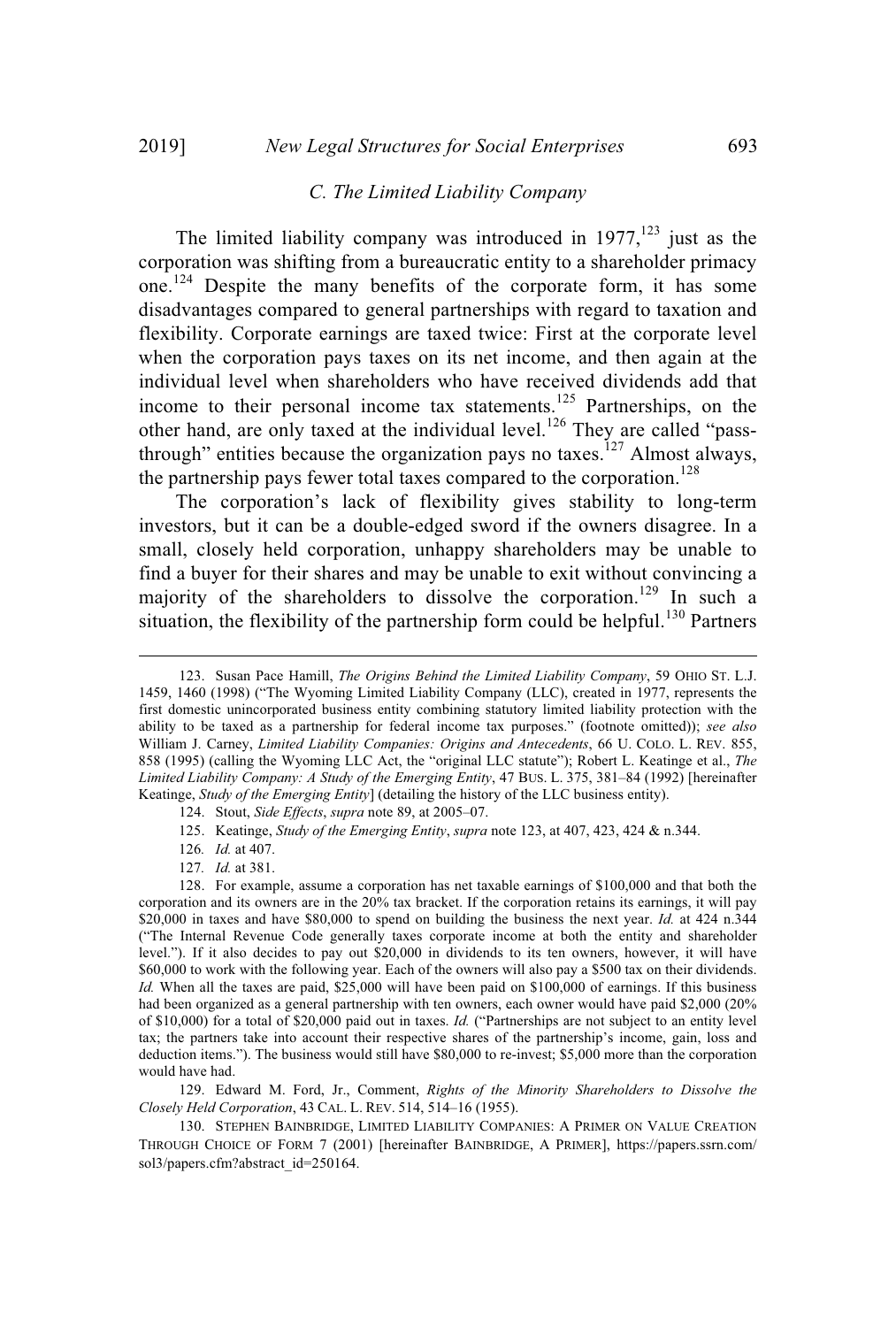### C. The Limited Liability Company

The limited liability company was introduced in 1977,[123] just as the corporation was shifting from a bureaucratic entity to a shareholder primacy one.[124] Despite the many benefits of the corporate form, it has some disadvantages compared to general partnerships with regard to taxation and flexibility. Corporate earnings are taxed twice: First at the corporate level when the corporation pays taxes on its net income, and then again at the individual level when shareholders who have received dividends add that income to their personal income tax statements.[125] Partnerships, on the other hand, are only taxed at the individual level.[126] They are called "pass-through" entities because the organization pays no taxes.[127] Almost always, the partnership pays fewer total taxes compared to the corporation.[128]

The corporation's lack of flexibility gives stability to long-term investors, but it can be a double-edged sword if the owners disagree. In a small, closely held corporation, unhappy shareholders may be unable to find a buyer for their shares and may be unable to exit without convincing a majority of the shareholders to dissolve the corporation.[129] In such a situation, the flexibility of the partnership form could be helpful.[130] Partners

---

123. Susan Pace Hamill, *The Origins Behind the Limited Liability Company*, 59 OHIO ST. L.J. 1459, 1460 (1998) ("The Wyoming Limited Liability Company (LLC), created in 1977, represents the first domestic unincorporated business entity combining statutory limited liability protection with the ability to be taxed as a partnership for federal income tax purposes." (footnote omitted)); *see also* William J. Carney, *Limited Liability Companies: Origins and Antecedents*, 66 U. COLO. L. REV. 855, 858 (1995) (calling the Wyoming LLC Act, the "original LLC statute"); Robert L. Keatinge et al., *The Limited Liability Company: A Study of the Emerging Entity*, 47 BUS. L. 375, 381–84 (1992) [hereinafter Keatinge, *Study of the Emerging Entity*] (detailing the history of the LLC business entity).

124. Stout, *Side Effects*, *supra* note 89, at 2005–07.

125. Keatinge, *Study of the Emerging Entity*, *supra* note 123, at 407, 423, 424 & n.344.

126. *Id.* at 407.

127. *Id.* at 381.

128. For example, assume a corporation has net taxable earnings of $100,000 and that both the corporation and its owners are in the 20% tax bracket. If the corporation retains its earnings, it will pay $20,000 in taxes and have $80,000 to spend on building the business the next year. *Id.* at 424 n.344 ("The Internal Revenue Code generally taxes corporate income at both the entity and shareholder level."). If it also decides to pay out $20,000 in dividends to its ten owners, however, it will have $60,000 to work with the following year. Each of the owners will also pay a $500 tax on their dividends. *Id.* When all the taxes are paid, $25,000 will have been paid on $100,000 of earnings. If this business had been organized as a general partnership with ten owners, each owner would have paid $2,000 (20% of $10,000) for a total of $20,000 paid out in taxes. *Id.* ("Partnerships are not subject to an entity level tax; the partners take into account their respective shares of the partnership's income, gain, loss and deduction items."). The business would still have $80,000 to re-invest; $5,000 more than the corporation would have had.

129. Edward M. Ford, Jr., Comment, *Rights of the Minority Shareholders to Dissolve the Closely Held Corporation*, 43 CAL. L. REV. 514, 514–16 (1955).

130. STEPHEN BAINBRIDGE, LIMITED LIABILITY COMPANIES: A PRIMER ON VALUE CREATION THROUGH CHOICE OF FORM 7 (2001) [hereinafter BAINBRIDGE, A PRIMER], https://papers.ssrn.com/sol3/papers.cfm?abstract_id=250164.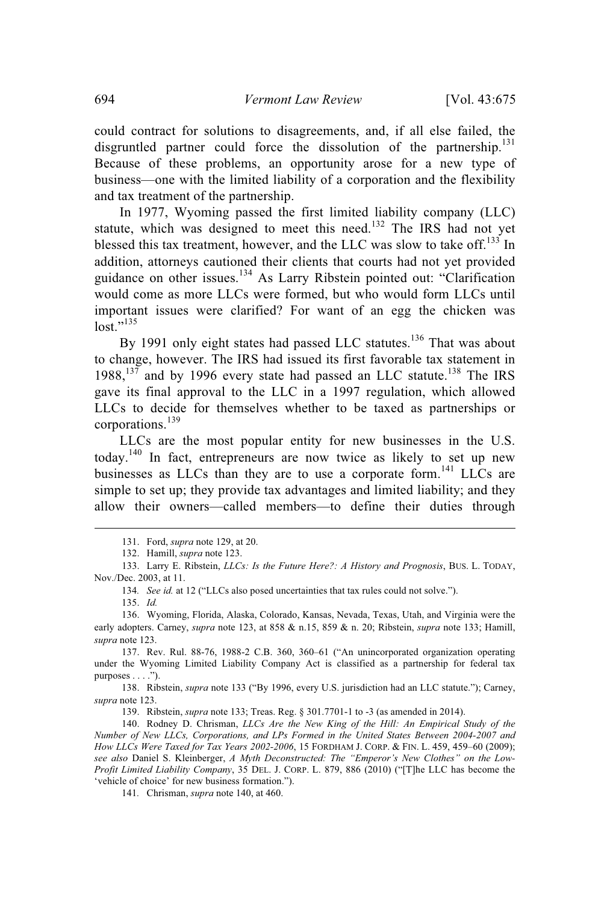could contract for solutions to disagreements, and, if all else failed, the disgruntled partner could force the dissolution of the partnership.[131] Because of these problems, an opportunity arose for a new type of business—one with the limited liability of a corporation and the flexibility and tax treatment of the partnership.

In 1977, Wyoming passed the first limited liability company (LLC) statute, which was designed to meet this need.[132] The IRS had not yet blessed this tax treatment, however, and the LLC was slow to take off.[133] In addition, attorneys cautioned their clients that courts had not yet provided guidance on other issues.[134] As Larry Ribstein pointed out: "Clarification would come as more LLCs were formed, but who would form LLCs until important issues were clarified? For want of an egg the chicken was lost."[135]

By 1991 only eight states had passed LLC statutes.[136] That was about to change, however. The IRS had issued its first favorable tax statement in 1988,[137] and by 1996 every state had passed an LLC statute.[138] The IRS gave its final approval to the LLC in a 1997 regulation, which allowed LLCs to decide for themselves whether to be taxed as partnerships or corporations.[139]

LLCs are the most popular entity for new businesses in the U.S. today.[140] In fact, entrepreneurs are now twice as likely to set up new businesses as LLCs than they are to use a corporate form.[141] LLCs are simple to set up; they provide tax advantages and limited liability; and they allow their owners—called members—to define their duties through

---

131. Ford, *supra* note 129, at 20.

132. Hamill, *supra* note 123.

133. Larry E. Ribstein, *LLCs: Is the Future Here?: A History and Prognosis*, BUS. L. TODAY, Nov./Dec. 2003, at 11.

134. *See id.* at 12 ("LLCs also posed uncertainties that tax rules could not solve.").

135. *Id.*

136. Wyoming, Florida, Alaska, Colorado, Kansas, Nevada, Texas, Utah, and Virginia were the early adopters. Carney, *supra* note 123, at 858 & n.15, 859 & n. 20; Ribstein, *supra* note 133; Hamill, *supra* note 123.

137. Rev. Rul. 88-76, 1988-2 C.B. 360, 360–61 ("An unincorporated organization operating under the Wyoming Limited Liability Company Act is classified as a partnership for federal tax purposes . . . .").

138. Ribstein, *supra* note 133 ("By 1996, every U.S. jurisdiction had an LLC statute."); Carney, *supra* note 123.

139. Ribstein, *supra* note 133; Treas. Reg. § 301.7701-1 to -3 (as amended in 2014).

140. Rodney D. Chrisman, *LLCs Are the New King of the Hill: An Empirical Study of the Number of New LLCs, Corporations, and LPs Formed in the United States Between 2004-2007 and How LLCs Were Taxed for Tax Years 2002-2006*, 15 FORDHAM J. CORP. & FIN. L. 459, 459–60 (2009); *see also* Daniel S. Kleinberger, *A Myth Deconstructed: The "Emperor's New Clothes" on the Low-Profit Limited Liability Company*, 35 DEL. J. CORP. L. 879, 886 (2010) ("[T]he LLC has become the 'vehicle of choice' for new business formation.").

141. Chrisman, *supra* note 140, at 460.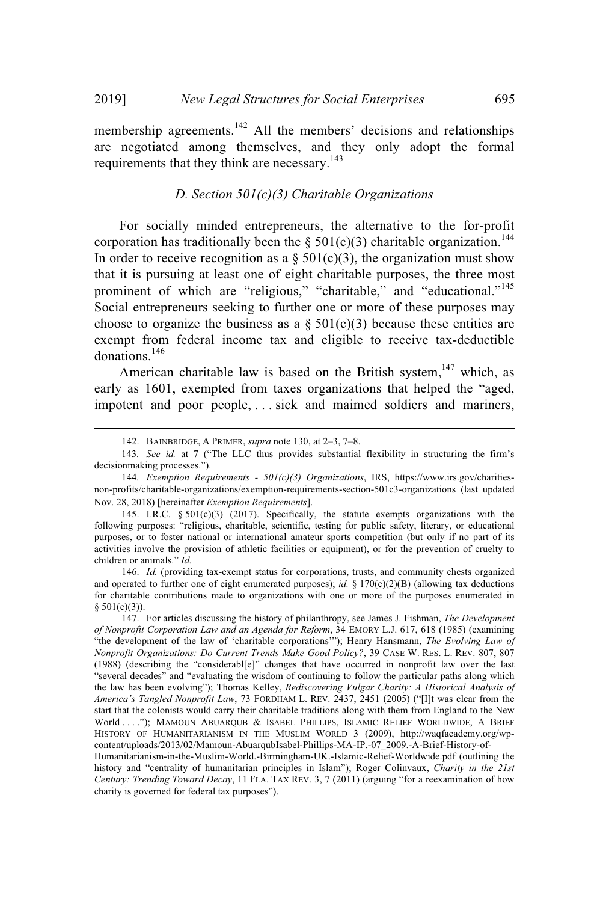membership agreements.[142] All the members' decisions and relationships are negotiated among themselves, and they only adopt the formal requirements that they think are necessary.[143]

### D. Section 501(c)(3) Charitable Organizations

For socially minded entrepreneurs, the alternative to the for-profit corporation has traditionally been the § 501(c)(3) charitable organization.[144] In order to receive recognition as a § 501(c)(3), the organization must show that it is pursuing at least one of eight charitable purposes, the three most prominent of which are "religious," "charitable," and "educational."[145] Social entrepreneurs seeking to further one or more of these purposes may choose to organize the business as a § 501(c)(3) because these entities are exempt from federal income tax and eligible to receive tax-deductible donations.[146]

American charitable law is based on the British system,[147] which, as early as 1601, exempted from taxes organizations that helped the "aged, impotent and poor people, . . . sick and maimed soldiers and mariners,

---

142. BAINBRIDGE, A PRIMER, *supra* note 130, at 2–3, 7–8.

143. *See id.* at 7 ("The LLC thus provides substantial flexibility in structuring the firm's decisionmaking processes.").

144. *Exemption Requirements - 501(c)(3) Organizations*, IRS, https://www.irs.gov/charities-non-profits/charitable-organizations/exemption-requirements-section-501c3-organizations (last updated Nov. 28, 2018) [hereinafter *Exemption Requirements*].

145. I.R.C. § 501(c)(3) (2017). Specifically, the statute exempts organizations with the following purposes: "religious, charitable, scientific, testing for public safety, literary, or educational purposes, or to foster national or international amateur sports competition (but only if no part of its activities involve the provision of athletic facilities or equipment), or for the prevention of cruelty to children or animals." *Id.*

146. *Id.* (providing tax-exempt status for corporations, trusts, and community chests organized and operated to further one of eight enumerated purposes); *id.* § 170(c)(2)(B) (allowing tax deductions for charitable contributions made to organizations with one or more of the purposes enumerated in § 501(c)(3)).

147. For articles discussing the history of philanthropy, see James J. Fishman, *The Development of Nonprofit Corporation Law and an Agenda for Reform*, 34 EMORY L.J. 617, 618 (1985) (examining "the development of the law of 'charitable corporations'"); Henry Hansmann, *The Evolving Law of Nonprofit Organizations: Do Current Trends Make Good Policy?*, 39 CASE W. RES. L. REV. 807, 807 (1988) (describing the "considerabl[e]" changes that have occurred in nonprofit law over the last "several decades" and "evaluating the wisdom of continuing to follow the particular paths along which the law has been evolving"); Thomas Kelley, *Rediscovering Vulgar Charity: A Historical Analysis of America's Tangled Nonprofit Law*, 73 FORDHAM L. REV. 2437, 2451 (2005) ("[I]t was clear from the start that the colonists would carry their charitable traditions along with them from England to the New World . . . ."); MAMOUN ABUARQUB & ISABEL PHILLIPS, ISLAMIC RELIEF WORLDWIDE, A BRIEF HISTORY OF HUMANITARIANISM IN THE MUSLIM WORLD 3 (2009), http://waqfacademy.org/wp-content/uploads/2013/02/Mamoun-AbuarqubIsabel-Phillips-MA-IP.-07_2009.-A-Brief-History-of-Humanitarianism-in-the-Muslim-World.-Birmingham-UK.-Islamic-Relief-Worldwide.pdf (outlining the history and "centrality of humanitarian principles in Islam"); Roger Colinvaux, *Charity in the 21st Century: Trending Toward Decay*, 11 FLA. TAX REV. 3, 7 (2011) (arguing "for a reexamination of how charity is governed for federal tax purposes").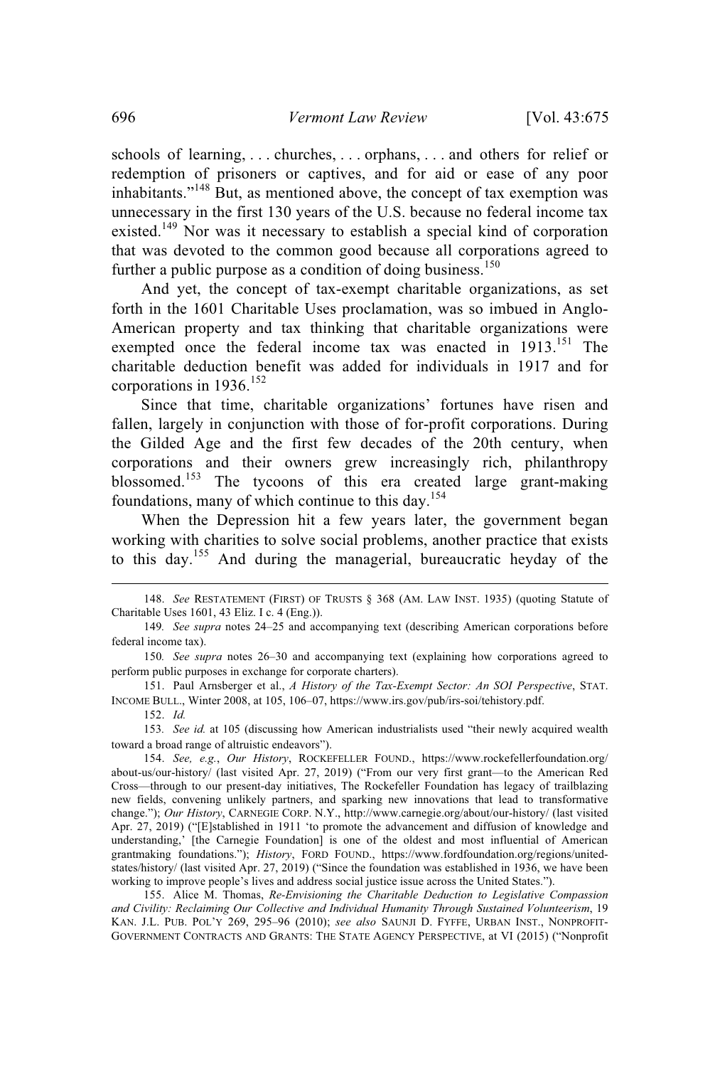schools of learning, . . . churches, . . . orphans, . . . and others for relief or redemption of prisoners or captives, and for aid or ease of any poor inhabitants."[148] But, as mentioned above, the concept of tax exemption was unnecessary in the first 130 years of the U.S. because no federal income tax existed.[149] Nor was it necessary to establish a special kind of corporation that was devoted to the common good because all corporations agreed to further a public purpose as a condition of doing business.[150]

And yet, the concept of tax-exempt charitable organizations, as set forth in the 1601 Charitable Uses proclamation, was so imbued in Anglo-American property and tax thinking that charitable organizations were exempted once the federal income tax was enacted in 1913.[151] The charitable deduction benefit was added for individuals in 1917 and for corporations in 1936.[152]

Since that time, charitable organizations' fortunes have risen and fallen, largely in conjunction with those of for-profit corporations. During the Gilded Age and the first few decades of the 20th century, when corporations and their owners grew increasingly rich, philanthropy blossomed.[153] The tycoons of this era created large grant-making foundations, many of which continue to this day.[154]

When the Depression hit a few years later, the government began working with charities to solve social problems, another practice that exists to this day.[155] And during the managerial, bureaucratic heyday of the

---

148. *See* RESTATEMENT (FIRST) OF TRUSTS § 368 (AM. LAW INST. 1935) (quoting Statute of Charitable Uses 1601, 43 Eliz. I c. 4 (Eng.)).

149. *See supra* notes 24–25 and accompanying text (describing American corporations before federal income tax).

150. *See supra* notes 26–30 and accompanying text (explaining how corporations agreed to perform public purposes in exchange for corporate charters).

151. Paul Arnsberger et al., *A History of the Tax-Exempt Sector: An SOI Perspective*, STAT. INCOME BULL., Winter 2008, at 105, 106–07, https://www.irs.gov/pub/irs-soi/tehistory.pdf.

152. *Id.*

153. *See id.* at 105 (discussing how American industrialists used "their newly acquired wealth toward a broad range of altruistic endeavors").

154. *See, e.g.*, *Our History*, ROCKEFELLER FOUND., https://www.rockefellerfoundation.org/about-us/our-history/ (last visited Apr. 27, 2019) ("From our very first grant—to the American Red Cross—through to our present-day initiatives, The Rockefeller Foundation has legacy of trailblazing new fields, convening unlikely partners, and sparking new innovations that lead to transformative change."); *Our History*, CARNEGIE CORP. N.Y., http://www.carnegie.org/about/our-history/ (last visited Apr. 27, 2019) ("[E]stablished in 1911 'to promote the advancement and diffusion of knowledge and understanding,' [the Carnegie Foundation] is one of the oldest and most influential of American grantmaking foundations."); *History*, FORD FOUND., https://www.fordfoundation.org/regions/united-states/history/ (last visited Apr. 27, 2019) ("Since the foundation was established in 1936, we have been working to improve people's lives and address social justice issue across the United States.").

155. Alice M. Thomas, *Re-Envisioning the Charitable Deduction to Legislative Compassion and Civility: Reclaiming Our Collective and Individual Humanity Through Sustained Volunteerism*, 19 KAN. J.L. PUB. POL'Y 269, 295–96 (2010); *see also* SAUNJI D. FYFFE, URBAN INST., NONPROFIT-GOVERNMENT CONTRACTS AND GRANTS: THE STATE AGENCY PERSPECTIVE, at VI (2015) ("Nonprofit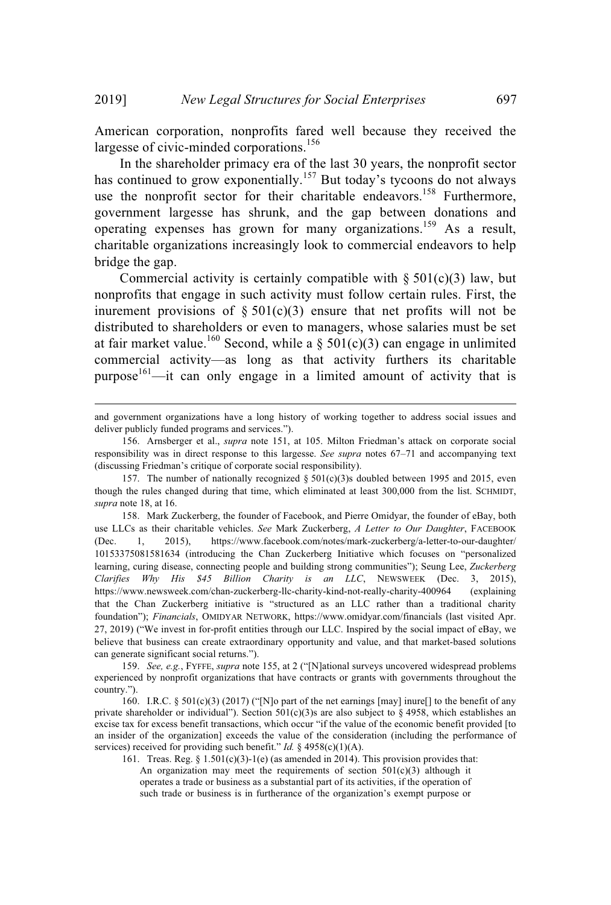American corporation, nonprofits fared well because they received the largesse of civic-minded corporations.[156]

In the shareholder primacy era of the last 30 years, the nonprofit sector has continued to grow exponentially.[157] But today's tycoons do not always use the nonprofit sector for their charitable endeavors.[158] Furthermore, government largesse has shrunk, and the gap between donations and operating expenses has grown for many organizations.[159] As a result, charitable organizations increasingly look to commercial endeavors to help bridge the gap.

Commercial activity is certainly compatible with § 501(c)(3) law, but nonprofits that engage in such activity must follow certain rules. First, the inurement provisions of § 501(c)(3) ensure that net profits will not be distributed to shareholders or even to managers, whose salaries must be set at fair market value.[160] Second, while a § 501(c)(3) can engage in unlimited commercial activity—as long as that activity furthers its charitable purpose[161]—it can only engage in a limited amount of activity that is

---

and government organizations have a long history of working together to address social issues and deliver publicly funded programs and services.").

156. Arnsberger et al., *supra* note 151, at 105. Milton Friedman's attack on corporate social responsibility was in direct response to this largesse. *See supra* notes 67–71 and accompanying text (discussing Friedman's critique of corporate social responsibility).

157. The number of nationally recognized § 501(c)(3)s doubled between 1995 and 2015, even though the rules changed during that time, which eliminated at least 300,000 from the list. SCHMIDT, *supra* note 18, at 16.

158. Mark Zuckerberg, the founder of Facebook, and Pierre Omidyar, the founder of eBay, both use LLCs as their charitable vehicles. *See* Mark Zuckerberg, *A Letter to Our Daughter*, FACEBOOK (Dec. 1, 2015), https://www.facebook.com/notes/mark-zuckerberg/a-letter-to-our-daughter/10153375081581634 (introducing the Chan Zuckerberg Initiative which focuses on "personalized learning, curing disease, connecting people and building strong communities"); Seung Lee, *Zuckerberg Clarifies Why His $45 Billion Charity is an LLC*, NEWSWEEK (Dec. 3, 2015), https://www.newsweek.com/chan-zuckerberg-llc-charity-kind-not-really-charity-400964 (explaining that the Chan Zuckerberg initiative is "structured as an LLC rather than a traditional charity foundation"); *Financials*, OMIDYAR NETWORK, https://www.omidyar.com/financials (last visited Apr. 27, 2019) ("We invest in for-profit entities through our LLC. Inspired by the social impact of eBay, we believe that business can create extraordinary opportunity and value, and that market-based solutions can generate significant social returns.").

159. *See, e.g.*, FYFFE, *supra* note 155, at 2 ("[N]ational surveys uncovered widespread problems experienced by nonprofit organizations that have contracts or grants with governments throughout the country.").

160. I.R.C. § 501(c)(3) (2017) ("[N]o part of the net earnings [may] inure[] to the benefit of any private shareholder or individual"). Section 501(c)(3)s are also subject to § 4958, which establishes an excise tax for excess benefit transactions, which occur "if the value of the economic benefit provided [to an insider of the organization] exceeds the value of the consideration (including the performance of services) received for providing such benefit." *Id.* § 4958(c)(1)(A).

161. Treas. Reg. § 1.501(c)(3)-1(e) (as amended in 2014). This provision provides that:

> An organization may meet the requirements of section 501(c)(3) although it operates a trade or business as a substantial part of its activities, if the operation of such trade or business is in furtherance of the organization's exempt purpose or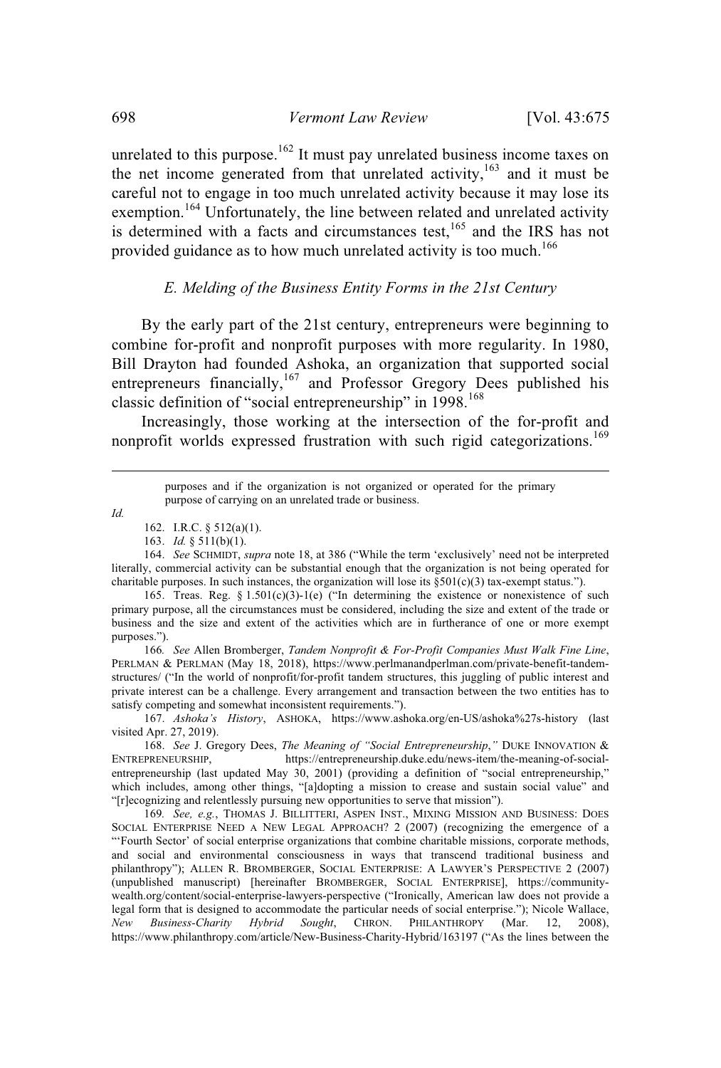unrelated to this purpose.[162] It must pay unrelated business income taxes on the net income generated from that unrelated activity,[163] and it must be careful not to engage in too much unrelated activity because it may lose its exemption.[164] Unfortunately, the line between related and unrelated activity is determined with a facts and circumstances test,[165] and the IRS has not provided guidance as to how much unrelated activity is too much.[166]

### *E. Melding of the Business Entity Forms in the 21st Century*

By the early part of the 21st century, entrepreneurs were beginning to combine for-profit and nonprofit purposes with more regularity. In 1980, Bill Drayton had founded Ashoka, an organization that supported social entrepreneurs financially,[167] and Professor Gregory Dees published his classic definition of "social entrepreneurship" in 1998.[168]

Increasingly, those working at the intersection of the for-profit and nonprofit worlds expressed frustration with such rigid categorizations.[169]

---

> purposes and if the organization is not organized or operated for the primary purpose of carrying on an unrelated trade or business.

*Id.*

162. I.R.C. § 512(a)(1).

163. *Id.* § 511(b)(1).

164. *See* SCHMIDT, *supra* note 18, at 386 ("While the term 'exclusively' need not be interpreted literally, commercial activity can be substantial enough that the organization is not being operated for charitable purposes. In such instances, the organization will lose its §501(c)(3) tax-exempt status.").

165. Treas. Reg. § 1.501(c)(3)-1(e) ("In determining the existence or nonexistence of such primary purpose, all the circumstances must be considered, including the size and extent of the trade or business and the size and extent of the activities which are in furtherance of one or more exempt purposes.").

166. *See* Allen Bromberger, *Tandem Nonprofit & For-Profit Companies Must Walk Fine Line*, PERLMAN & PERLMAN (May 18, 2018), https://www.perlmanandperlman.com/private-benefit-tandem-structures/ ("In the world of nonprofit/for-profit tandem structures, this juggling of public interest and private interest can be a challenge. Every arrangement and transaction between the two entities has to satisfy competing and somewhat inconsistent requirements.").

167. *Ashoka's History*, ASHOKA, https://www.ashoka.org/en-US/ashoka%27s-history (last visited Apr. 27, 2019).

168. *See* J. Gregory Dees, *The Meaning of "Social Entrepreneurship*,*"* DUKE INNOVATION & ENTREPRENEURSHIP, https://entrepreneurship.duke.edu/news-item/the-meaning-of-social-entrepreneurship (last updated May 30, 2001) (providing a definition of "social entrepreneurship," which includes, among other things, "[a]dopting a mission to crease and sustain social value" and "[r]ecognizing and relentlessly pursuing new opportunities to serve that mission").

169. *See, e.g.*, THOMAS J. BILLITTERI, ASPEN INST., MIXING MISSION AND BUSINESS: DOES SOCIAL ENTERPRISE NEED A NEW LEGAL APPROACH? 2 (2007) (recognizing the emergence of a "'Fourth Sector' of social enterprise organizations that combine charitable missions, corporate methods, and social and environmental consciousness in ways that transcend traditional business and philanthropy"); ALLEN R. BROMBERGER, SOCIAL ENTERPRISE: A LAWYER'S PERSPECTIVE 2 (2007) (unpublished manuscript) [hereinafter BROMBERGER, SOCIAL ENTERPRISE], https://community-wealth.org/content/social-enterprise-lawyers-perspective ("Ironically, American law does not provide a legal form that is designed to accommodate the particular needs of social enterprise."); Nicole Wallace, *New Business-Charity Hybrid Sought*, CHRON. PHILANTHROPY (Mar. 12, 2008), https://www.philanthropy.com/article/New-Business-Charity-Hybrid/163197 ("As the lines between the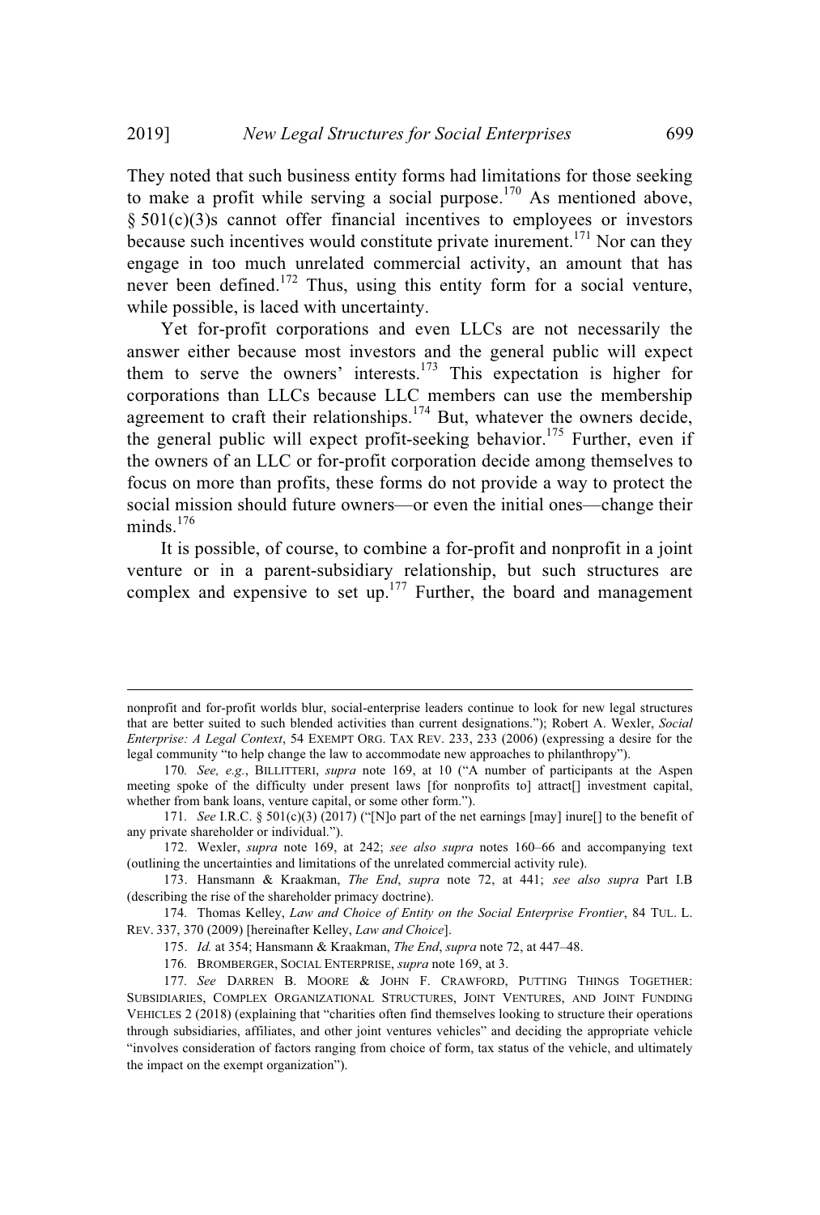They noted that such business entity forms had limitations for those seeking to make a profit while serving a social purpose.[170] As mentioned above, § 501(c)(3)s cannot offer financial incentives to employees or investors because such incentives would constitute private inurement.[171] Nor can they engage in too much unrelated commercial activity, an amount that has never been defined.[172] Thus, using this entity form for a social venture, while possible, is laced with uncertainty.

Yet for-profit corporations and even LLCs are not necessarily the answer either because most investors and the general public will expect them to serve the owners' interests.[173] This expectation is higher for corporations than LLCs because LLC members can use the membership agreement to craft their relationships.[174] But, whatever the owners decide, the general public will expect profit-seeking behavior.[175] Further, even if the owners of an LLC or for-profit corporation decide among themselves to focus on more than profits, these forms do not provide a way to protect the social mission should future owners—or even the initial ones—change their minds.[176]

It is possible, of course, to combine a for-profit and nonprofit in a joint venture or in a parent-subsidiary relationship, but such structures are complex and expensive to set up.[177] Further, the board and management

---

nonprofit and for-profit worlds blur, social-enterprise leaders continue to look for new legal structures that are better suited to such blended activities than current designations."); Robert A. Wexler, *Social Enterprise: A Legal Context*, 54 EXEMPT ORG. TAX REV. 233, 233 (2006) (expressing a desire for the legal community "to help change the law to accommodate new approaches to philanthropy").

170. *See, e.g.*, BILLITTERI, *supra* note 169, at 10 ("A number of participants at the Aspen meeting spoke of the difficulty under present laws [for nonprofits to] attract[] investment capital, whether from bank loans, venture capital, or some other form.").

171. *See* I.R.C. § 501(c)(3) (2017) ("[N]o part of the net earnings [may] inure[] to the benefit of any private shareholder or individual.").

172. Wexler, *supra* note 169, at 242; *see also supra* notes 160–66 and accompanying text (outlining the uncertainties and limitations of the unrelated commercial activity rule).

173. Hansmann & Kraakman, *The End*, *supra* note 72, at 441; *see also supra* Part I.B (describing the rise of the shareholder primacy doctrine).

174. Thomas Kelley, *Law and Choice of Entity on the Social Enterprise Frontier*, 84 TUL. L. REV. 337, 370 (2009) [hereinafter Kelley, *Law and Choice*].

175. *Id.* at 354; Hansmann & Kraakman, *The End*, *supra* note 72, at 447–48.

176. BROMBERGER, SOCIAL ENTERPRISE, *supra* note 169, at 3.

177. *See* DARREN B. MOORE & JOHN F. CRAWFORD, PUTTING THINGS TOGETHER: SUBSIDIARIES, COMPLEX ORGANIZATIONAL STRUCTURES, JOINT VENTURES, AND JOINT FUNDING VEHICLES 2 (2018) (explaining that "charities often find themselves looking to structure their operations through subsidiaries, affiliates, and other joint ventures vehicles" and deciding the appropriate vehicle "involves consideration of factors ranging from choice of form, tax status of the vehicle, and ultimately the impact on the exempt organization").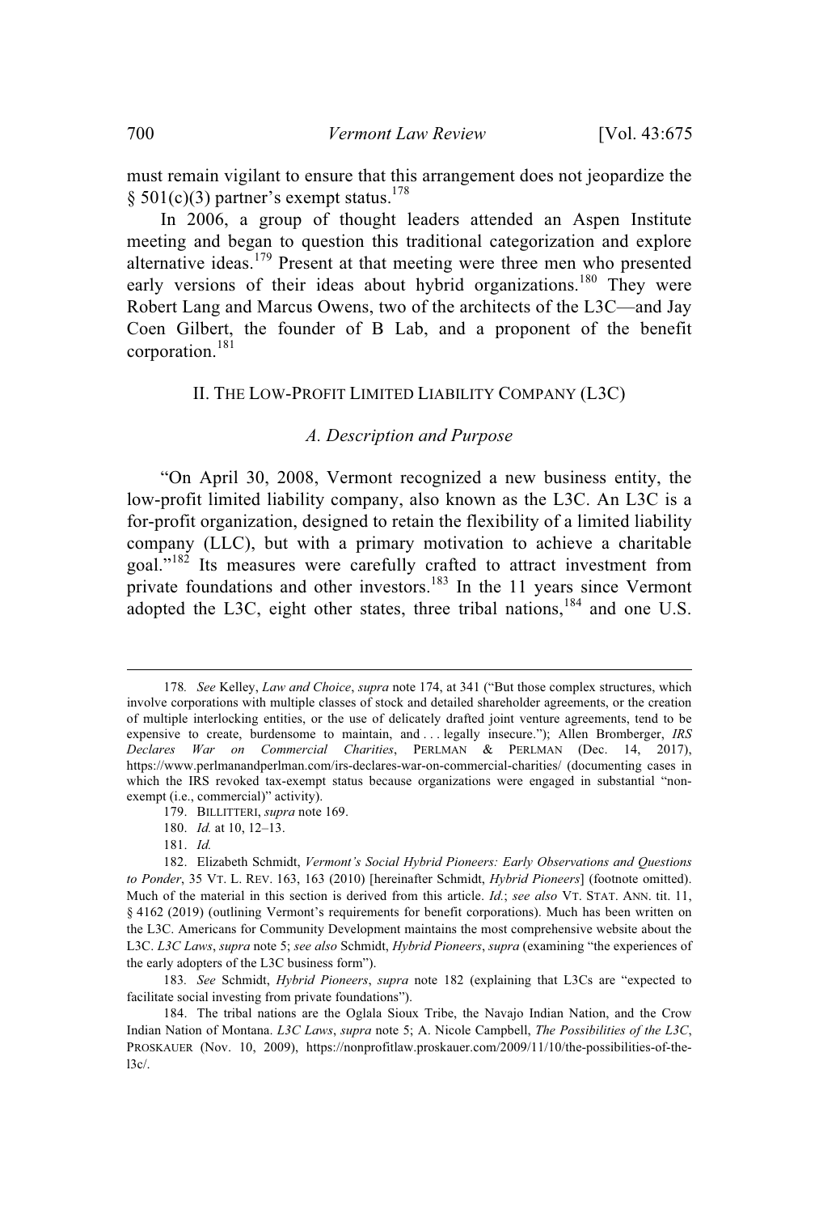must remain vigilant to ensure that this arrangement does not jeopardize the § 501(c)(3) partner's exempt status.[178]

In 2006, a group of thought leaders attended an Aspen Institute meeting and began to question this traditional categorization and explore alternative ideas.[179] Present at that meeting were three men who presented early versions of their ideas about hybrid organizations.[180] They were Robert Lang and Marcus Owens, two of the architects of the L3C—and Jay Coen Gilbert, the founder of B Lab, and a proponent of the benefit corporation.[181]

## II. THE LOW-PROFIT LIMITED LIABILITY COMPANY (L3C)

### *A. Description and Purpose*

"On April 30, 2008, Vermont recognized a new business entity, the low-profit limited liability company, also known as the L3C. An L3C is a for-profit organization, designed to retain the flexibility of a limited liability company (LLC), but with a primary motivation to achieve a charitable goal."[182] Its measures were carefully crafted to attract investment from private foundations and other investors.[183] In the 11 years since Vermont adopted the L3C, eight other states, three tribal nations,[184] and one U.S.

---

178. *See* Kelley, *Law and Choice*, *supra* note 174, at 341 ("But those complex structures, which involve corporations with multiple classes of stock and detailed shareholder agreements, or the creation of multiple interlocking entities, or the use of delicately drafted joint venture agreements, tend to be expensive to create, burdensome to maintain, and . . . legally insecure."); Allen Bromberger, *IRS Declares War on Commercial Charities*, PERLMAN & PERLMAN (Dec. 14, 2017), https://www.perlmanandperlman.com/irs-declares-war-on-commercial-charities/ (documenting cases in which the IRS revoked tax-exempt status because organizations were engaged in substantial "non-exempt (i.e., commercial)" activity).

179. BILLITTERI, *supra* note 169.

180. *Id.* at 10, 12–13.

181. *Id.*

182. Elizabeth Schmidt, *Vermont's Social Hybrid Pioneers: Early Observations and Questions to Ponder*, 35 VT. L. REV. 163, 163 (2010) [hereinafter Schmidt, *Hybrid Pioneers*] (footnote omitted). Much of the material in this section is derived from this article. *Id.*; *see also* VT. STAT. ANN. tit. 11, § 4162 (2019) (outlining Vermont's requirements for benefit corporations). Much has been written on the L3C. Americans for Community Development maintains the most comprehensive website about the L3C. *L3C Laws*, *supra* note 5; *see also* Schmidt, *Hybrid Pioneers*, *supra* (examining "the experiences of the early adopters of the L3C business form").

183. *See* Schmidt, *Hybrid Pioneers*, *supra* note 182 (explaining that L3Cs are "expected to facilitate social investing from private foundations").

184. The tribal nations are the Oglala Sioux Tribe, the Navajo Indian Nation, and the Crow Indian Nation of Montana. *L3C Laws*, *supra* note 5; A. Nicole Campbell, *The Possibilities of the L3C*, PROSKAUER (Nov. 10, 2009), https://nonprofitlaw.proskauer.com/2009/11/10/the-possibilities-of-the-l3c/.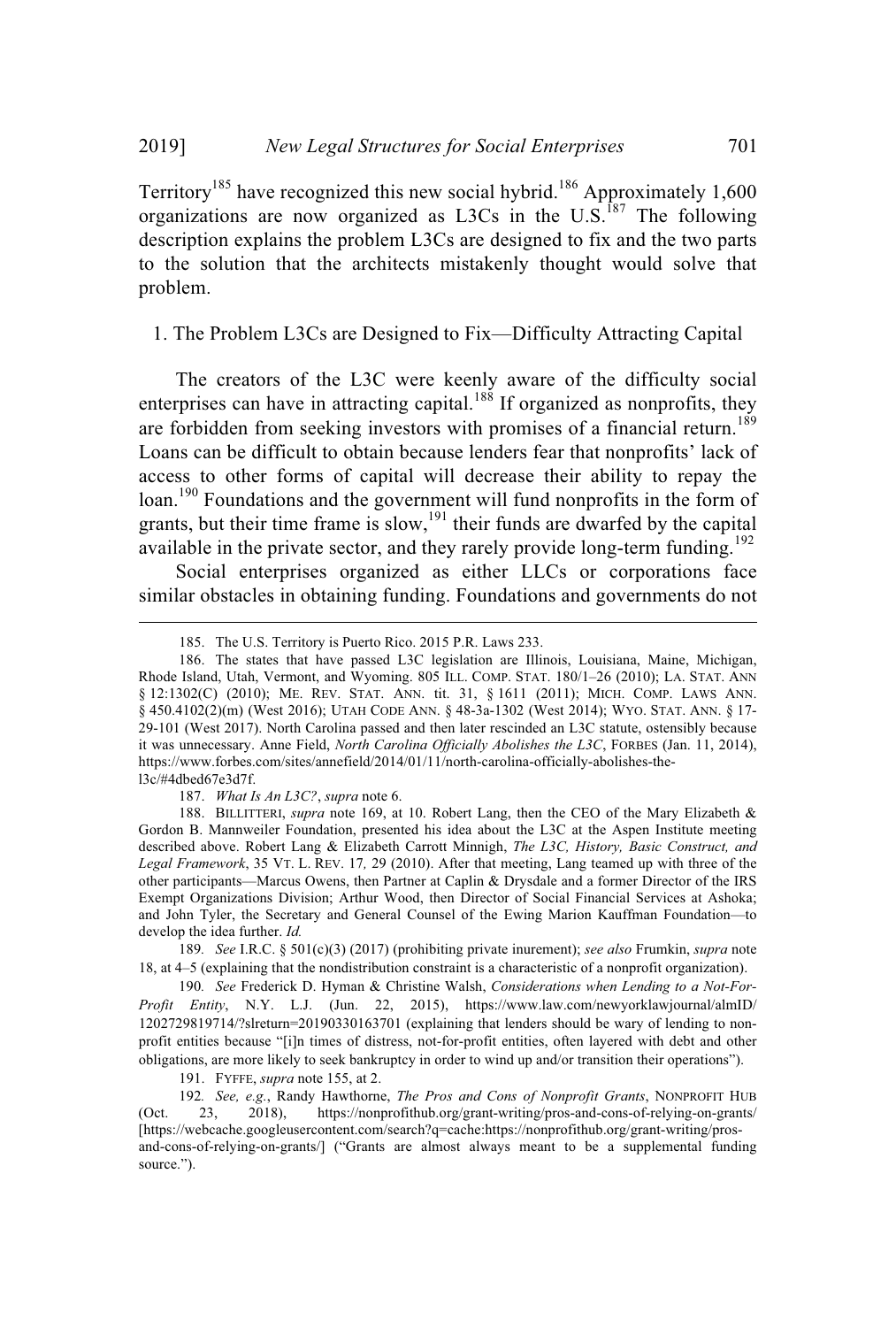Territory[185] have recognized this new social hybrid.[186] Approximately 1,600 organizations are now organized as L3Cs in the U.S.[187] The following description explains the problem L3Cs are designed to fix and the two parts to the solution that the architects mistakenly thought would solve that problem.

### 1. The Problem L3Cs are Designed to Fix—Difficulty Attracting Capital

The creators of the L3C were keenly aware of the difficulty social enterprises can have in attracting capital.[188] If organized as nonprofits, they are forbidden from seeking investors with promises of a financial return.[189] Loans can be difficult to obtain because lenders fear that nonprofits' lack of access to other forms of capital will decrease their ability to repay the loan.[190] Foundations and the government will fund nonprofits in the form of grants, but their time frame is slow,[191] their funds are dwarfed by the capital available in the private sector, and they rarely provide long-term funding.[192]

Social enterprises organized as either LLCs or corporations face similar obstacles in obtaining funding. Foundations and governments do not

---

185. The U.S. Territory is Puerto Rico. 2015 P.R. Laws 233.

186. The states that have passed L3C legislation are Illinois, Louisiana, Maine, Michigan, Rhode Island, Utah, Vermont, and Wyoming. 805 ILL. COMP. STAT. 180/1–26 (2010); LA. STAT. ANN § 12:1302(C) (2010); ME. REV. STAT. ANN. tit. 31, § 1611 (2011); MICH. COMP. LAWS ANN. § 450.4102(2)(m) (West 2016); UTAH CODE ANN. § 48-3a-1302 (West 2014); WYO. STAT. ANN. § 17-29-101 (West 2017). North Carolina passed and then later rescinded an L3C statute, ostensibly because it was unnecessary. Anne Field, *North Carolina Officially Abolishes the L3C*, FORBES (Jan. 11, 2014), https://www.forbes.com/sites/annefield/2014/01/11/north-carolina-officially-abolishes-the-l3c/#4dbed67e3d7f.

187. *What Is An L3C?*, *supra* note 6.

188. BILLITTERI, *supra* note 169, at 10. Robert Lang, then the CEO of the Mary Elizabeth & Gordon B. Mannweiler Foundation, presented his idea about the L3C at the Aspen Institute meeting described above. Robert Lang & Elizabeth Carrott Minnigh, *The L3C, History, Basic Construct, and Legal Framework*, 35 VT. L. REV. 17, 29 (2010). After that meeting, Lang teamed up with three of the other participants—Marcus Owens, then Partner at Caplin & Drysdale and a former Director of the IRS Exempt Organizations Division; Arthur Wood, then Director of Social Financial Services at Ashoka; and John Tyler, the Secretary and General Counsel of the Ewing Marion Kauffman Foundation—to develop the idea further. *Id.*

189. *See* I.R.C. § 501(c)(3) (2017) (prohibiting private inurement); *see also* Frumkin, *supra* note 18, at 4–5 (explaining that the nondistribution constraint is a characteristic of a nonprofit organization).

190. *See* Frederick D. Hyman & Christine Walsh, *Considerations when Lending to a Not-For-Profit Entity*, N.Y. L.J. (Jun. 22, 2015), https://www.law.com/newyorklawjournal/almID/1202729819714/?slreturn=20190330163701 (explaining that lenders should be wary of lending to non-profit entities because "[i]n times of distress, not-for-profit entities, often layered with debt and other obligations, are more likely to seek bankruptcy in order to wind up and/or transition their operations").

191. FYFFE, *supra* note 155, at 2.

192. *See, e.g.*, Randy Hawthorne, *The Pros and Cons of Nonprofit Grants*, NONPROFIT HUB (Oct. 23, 2018), https://nonprofithub.org/grant-writing/pros-and-cons-of-relying-on-grants/ [https://webcache.googleusercontent.com/search?q=cache:https://nonprofithub.org/grant-writing/pros-and-cons-of-relying-on-grants/] ("Grants are almost always meant to be a supplemental funding source.").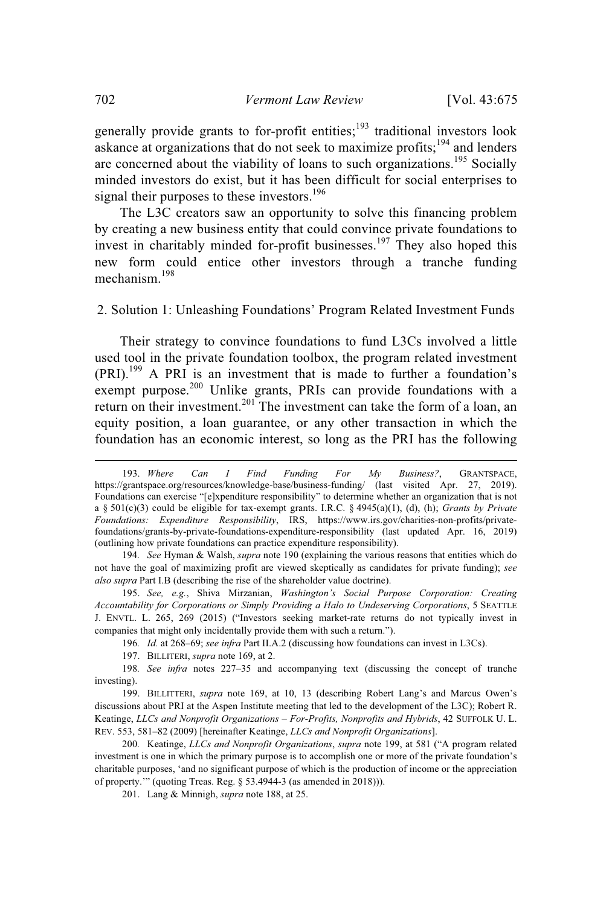generally provide grants to for-profit entities;[193] traditional investors look askance at organizations that do not seek to maximize profits;[194] and lenders are concerned about the viability of loans to such organizations.[195] Socially minded investors do exist, but it has been difficult for social enterprises to signal their purposes to these investors.[196]

The L3C creators saw an opportunity to solve this financing problem by creating a new business entity that could convince private foundations to invest in charitably minded for-profit businesses.[197] They also hoped this new form could entice other investors through a tranche funding mechanism.[198]

### 2. Solution 1: Unleashing Foundations' Program Related Investment Funds

Their strategy to convince foundations to fund L3Cs involved a little used tool in the private foundation toolbox, the program related investment (PRI).[199] A PRI is an investment that is made to further a foundation's exempt purpose.[200] Unlike grants, PRIs can provide foundations with a return on their investment.[201] The investment can take the form of a loan, an equity position, a loan guarantee, or any other transaction in which the foundation has an economic interest, so long as the PRI has the following

---

193. *Where Can I Find Funding For My Business?*, GRANTSPACE, https://grantspace.org/resources/knowledge-base/business-funding/ (last visited Apr. 27, 2019). Foundations can exercise "[e]xpenditure responsibility" to determine whether an organization that is not a § 501(c)(3) could be eligible for tax-exempt grants. I.R.C. § 4945(a)(1), (d), (h); *Grants by Private Foundations: Expenditure Responsibility*, IRS, https://www.irs.gov/charities-non-profits/private-foundations/grants-by-private-foundations-expenditure-responsibility (last updated Apr. 16, 2019) (outlining how private foundations can practice expenditure responsibility).

194. *See* Hyman & Walsh, *supra* note 190 (explaining the various reasons that entities which do not have the goal of maximizing profit are viewed skeptically as candidates for private funding); *see also supra* Part I.B (describing the rise of the shareholder value doctrine).

195. *See, e.g.*, Shiva Mirzanian, *Washington's Social Purpose Corporation: Creating Accountability for Corporations or Simply Providing a Halo to Undeserving Corporations*, 5 SEATTLE J. ENVTL. L. 265, 269 (2015) ("Investors seeking market-rate returns do not typically invest in companies that might only incidentally provide them with such a return.").

196. *Id.* at 268–69; *see infra* Part II.A.2 (discussing how foundations can invest in L3Cs).

197. BILLITERI, *supra* note 169, at 2.

198. *See infra* notes 227–35 and accompanying text (discussing the concept of tranche investing).

199. BILLITTERI, *supra* note 169, at 10, 13 (describing Robert Lang's and Marcus Owen's discussions about PRI at the Aspen Institute meeting that led to the development of the L3C); Robert R. Keatinge, *LLCs and Nonprofit Organizations – For-Profits, Nonprofits and Hybrids*, 42 SUFFOLK U. L. REV. 553, 581–82 (2009) [hereinafter Keatinge, *LLCs and Nonprofit Organizations*].

200. Keatinge, *LLCs and Nonprofit Organizations*, *supra* note 199, at 581 ("A program related investment is one in which the primary purpose is to accomplish one or more of the private foundation's charitable purposes, 'and no significant purpose of which is the production of income or the appreciation of property.'" (quoting Treas. Reg. § 53.4944-3 (as amended in 2018))).

201. Lang & Minnigh, *supra* note 188, at 25.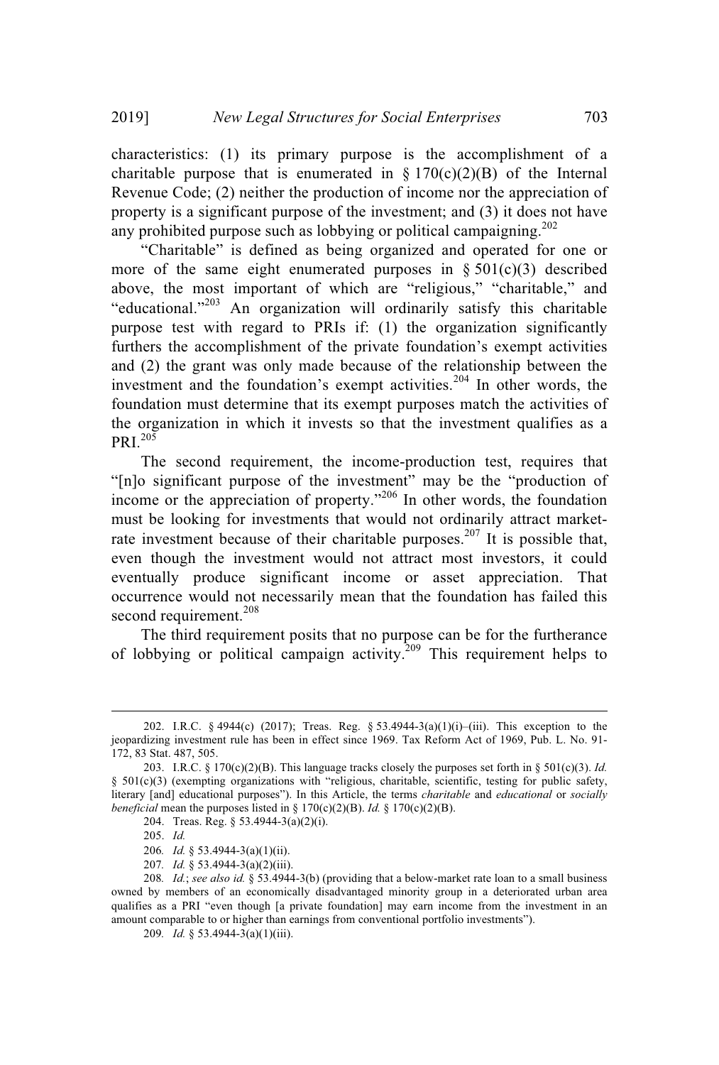characteristics: (1) its primary purpose is the accomplishment of a charitable purpose that is enumerated in § 170(c)(2)(B) of the Internal Revenue Code; (2) neither the production of income nor the appreciation of property is a significant purpose of the investment; and (3) it does not have any prohibited purpose such as lobbying or political campaigning.[202]

"Charitable" is defined as being organized and operated for one or more of the same eight enumerated purposes in § 501(c)(3) described above, the most important of which are "religious," "charitable," and "educational."[203] An organization will ordinarily satisfy this charitable purpose test with regard to PRIs if: (1) the organization significantly furthers the accomplishment of the private foundation's exempt activities and (2) the grant was only made because of the relationship between the investment and the foundation's exempt activities.[204] In other words, the foundation must determine that its exempt purposes match the activities of the organization in which it invests so that the investment qualifies as a PRI.[205]

The second requirement, the income-production test, requires that "[n]o significant purpose of the investment" may be the "production of income or the appreciation of property."[206] In other words, the foundation must be looking for investments that would not ordinarily attract market-rate investment because of their charitable purposes.[207] It is possible that, even though the investment would not attract most investors, it could eventually produce significant income or asset appreciation. That occurrence would not necessarily mean that the foundation has failed this second requirement.[208]

The third requirement posits that no purpose can be for the furtherance of lobbying or political campaign activity.[209] This requirement helps to

---

202. I.R.C. § 4944(c) (2017); Treas. Reg. § 53.4944-3(a)(1)(i)–(iii). This exception to the jeopardizing investment rule has been in effect since 1969. Tax Reform Act of 1969, Pub. L. No. 91-172, 83 Stat. 487, 505.

203. I.R.C. § 170(c)(2)(B). This language tracks closely the purposes set forth in § 501(c)(3). *Id.* § 501(c)(3) (exempting organizations with "religious, charitable, scientific, testing for public safety, literary [and] educational purposes"). In this Article, the terms *charitable* and *educational* or *socially beneficial* mean the purposes listed in § 170(c)(2)(B). *Id.* § 170(c)(2)(B).

204. Treas. Reg. § 53.4944-3(a)(2)(i).

205. *Id.*

206. *Id.* § 53.4944-3(a)(1)(ii).

207. *Id.* § 53.4944-3(a)(2)(iii).

208. *Id.*; *see also id.* § 53.4944-3(b) (providing that a below-market rate loan to a small business owned by members of an economically disadvantaged minority group in a deteriorated urban area qualifies as a PRI "even though [a private foundation] may earn income from the investment in an amount comparable to or higher than earnings from conventional portfolio investments").

209. *Id.* § 53.4944-3(a)(1)(iii).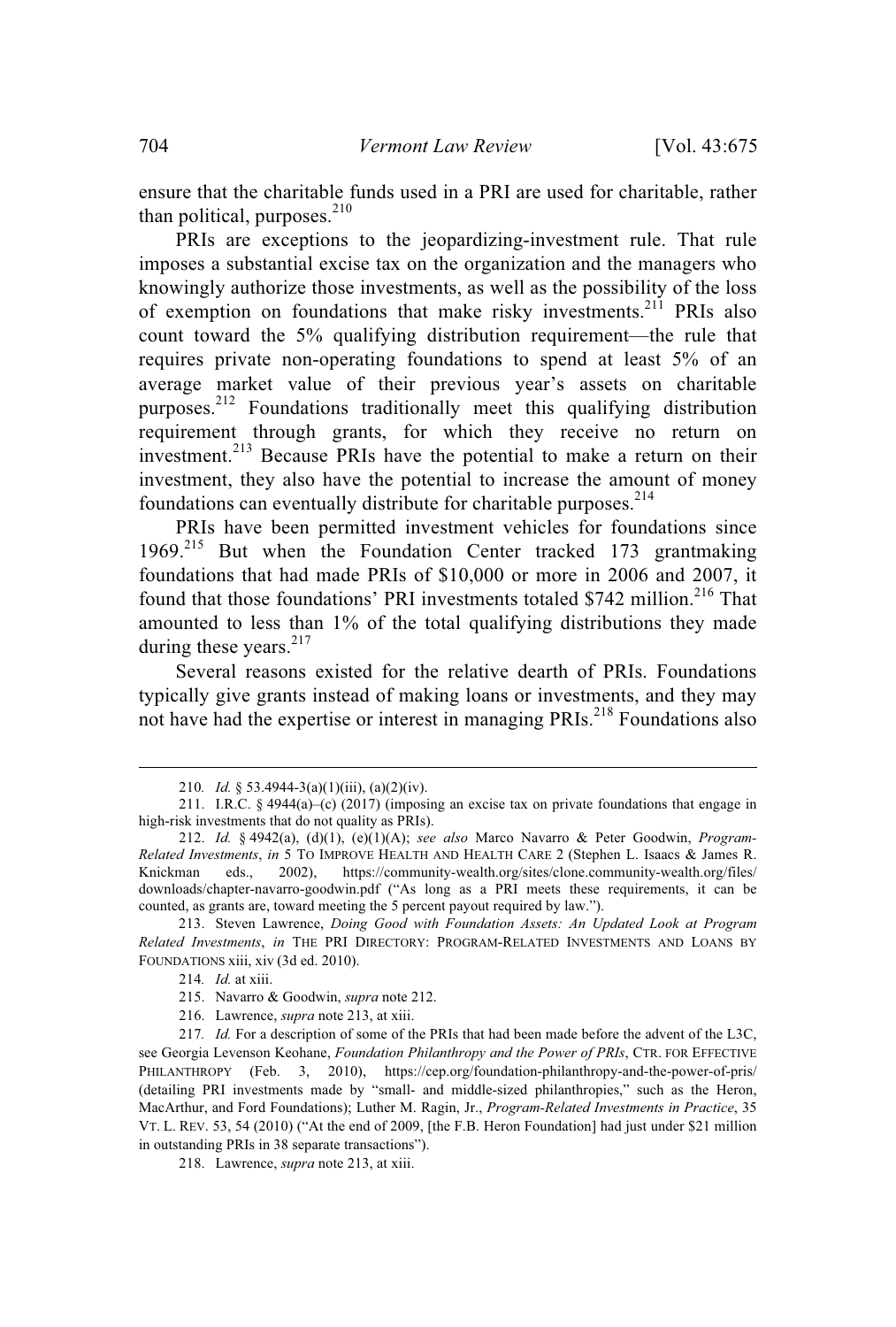ensure that the charitable funds used in a PRI are used for charitable, rather than political, purposes.[210]

PRIs are exceptions to the jeopardizing-investment rule. That rule imposes a substantial excise tax on the organization and the managers who knowingly authorize those investments, as well as the possibility of the loss of exemption on foundations that make risky investments.[211] PRIs also count toward the 5% qualifying distribution requirement—the rule that requires private non-operating foundations to spend at least 5% of an average market value of their previous year's assets on charitable purposes.[212] Foundations traditionally meet this qualifying distribution requirement through grants, for which they receive no return on investment.[213] Because PRIs have the potential to make a return on their investment, they also have the potential to increase the amount of money foundations can eventually distribute for charitable purposes.[214]

PRIs have been permitted investment vehicles for foundations since 1969.[215] But when the Foundation Center tracked 173 grantmaking foundations that had made PRIs of $10,000 or more in 2006 and 2007, it found that those foundations' PRI investments totaled $742 million.[216] That amounted to less than 1% of the total qualifying distributions they made during these years.[217]

Several reasons existed for the relative dearth of PRIs. Foundations typically give grants instead of making loans or investments, and they may not have had the expertise or interest in managing PRIs.[218] Foundations also

---

210. *Id.* § 53.4944-3(a)(1)(iii), (a)(2)(iv).

211. I.R.C. § 4944(a)–(c) (2017) (imposing an excise tax on private foundations that engage in high-risk investments that do not quality as PRIs).

212. *Id.* § 4942(a), (d)(1), (e)(1)(A); *see also* Marco Navarro & Peter Goodwin, *Program-Related Investments*, *in* 5 TO IMPROVE HEALTH AND HEALTH CARE 2 (Stephen L. Isaacs & James R. Knickman eds., 2002), https://community-wealth.org/sites/clone.community-wealth.org/files/downloads/chapter-navarro-goodwin.pdf ("As long as a PRI meets these requirements, it can be counted, as grants are, toward meeting the 5 percent payout required by law.").

213. Steven Lawrence, *Doing Good with Foundation Assets: An Updated Look at Program Related Investments*, *in* THE PRI DIRECTORY: PROGRAM-RELATED INVESTMENTS AND LOANS BY FOUNDATIONS xiii, xiv (3d ed. 2010).

214. *Id.* at xiii.

215. Navarro & Goodwin, *supra* note 212.

216. Lawrence, *supra* note 213, at xiii.

217. *Id.* For a description of some of the PRIs that had been made before the advent of the L3C, see Georgia Levenson Keohane, *Foundation Philanthropy and the Power of PRIs*, CTR. FOR EFFECTIVE PHILANTHROPY (Feb. 3, 2010), https://cep.org/foundation-philanthropy-and-the-power-of-pris/ (detailing PRI investments made by "small- and middle-sized philanthropies," such as the Heron, MacArthur, and Ford Foundations); Luther M. Ragin, Jr., *Program-Related Investments in Practice*, 35 VT. L. REV. 53, 54 (2010) ("At the end of 2009, [the F.B. Heron Foundation] had just under $21 million in outstanding PRIs in 38 separate transactions").

218. Lawrence, *supra* note 213, at xiii.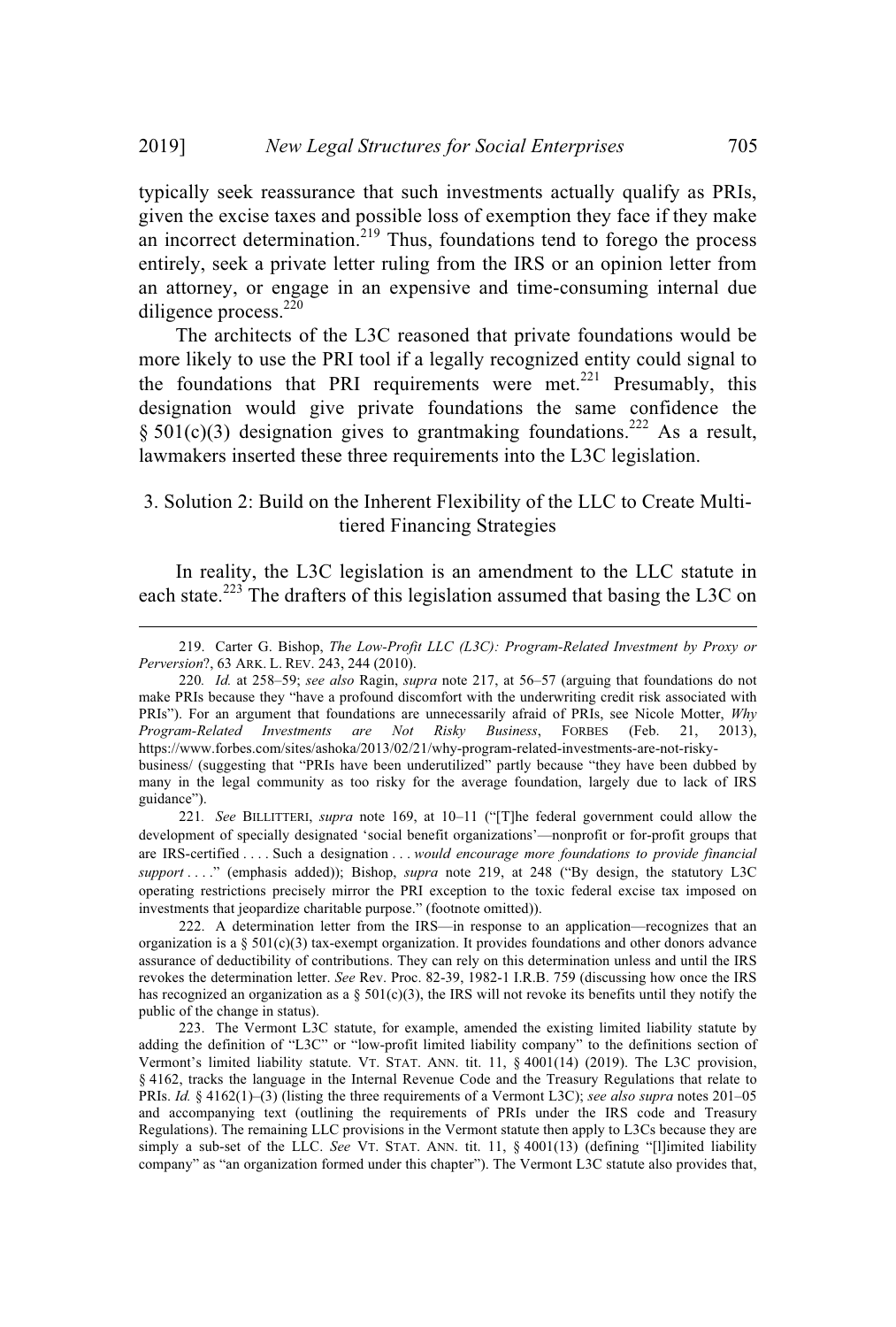typically seek reassurance that such investments actually qualify as PRIs, given the excise taxes and possible loss of exemption they face if they make an incorrect determination.[219] Thus, foundations tend to forego the process entirely, seek a private letter ruling from the IRS or an opinion letter from an attorney, or engage in an expensive and time-consuming internal due diligence process.[220]

The architects of the L3C reasoned that private foundations would be more likely to use the PRI tool if a legally recognized entity could signal to the foundations that PRI requirements were met.[221] Presumably, this designation would give private foundations the same confidence the § 501(c)(3) designation gives to grantmaking foundations.[222] As a result, lawmakers inserted these three requirements into the L3C legislation.

### 3. Solution 2: Build on the Inherent Flexibility of the LLC to Create Multi-tiered Financing Strategies

In reality, the L3C legislation is an amendment to the LLC statute in each state.[223] The drafters of this legislation assumed that basing the L3C on

---

219. Carter G. Bishop, *The Low-Profit LLC (L3C): Program-Related Investment by Proxy or Perversion*?, 63 ARK. L. REV. 243, 244 (2010).

220. *Id.* at 258–59; *see also* Ragin, *supra* note 217, at 56–57 (arguing that foundations do not make PRIs because they "have a profound discomfort with the underwriting credit risk associated with PRIs"). For an argument that foundations are unnecessarily afraid of PRIs, see Nicole Motter, *Why Program-Related Investments are Not Risky Business*, FORBES (Feb. 21, 2013), https://www.forbes.com/sites/ashoka/2013/02/21/why-program-related-investments-are-not-risky-business/ (suggesting that "PRIs have been underutilized" partly because "they have been dubbed by many in the legal community as too risky for the average foundation, largely due to lack of IRS guidance").

221. *See* BILLITTERI, *supra* note 169, at 10–11 ("[T]he federal government could allow the development of specially designated 'social benefit organizations'—nonprofit or for-profit groups that are IRS-certified . . . . Such a designation . . . *would encourage more foundations to provide financial support* . . . ." (emphasis added)); Bishop, *supra* note 219, at 248 ("By design, the statutory L3C operating restrictions precisely mirror the PRI exception to the toxic federal excise tax imposed on investments that jeopardize charitable purpose." (footnote omitted)).

222. A determination letter from the IRS—in response to an application—recognizes that an organization is a § 501(c)(3) tax-exempt organization. It provides foundations and other donors advance assurance of deductibility of contributions. They can rely on this determination unless and until the IRS revokes the determination letter. *See* Rev. Proc. 82-39, 1982-1 I.R.B. 759 (discussing how once the IRS has recognized an organization as a § 501(c)(3), the IRS will not revoke its benefits until they notify the public of the change in status).

223. The Vermont L3C statute, for example, amended the existing limited liability statute by adding the definition of "L3C" or "low-profit limited liability company" to the definitions section of Vermont's limited liability statute. VT. STAT. ANN. tit. 11, § 4001(14) (2019). The L3C provision, § 4162, tracks the language in the Internal Revenue Code and the Treasury Regulations that relate to PRIs. *Id.* § 4162(1)–(3) (listing the three requirements of a Vermont L3C); *see also supra* notes 201–05 and accompanying text (outlining the requirements of PRIs under the IRS code and Treasury Regulations). The remaining LLC provisions in the Vermont statute then apply to L3Cs because they are simply a sub-set of the LLC. *See* VT. STAT. ANN. tit. 11, § 4001(13) (defining "[l]imited liability company" as "an organization formed under this chapter"). The Vermont L3C statute also provides that,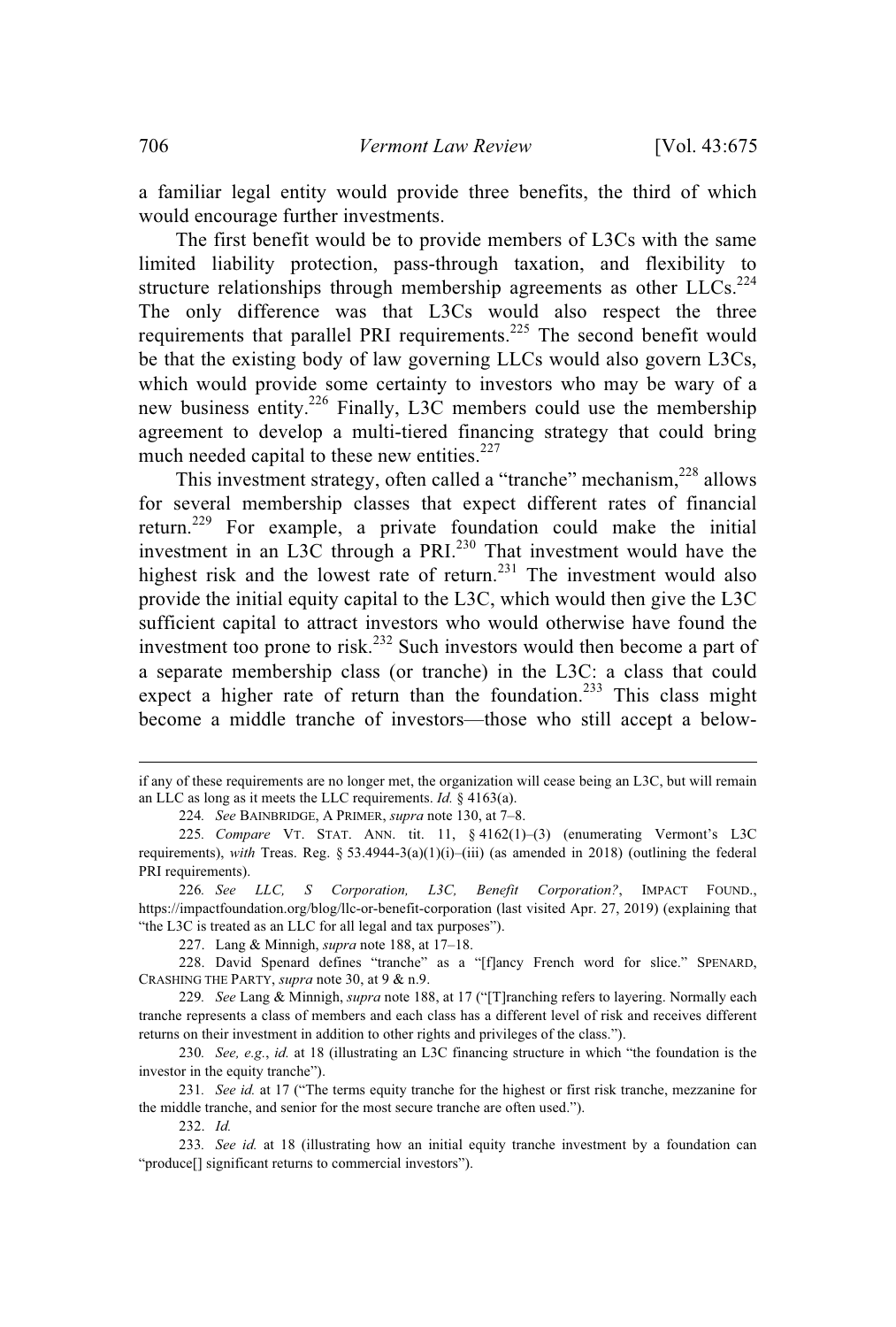a familiar legal entity would provide three benefits, the third of which would encourage further investments.

The first benefit would be to provide members of L3Cs with the same limited liability protection, pass-through taxation, and flexibility to structure relationships through membership agreements as other LLCs.[224] The only difference was that L3Cs would also respect the three requirements that parallel PRI requirements.[225] The second benefit would be that the existing body of law governing LLCs would also govern L3Cs, which would provide some certainty to investors who may be wary of a new business entity.[226] Finally, L3C members could use the membership agreement to develop a multi-tiered financing strategy that could bring much needed capital to these new entities.[227]

This investment strategy, often called a "tranche" mechanism,[228] allows for several membership classes that expect different rates of financial return.[229] For example, a private foundation could make the initial investment in an L3C through a PRI.[230] That investment would have the highest risk and the lowest rate of return.[231] The investment would also provide the initial equity capital to the L3C, which would then give the L3C sufficient capital to attract investors who would otherwise have found the investment too prone to risk.[232] Such investors would then become a part of a separate membership class (or tranche) in the L3C: a class that could expect a higher rate of return than the foundation.[233] This class might become a middle tranche of investors—those who still accept a below-

---

if any of these requirements are no longer met, the organization will cease being an L3C, but will remain an LLC as long as it meets the LLC requirements. *Id.* § 4163(a).

224. *See* BAINBRIDGE, A PRIMER, *supra* note 130, at 7–8.

225. *Compare* VT. STAT. ANN. tit. 11, § 4162(1)–(3) (enumerating Vermont's L3C requirements), *with* Treas. Reg. § 53.4944-3(a)(1)(i)–(iii) (as amended in 2018) (outlining the federal PRI requirements).

226. *See LLC, S Corporation, L3C, Benefit Corporation?*, IMPACT FOUND., https://impactfoundation.org/blog/llc-or-benefit-corporation (last visited Apr. 27, 2019) (explaining that "the L3C is treated as an LLC for all legal and tax purposes").

227. Lang & Minnigh, *supra* note 188, at 17–18.

228. David Spenard defines "tranche" as a "[f]ancy French word for slice." SPENARD, CRASHING THE PARTY, *supra* note 30, at 9 & n.9.

229. *See* Lang & Minnigh, *supra* note 188, at 17 ("[T]ranching refers to layering. Normally each tranche represents a class of members and each class has a different level of risk and receives different returns on their investment in addition to other rights and privileges of the class.").

230. *See, e.g.*, *id.* at 18 (illustrating an L3C financing structure in which "the foundation is the investor in the equity tranche").

231. *See id.* at 17 ("The terms equity tranche for the highest or first risk tranche, mezzanine for the middle tranche, and senior for the most secure tranche are often used.").

232. *Id.*

233. *See id.* at 18 (illustrating how an initial equity tranche investment by a foundation can "produce[] significant returns to commercial investors").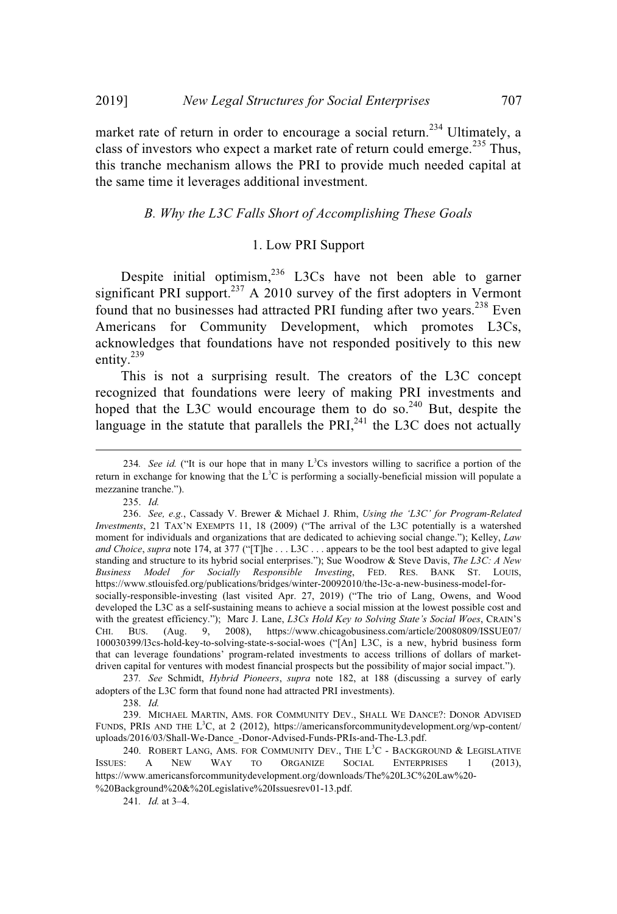market rate of return in order to encourage a social return.[234] Ultimately, a class of investors who expect a market rate of return could emerge.[235] Thus, this tranche mechanism allows the PRI to provide much needed capital at the same time it leverages additional investment.

### *B. Why the L3C Falls Short of Accomplishing These Goals*

#### 1. Low PRI Support

Despite initial optimism,[236] L3Cs have not been able to garner significant PRI support.[237] A 2010 survey of the first adopters in Vermont found that no businesses had attracted PRI funding after two years.[238] Even Americans for Community Development, which promotes L3Cs, acknowledges that foundations have not responded positively to this new entity.[239]

This is not a surprising result. The creators of the L3C concept recognized that foundations were leery of making PRI investments and hoped that the L3C would encourage them to do so.[240] But, despite the language in the statute that parallels the PRI,[241] the L3C does not actually

---

234. *See id.* ("It is our hope that in many L$^3$Cs investors willing to sacrifice a portion of the return in exchange for knowing that the L$^3$C is performing a socially-beneficial mission will populate a mezzanine tranche.").

235. *Id.*

236. *See, e.g.*, Cassady V. Brewer & Michael J. Rhim, *Using the 'L3C' for Program-Related Investments*, 21 TAX'N EXEMPTS 11, 18 (2009) ("The arrival of the L3C potentially is a watershed moment for individuals and organizations that are dedicated to achieving social change."); Kelley, *Law and Choice*, *supra* note 174, at 377 ("[T]he . . . L3C . . . appears to be the tool best adapted to give legal standing and structure to its hybrid social enterprises."); Sue Woodrow & Steve Davis, *The L3C: A New Business Model for Socially Responsible Investing*, FED. RES. BANK ST. LOUIS, https://www.stlouisfed.org/publications/bridges/winter-20092010/the-l3c-a-new-business-model-for-socially-responsible-investing (last visited Apr. 27, 2019) ("The trio of Lang, Owens, and Wood developed the L3C as a self-sustaining means to achieve a social mission at the lowest possible cost and with the greatest efficiency."); Marc J. Lane, *L3Cs Hold Key to Solving State's Social Woes*, CRAIN'S CHI. BUS. (Aug. 9, 2008), https://www.chicagobusiness.com/article/20080809/ISSUE07/100030399/l3cs-hold-key-to-solving-state-s-social-woes ("[An] L3C, is a new, hybrid business form that can leverage foundations' program-related investments to access trillions of dollars of market-driven capital for ventures with modest financial prospects but the possibility of major social impact.").

237. *See* Schmidt, *Hybrid Pioneers*, *supra* note 182, at 188 (discussing a survey of early adopters of the L3C form that found none had attracted PRI investments).

238. *Id.*

239. MICHAEL MARTIN, AMS. FOR COMMUNITY DEV., SHALL WE DANCE?: DONOR ADVISED FUNDS, PRIS AND THE L$^3$C, at 2 (2012), https://americansforcommunitydevelopment.org/wp-content/uploads/2016/03/Shall-We-Dance_-Donor-Advised-Funds-PRIs-and-The-L3.pdf.

240. ROBERT LANG, AMS. FOR COMMUNITY DEV., THE L$^3$C - BACKGROUND & LEGISLATIVE ISSUES: A NEW WAY TO ORGANIZE SOCIAL ENTERPRISES 1 (2013), https://www.americansforcommunitydevelopment.org/downloads/The%20L3C%20Law%20-%20Background%20&%20Legislative%20Issuesrev01-13.pdf.

241. *Id.* at 3–4.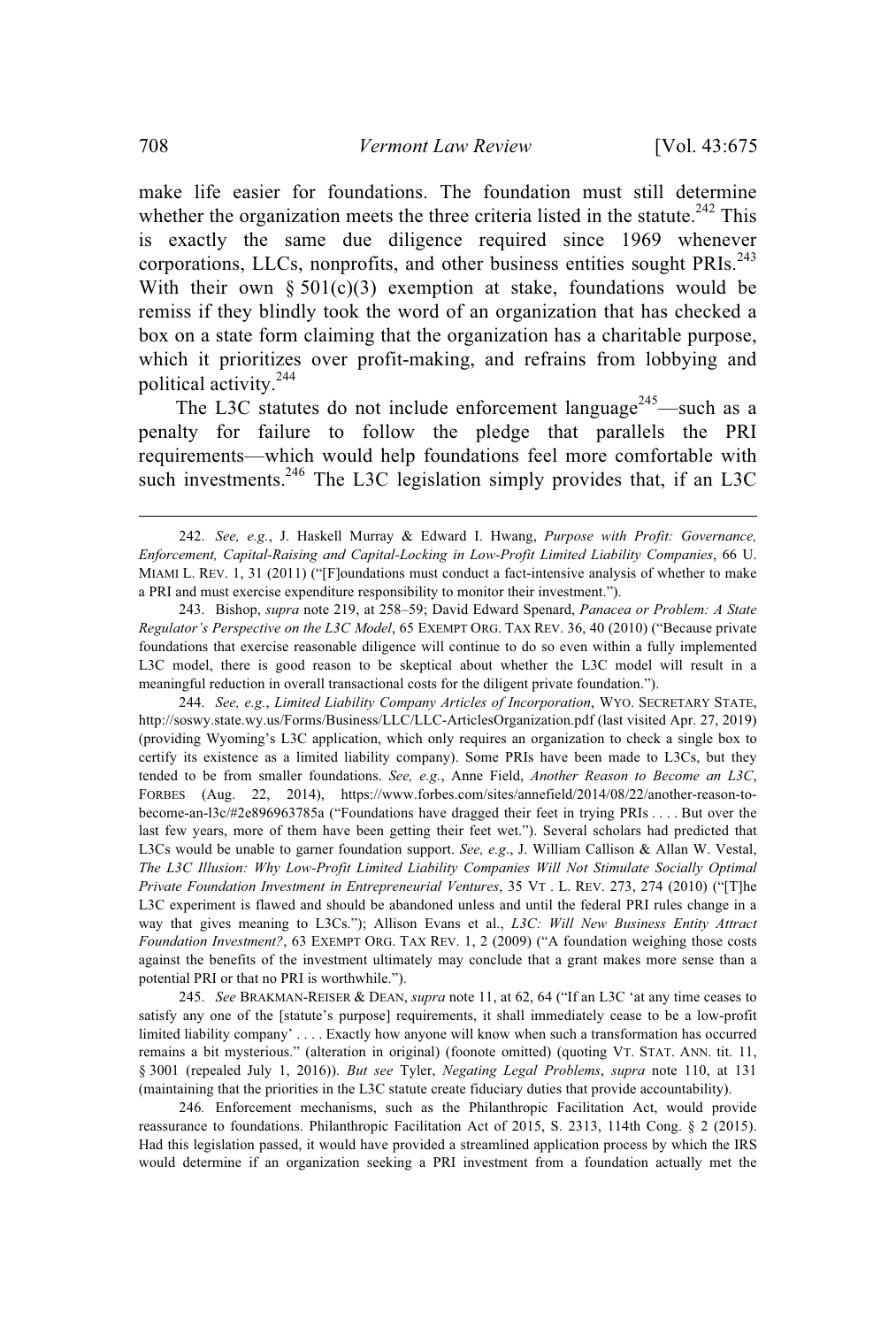make life easier for foundations. The foundation must still determine whether the organization meets the three criteria listed in the statute.[242] This is exactly the same due diligence required since 1969 whenever corporations, LLCs, nonprofits, and other business entities sought PRIs.[243] With their own § 501(c)(3) exemption at stake, foundations would be remiss if they blindly took the word of an organization that has checked a box on a state form claiming that the organization has a charitable purpose, which it prioritizes over profit-making, and refrains from lobbying and political activity.[244]

The L3C statutes do not include enforcement language[245]—such as a penalty for failure to follow the pledge that parallels the PRI requirements—which would help foundations feel more comfortable with such investments.[246] The L3C legislation simply provides that, if an L3C

---

242. *See, e.g.*, J. Haskell Murray & Edward I. Hwang, *Purpose with Profit: Governance, Enforcement, Capital-Raising and Capital-Locking in Low-Profit Limited Liability Companies*, 66 U. MIAMI L. REV. 1, 31 (2011) ("[F]oundations must conduct a fact-intensive analysis of whether to make a PRI and must exercise expenditure responsibility to monitor their investment.").

243. Bishop, *supra* note 219, at 258–59; David Edward Spenard, *Panacea or Problem: A State Regulator's Perspective on the L3C Model*, 65 EXEMPT ORG. TAX REV. 36, 40 (2010) ("Because private foundations that exercise reasonable diligence will continue to do so even within a fully implemented L3C model, there is good reason to be skeptical about whether the L3C model will result in a meaningful reduction in overall transactional costs for the diligent private foundation.").

244. *See, e.g.*, *Limited Liability Company Articles of Incorporation*, WYO. SECRETARY STATE, http://soswy.state.wy.us/Forms/Business/LLC/LLC-ArticlesOrganization.pdf (last visited Apr. 27, 2019) (providing Wyoming's L3C application, which only requires an organization to check a single box to certify its existence as a limited liability company). Some PRIs have been made to L3Cs, but they tended to be from smaller foundations. *See, e.g.*, Anne Field, *Another Reason to Become an L3C*, FORBES (Aug. 22, 2014), https://www.forbes.com/sites/annefield/2014/08/22/another-reason-to-become-an-l3c/#2e896963785a ("Foundations have dragged their feet in trying PRIs . . . . But over the last few years, more of them have been getting their feet wet."). Several scholars had predicted that L3Cs would be unable to garner foundation support. *See, e.g.*, J. William Callison & Allan W. Vestal, *The L3C Illusion: Why Low-Profit Limited Liability Companies Will Not Stimulate Socially Optimal Private Foundation Investment in Entrepreneurial Ventures*, 35 VT . L. REV. 273, 274 (2010) ("[T]he L3C experiment is flawed and should be abandoned unless and until the federal PRI rules change in a way that gives meaning to L3Cs."); Allison Evans et al., *L3C: Will New Business Entity Attract Foundation Investment?*, 63 EXEMPT ORG. TAX REV. 1, 2 (2009) ("A foundation weighing those costs against the benefits of the investment ultimately may conclude that a grant makes more sense than a potential PRI or that no PRI is worthwhile.").

245. *See* BRAKMAN-REISER & DEAN, *supra* note 11, at 62, 64 ("If an L3C 'at any time ceases to satisfy any one of the [statute's purpose] requirements, it shall immediately cease to be a low-profit limited liability company' . . . . Exactly how anyone will know when such a transformation has occurred remains a bit mysterious." (alteration in original) (foonote omitted) (quoting VT. STAT. ANN. tit. 11, § 3001 (repealed July 1, 2016)). *But see* Tyler, *Negating Legal Problems*, *supra* note 110, at 131 (maintaining that the priorities in the L3C statute create fiduciary duties that provide accountability).

246. Enforcement mechanisms, such as the Philanthropic Facilitation Act, would provide reassurance to foundations. Philanthropic Facilitation Act of 2015, S. 2313, 114th Cong. § 2 (2015). Had this legislation passed, it would have provided a streamlined application process by which the IRS would determine if an organization seeking a PRI investment from a foundation actually met the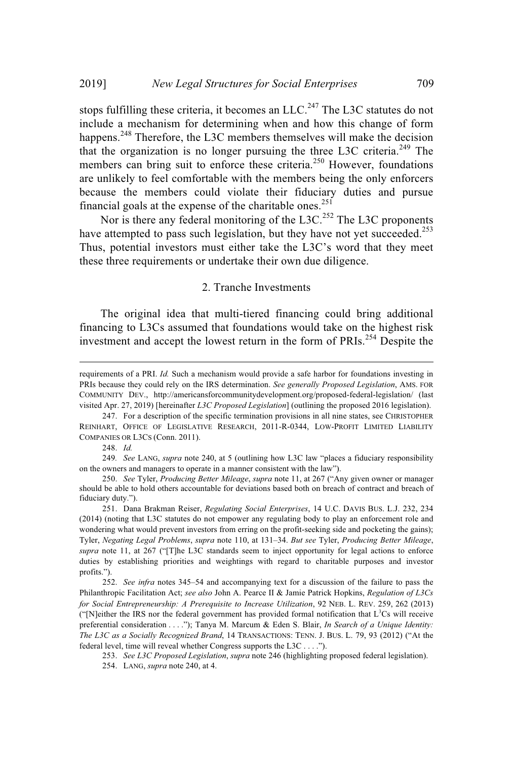stops fulfilling these criteria, it becomes an LLC.[247] The L3C statutes do not include a mechanism for determining when and how this change of form happens.[248] Therefore, the L3C members themselves will make the decision that the organization is no longer pursuing the three L3C criteria.[249] The members can bring suit to enforce these criteria.[250] However, foundations are unlikely to feel comfortable with the members being the only enforcers because the members could violate their fiduciary duties and pursue financial goals at the expense of the charitable ones.[251]

Nor is there any federal monitoring of the L3C.[252] The L3C proponents have attempted to pass such legislation, but they have not yet succeeded.[253] Thus, potential investors must either take the L3C's word that they meet these three requirements or undertake their own due diligence.

### 2. Tranche Investments

The original idea that multi-tiered financing could bring additional financing to L3Cs assumed that foundations would take on the highest risk investment and accept the lowest return in the form of PRIs.[254] Despite the

---

requirements of a PRI. *Id.* Such a mechanism would provide a safe harbor for foundations investing in PRIs because they could rely on the IRS determination. *See generally Proposed Legislation*, AMS. FOR COMMUNITY DEV., http://americansforcommunitydevelopment.org/proposed-federal-legislation/ (last visited Apr. 27, 2019) [hereinafter *L3C Proposed Legislation*] (outlining the proposed 2016 legislation).

247. For a description of the specific termination provisions in all nine states, see CHRISTOPHER REINHART, OFFICE OF LEGISLATIVE RESEARCH, 2011-R-0344, LOW-PROFIT LIMITED LIABILITY COMPANIES OR L3CS (Conn. 2011).

248. *Id.*

249. *See* LANG, *supra* note 240, at 5 (outlining how L3C law "places a fiduciary responsibility on the owners and managers to operate in a manner consistent with the law").

250. *See* Tyler, *Producing Better Mileage*, *supra* note 11, at 267 ("Any given owner or manager should be able to hold others accountable for deviations based both on breach of contract and breach of fiduciary duty.").

251. Dana Brakman Reiser, *Regulating Social Enterprises*, 14 U.C. DAVIS BUS. L.J. 232, 234 (2014) (noting that L3C statutes do not empower any regulating body to play an enforcement role and wondering what would prevent investors from erring on the profit-seeking side and pocketing the gains); Tyler, *Negating Legal Problems*, *supra* note 110, at 131–34. *But see* Tyler, *Producing Better Mileage*, *supra* note 11, at 267 ("[T]he L3C standards seem to inject opportunity for legal actions to enforce duties by establishing priorities and weightings with regard to charitable purposes and investor profits.").

252. *See infra* notes 345–54 and accompanying text for a discussion of the failure to pass the Philanthropic Facilitation Act; *see also* John A. Pearce II & Jamie Patrick Hopkins, *Regulation of L3Cs for Social Entrepreneurship: A Prerequisite to Increase Utilization*, 92 NEB. L. REV. 259, 262 (2013) ("[N]either the IRS nor the federal government has provided formal notification that $L^3$Cs will receive preferential consideration . . . ."); Tanya M. Marcum & Eden S. Blair, *In Search of a Unique Identity: The L3C as a Socially Recognized Brand*, 14 TRANSACTIONS: TENN. J. BUS. L. 79, 93 (2012) ("At the federal level, time will reveal whether Congress supports the L3C . . . .").

253. *See L3C Proposed Legislation*, *supra* note 246 (highlighting proposed federal legislation).

254. LANG, *supra* note 240, at 4.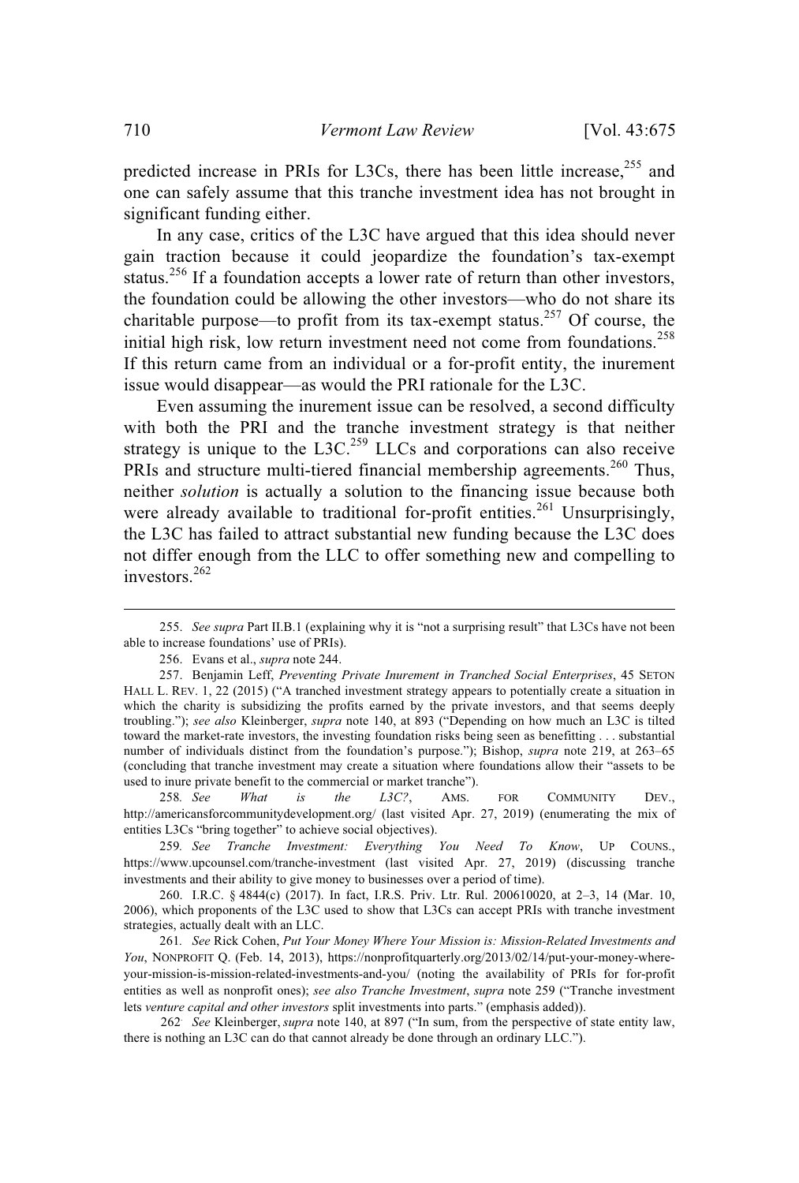predicted increase in PRIs for L3Cs, there has been little increase,[255] and one can safely assume that this tranche investment idea has not brought in significant funding either.

In any case, critics of the L3C have argued that this idea should never gain traction because it could jeopardize the foundation's tax-exempt status.[256] If a foundation accepts a lower rate of return than other investors, the foundation could be allowing the other investors—who do not share its charitable purpose—to profit from its tax-exempt status.[257] Of course, the initial high risk, low return investment need not come from foundations.[258] If this return came from an individual or a for-profit entity, the inurement issue would disappear—as would the PRI rationale for the L3C.

Even assuming the inurement issue can be resolved, a second difficulty with both the PRI and the tranche investment strategy is that neither strategy is unique to the L3C.[259] LLCs and corporations can also receive PRIs and structure multi-tiered financial membership agreements.[260] Thus, neither *solution* is actually a solution to the financing issue because both were already available to traditional for-profit entities.[261] Unsurprisingly, the L3C has failed to attract substantial new funding because the L3C does not differ enough from the LLC to offer something new and compelling to investors.[262]

---

255. *See supra* Part II.B.1 (explaining why it is "not a surprising result" that L3Cs have not been able to increase foundations' use of PRIs).

256. Evans et al., *supra* note 244.

257. Benjamin Leff, *Preventing Private Inurement in Tranched Social Enterprises*, 45 SETON HALL L. REV. 1, 22 (2015) ("A tranched investment strategy appears to potentially create a situation in which the charity is subsidizing the profits earned by the private investors, and that seems deeply troubling."); *see also* Kleinberger, *supra* note 140, at 893 ("Depending on how much an L3C is tilted toward the market-rate investors, the investing foundation risks being seen as benefitting . . . substantial number of individuals distinct from the foundation's purpose."); Bishop, *supra* note 219, at 263–65 (concluding that tranche investment may create a situation where foundations allow their "assets to be used to inure private benefit to the commercial or market tranche").

258. *See What is the L3C?*, AMS. FOR COMMUNITY DEV., http://americansforcommunitydevelopment.org/ (last visited Apr. 27, 2019) (enumerating the mix of entities L3Cs "bring together" to achieve social objectives).

259. *See Tranche Investment: Everything You Need To Know*, UP COUNS., https://www.upcounsel.com/tranche-investment (last visited Apr. 27, 2019) (discussing tranche investments and their ability to give money to businesses over a period of time).

260. I.R.C. § 4844(c) (2017). In fact, I.R.S. Priv. Ltr. Rul. 200610020, at 2–3, 14 (Mar. 10, 2006), which proponents of the L3C used to show that L3Cs can accept PRIs with tranche investment strategies, actually dealt with an LLC.

261. *See* Rick Cohen, *Put Your Money Where Your Mission is: Mission-Related Investments and You*, NONPROFIT Q. (Feb. 14, 2013), https://nonprofitquarterly.org/2013/02/14/put-your-money-where-your-mission-is-mission-related-investments-and-you/ (noting the availability of PRIs for for-profit entities as well as nonprofit ones); *see also Tranche Investment*, *supra* note 259 ("Tranche investment lets *venture capital and other investors* split investments into parts." (emphasis added)).

262. *See* Kleinberger, *supra* note 140, at 897 ("In sum, from the perspective of state entity law, there is nothing an L3C can do that cannot already be done through an ordinary LLC.").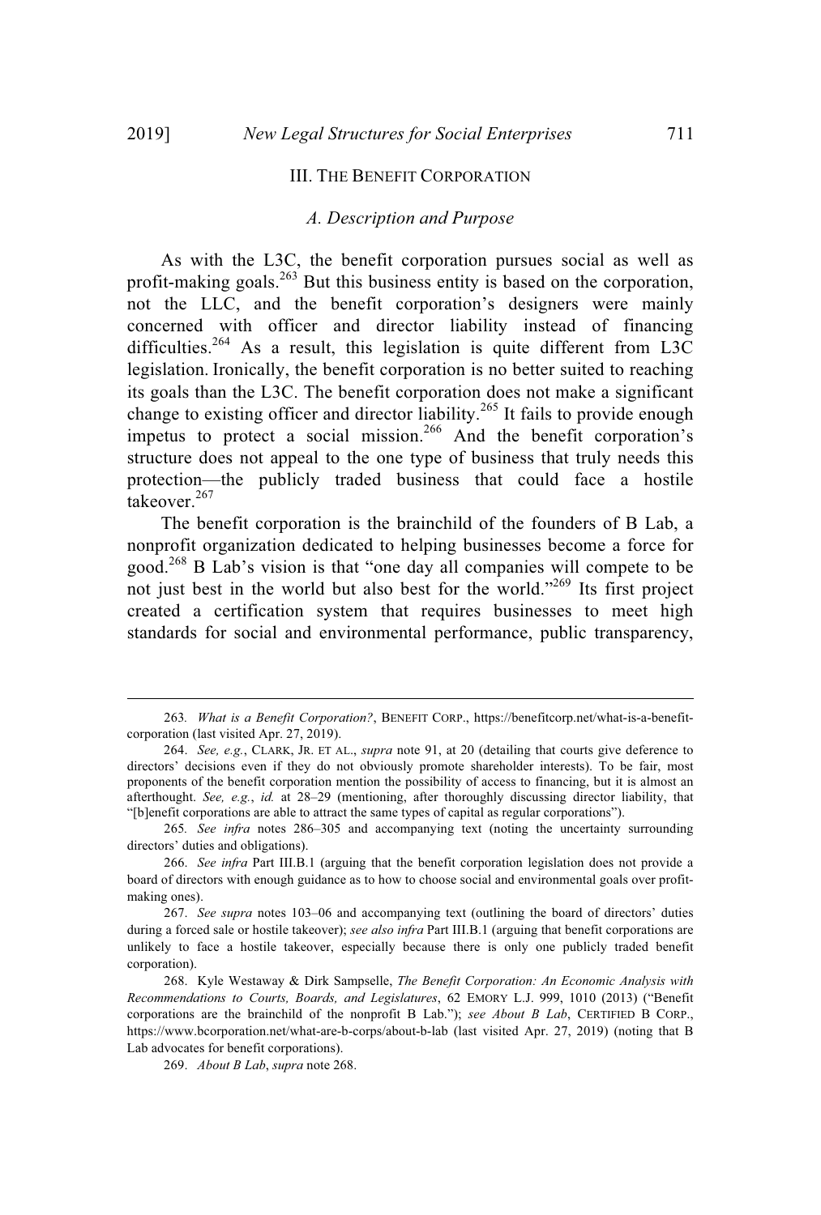## III. THE BENEFIT CORPORATION

### A. Description and Purpose

As with the L3C, the benefit corporation pursues social as well as profit-making goals.[263] But this business entity is based on the corporation, not the LLC, and the benefit corporation's designers were mainly concerned with officer and director liability instead of financing difficulties.[264] As a result, this legislation is quite different from L3C legislation. Ironically, the benefit corporation is no better suited to reaching its goals than the L3C. The benefit corporation does not make a significant change to existing officer and director liability.[265] It fails to provide enough impetus to protect a social mission.[266] And the benefit corporation's structure does not appeal to the one type of business that truly needs this protection—the publicly traded business that could face a hostile takeover.[267]

The benefit corporation is the brainchild of the founders of B Lab, a nonprofit organization dedicated to helping businesses become a force for good.[268] B Lab's vision is that "one day all companies will compete to be not just best in the world but also best for the world."[269] Its first project created a certification system that requires businesses to meet high standards for social and environmental performance, public transparency,

---

263. *What is a Benefit Corporation?*, BENEFIT CORP., https://benefitcorp.net/what-is-a-benefit-corporation (last visited Apr. 27, 2019).

264. *See, e.g.*, CLARK, JR. ET AL., *supra* note 91, at 20 (detailing that courts give deference to directors' decisions even if they do not obviously promote shareholder interests). To be fair, most proponents of the benefit corporation mention the possibility of access to financing, but it is almost an afterthought. *See, e.g.*, *id.* at 28–29 (mentioning, after thoroughly discussing director liability, that "[b]enefit corporations are able to attract the same types of capital as regular corporations").

265. *See infra* notes 286–305 and accompanying text (noting the uncertainty surrounding directors' duties and obligations).

266. *See infra* Part III.B.1 (arguing that the benefit corporation legislation does not provide a board of directors with enough guidance as to how to choose social and environmental goals over profit-making ones).

267. *See supra* notes 103–06 and accompanying text (outlining the board of directors' duties during a forced sale or hostile takeover); *see also infra* Part III.B.1 (arguing that benefit corporations are unlikely to face a hostile takeover, especially because there is only one publicly traded benefit corporation).

268. Kyle Westaway & Dirk Sampselle, *The Benefit Corporation: An Economic Analysis with Recommendations to Courts, Boards, and Legislatures*, 62 EMORY L.J. 999, 1010 (2013) ("Benefit corporations are the brainchild of the nonprofit B Lab."); *see About B Lab*, CERTIFIED B CORP., https://www.bcorporation.net/what-are-b-corps/about-b-lab (last visited Apr. 27, 2019) (noting that B Lab advocates for benefit corporations).

269. *About B Lab*, *supra* note 268.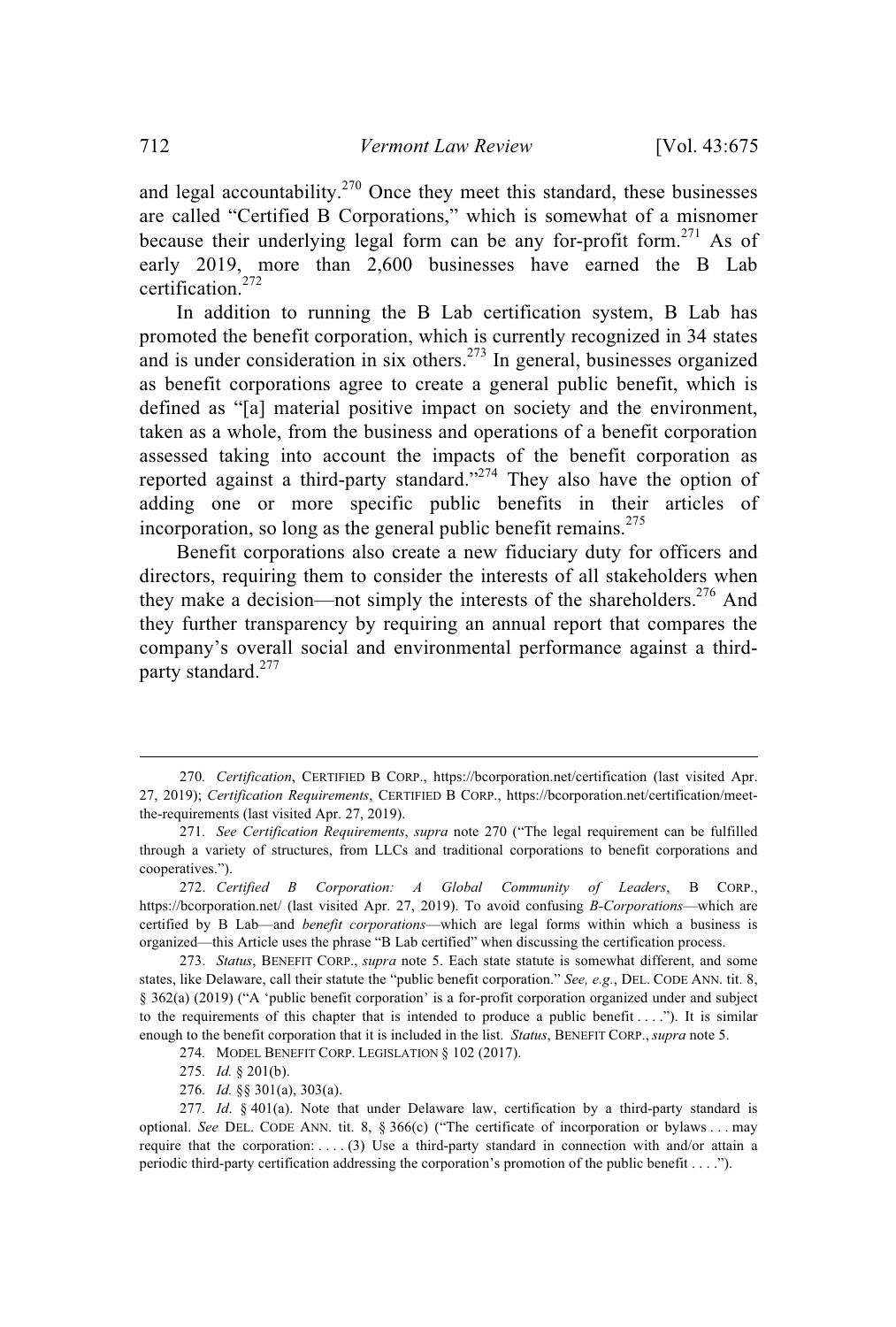and legal accountability.[270] Once they meet this standard, these businesses are called "Certified B Corporations," which is somewhat of a misnomer because their underlying legal form can be any for-profit form.[271] As of early 2019, more than 2,600 businesses have earned the B Lab certification.[272]

In addition to running the B Lab certification system, B Lab has promoted the benefit corporation, which is currently recognized in 34 states and is under consideration in six others.[273] In general, businesses organized as benefit corporations agree to create a general public benefit, which is defined as "[a] material positive impact on society and the environment, taken as a whole, from the business and operations of a benefit corporation assessed taking into account the impacts of the benefit corporation as reported against a third-party standard."[274] They also have the option of adding one or more specific public benefits in their articles of incorporation, so long as the general public benefit remains.[275]

Benefit corporations also create a new fiduciary duty for officers and directors, requiring them to consider the interests of all stakeholders when they make a decision—not simply the interests of the shareholders.[276] And they further transparency by requiring an annual report that compares the company's overall social and environmental performance against a third-party standard.[277]

---

270. *Certification*, CERTIFIED B CORP., https://bcorporation.net/certification (last visited Apr. 27, 2019); *Certification Requirements*, CERTIFIED B CORP., https://bcorporation.net/certification/meet-the-requirements (last visited Apr. 27, 2019).

271. *See Certification Requirements*, *supra* note 270 ("The legal requirement can be fulfilled through a variety of structures, from LLCs and traditional corporations to benefit corporations and cooperatives.").

272. *Certified B Corporation: A Global Community of Leaders*, B CORP., https://bcorporation.net/ (last visited Apr. 27, 2019). To avoid confusing *B-Corporations*—which are certified by B Lab—and *benefit corporations*—which are legal forms within which a business is organized—this Article uses the phrase "B Lab certified" when discussing the certification process.

273. *Status*, BENEFIT CORP., *supra* note 5. Each state statute is somewhat different, and some states, like Delaware, call their statute the "public benefit corporation." *See, e.g.*, DEL. CODE ANN. tit. 8, § 362(a) (2019) ("A 'public benefit corporation' is a for-profit corporation organized under and subject to the requirements of this chapter that is intended to produce a public benefit . . . ."). It is similar enough to the benefit corporation that it is included in the list. *Status*, BENEFIT CORP., *supra* note 5.

274. MODEL BENEFIT CORP. LEGISLATION § 102 (2017).

275. *Id.* § 201(b).

276. *Id.* §§ 301(a), 303(a).

277. *Id*. § 401(a). Note that under Delaware law, certification by a third-party standard is optional. *See* DEL. CODE ANN. tit. 8, § 366(c) ("The certificate of incorporation or bylaws . . . may require that the corporation: . . . . (3) Use a third-party standard in connection with and/or attain a periodic third-party certification addressing the corporation's promotion of the public benefit . . . .").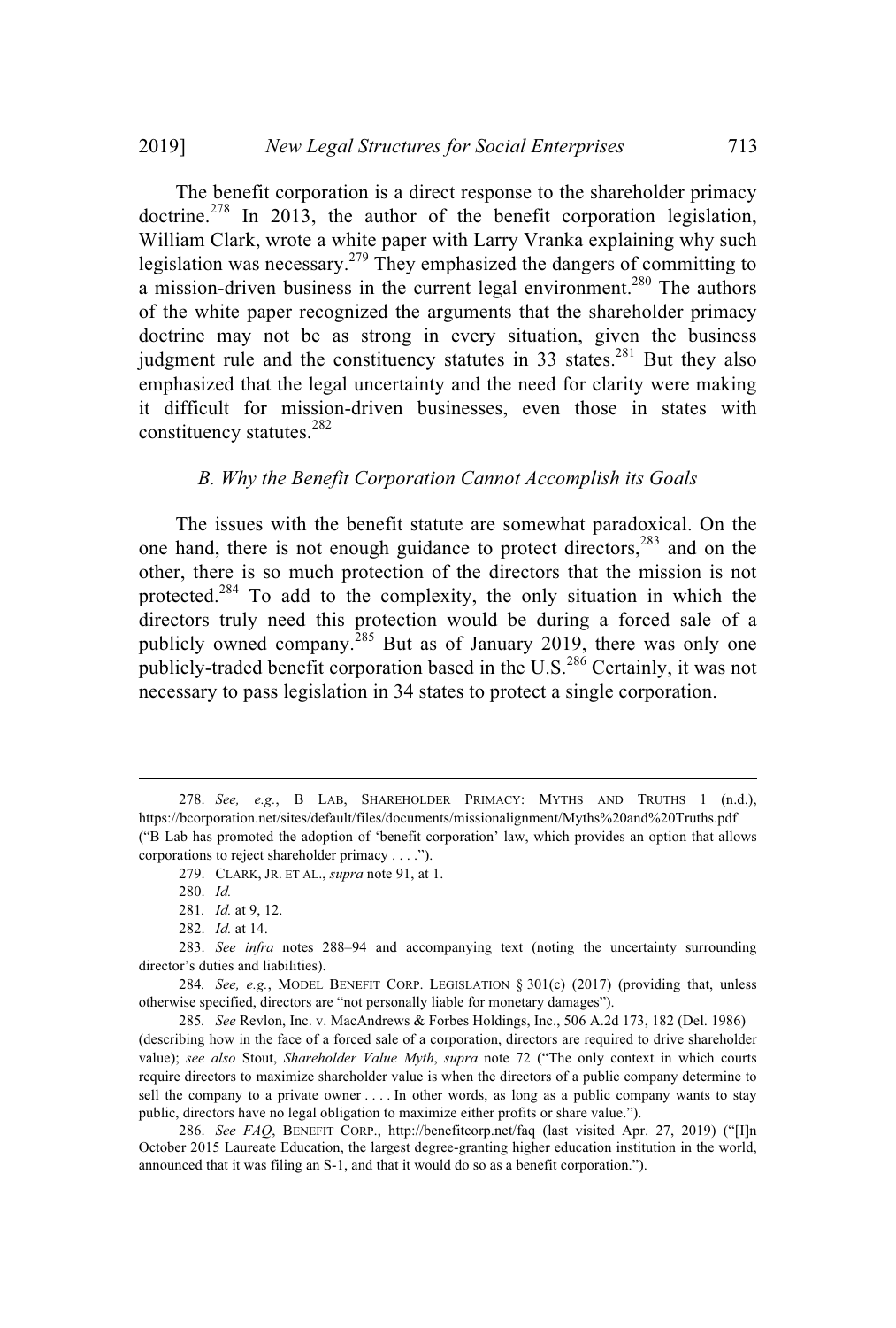The benefit corporation is a direct response to the shareholder primacy doctrine.[278] In 2013, the author of the benefit corporation legislation, William Clark, wrote a white paper with Larry Vranka explaining why such legislation was necessary.[279] They emphasized the dangers of committing to a mission-driven business in the current legal environment.[280] The authors of the white paper recognized the arguments that the shareholder primacy doctrine may not be as strong in every situation, given the business judgment rule and the constituency statutes in 33 states.[281] But they also emphasized that the legal uncertainty and the need for clarity were making it difficult for mission-driven businesses, even those in states with constituency statutes.[282]

### *B. Why the Benefit Corporation Cannot Accomplish its Goals*

The issues with the benefit statute are somewhat paradoxical. On the one hand, there is not enough guidance to protect directors,[283] and on the other, there is so much protection of the directors that the mission is not protected.[284] To add to the complexity, the only situation in which the directors truly need this protection would be during a forced sale of a publicly owned company.[285] But as of January 2019, there was only one publicly-traded benefit corporation based in the U.S.[286] Certainly, it was not necessary to pass legislation in 34 states to protect a single corporation.

---

278. *See, e.g.*, B LAB, SHAREHOLDER PRIMACY: MYTHS AND TRUTHS 1 (n.d.), https://bcorporation.net/sites/default/files/documents/missionalignment/Myths%20and%20Truths.pdf ("B Lab has promoted the adoption of 'benefit corporation' law, which provides an option that allows corporations to reject shareholder primacy . . . .").

279. CLARK, JR. ET AL., *supra* note 91, at 1.

280. *Id.*

281. *Id.* at 9, 12.

282. *Id.* at 14.

283. *See infra* notes 288–94 and accompanying text (noting the uncertainty surrounding director's duties and liabilities).

284. *See, e.g.*, MODEL BENEFIT CORP. LEGISLATION § 301(c) (2017) (providing that, unless otherwise specified, directors are "not personally liable for monetary damages").

285. *See* Revlon, Inc. v. MacAndrews & Forbes Holdings, Inc., 506 A.2d 173, 182 (Del. 1986) (describing how in the face of a forced sale of a corporation, directors are required to drive shareholder value); *see also* Stout, *Shareholder Value Myth*, *supra* note 72 ("The only context in which courts require directors to maximize shareholder value is when the directors of a public company determine to sell the company to a private owner . . . . In other words, as long as a public company wants to stay public, directors have no legal obligation to maximize either profits or share value.").

286. *See FAQ*, BENEFIT CORP., http://benefitcorp.net/faq (last visited Apr. 27, 2019) ("[I]n October 2015 Laureate Education, the largest degree-granting higher education institution in the world, announced that it was filing an S-1, and that it would do so as a benefit corporation.").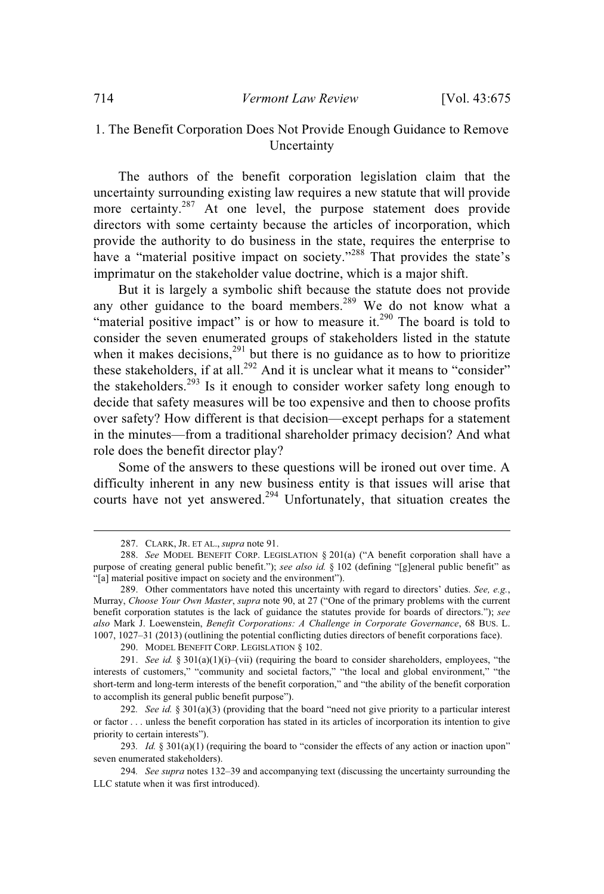### 1. The Benefit Corporation Does Not Provide Enough Guidance to Remove Uncertainty

The authors of the benefit corporation legislation claim that the uncertainty surrounding existing law requires a new statute that will provide more certainty.[287] At one level, the purpose statement does provide directors with some certainty because the articles of incorporation, which provide the authority to do business in the state, requires the enterprise to have a "material positive impact on society."[288] That provides the state's imprimatur on the stakeholder value doctrine, which is a major shift.

But it is largely a symbolic shift because the statute does not provide any other guidance to the board members.[289] We do not know what a "material positive impact" is or how to measure it.[290] The board is told to consider the seven enumerated groups of stakeholders listed in the statute when it makes decisions,[291] but there is no guidance as to how to prioritize these stakeholders, if at all.[292] And it is unclear what it means to "consider" the stakeholders.[293] Is it enough to consider worker safety long enough to decide that safety measures will be too expensive and then to choose profits over safety? How different is that decision—except perhaps for a statement in the minutes—from a traditional shareholder primacy decision? And what role does the benefit director play?

Some of the answers to these questions will be ironed out over time. A difficulty inherent in any new business entity is that issues will arise that courts have not yet answered.[294] Unfortunately, that situation creates the

---

287. CLARK, JR. ET AL., *supra* note 91.

288. *See* MODEL BENEFIT CORP. LEGISLATION § 201(a) ("A benefit corporation shall have a purpose of creating general public benefit."); *see also id.* § 102 (defining "[g]eneral public benefit" as "[a] material positive impact on society and the environment").

289. Other commentators have noted this uncertainty with regard to directors' duties. *See, e.g.*, Murray, *Choose Your Own Master*, *supra* note 90, at 27 ("One of the primary problems with the current benefit corporation statutes is the lack of guidance the statutes provide for boards of directors."); *see also* Mark J. Loewenstein, *Benefit Corporations: A Challenge in Corporate Governance*, 68 BUS. L. 1007, 1027–31 (2013) (outlining the potential conflicting duties directors of benefit corporations face).

290. MODEL BENEFIT CORP. LEGISLATION § 102.

291. *See id.* § 301(a)(1)(i)–(vii) (requiring the board to consider shareholders, employees, "the interests of customers," "community and societal factors," "the local and global environment," "the short-term and long-term interests of the benefit corporation," and "the ability of the benefit corporation to accomplish its general public benefit purpose").

292. *See id.* § 301(a)(3) (providing that the board "need not give priority to a particular interest or factor . . . unless the benefit corporation has stated in its articles of incorporation its intention to give priority to certain interests").

293. *Id.* § 301(a)(1) (requiring the board to "consider the effects of any action or inaction upon" seven enumerated stakeholders).

294. *See supra* notes 132–39 and accompanying text (discussing the uncertainty surrounding the LLC statute when it was first introduced).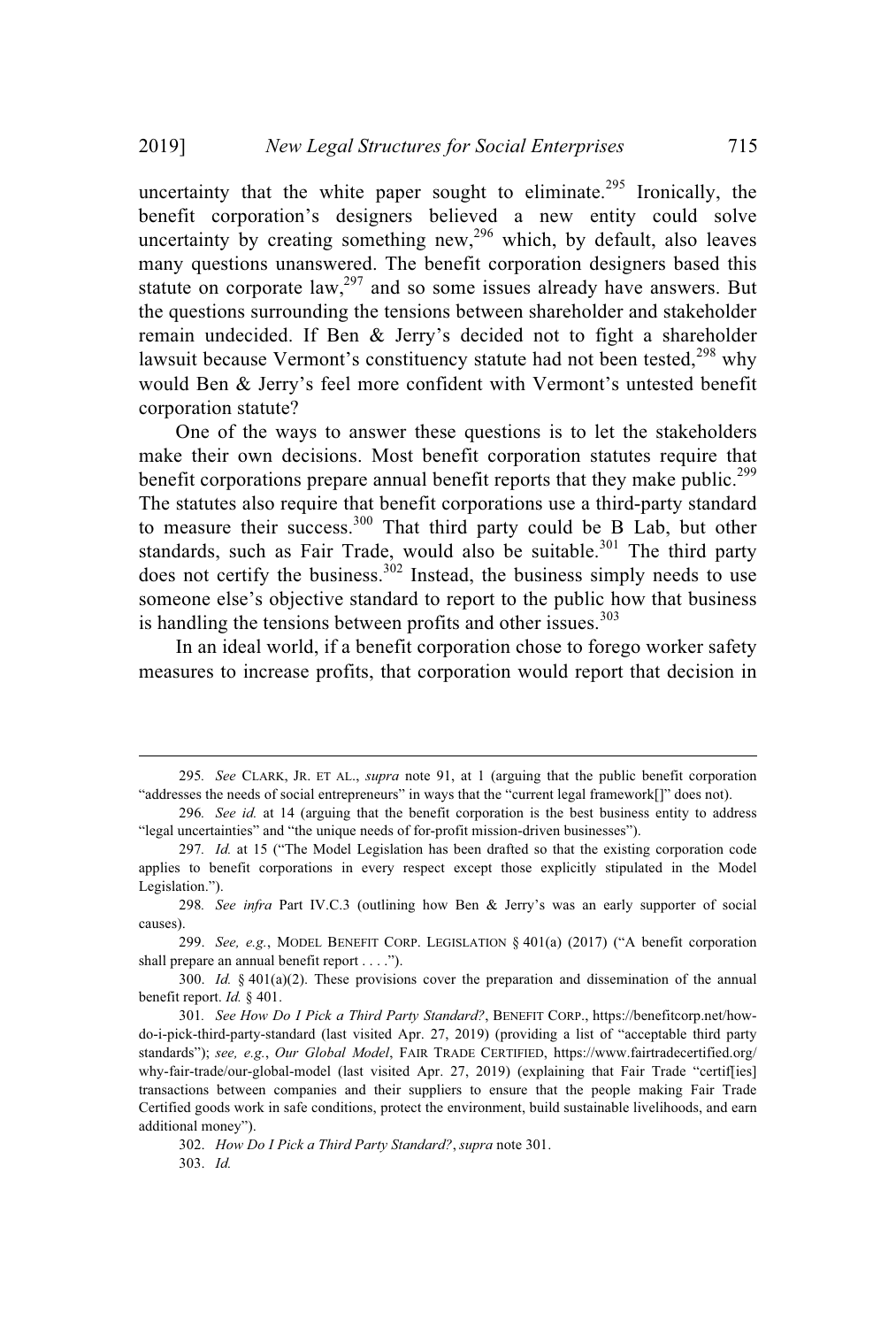uncertainty that the white paper sought to eliminate.[295] Ironically, the benefit corporation's designers believed a new entity could solve uncertainty by creating something new,[296] which, by default, also leaves many questions unanswered. The benefit corporation designers based this statute on corporate law,[297] and so some issues already have answers. But the questions surrounding the tensions between shareholder and stakeholder remain undecided. If Ben & Jerry's decided not to fight a shareholder lawsuit because Vermont's constituency statute had not been tested,[298] why would Ben & Jerry's feel more confident with Vermont's untested benefit corporation statute?

One of the ways to answer these questions is to let the stakeholders make their own decisions. Most benefit corporation statutes require that benefit corporations prepare annual benefit reports that they make public.[299] The statutes also require that benefit corporations use a third-party standard to measure their success.[300] That third party could be B Lab, but other standards, such as Fair Trade, would also be suitable.[301] The third party does not certify the business.[302] Instead, the business simply needs to use someone else's objective standard to report to the public how that business is handling the tensions between profits and other issues.[303]

In an ideal world, if a benefit corporation chose to forego worker safety measures to increase profits, that corporation would report that decision in

---

295. *See* CLARK, JR. ET AL., *supra* note 91, at 1 (arguing that the public benefit corporation "addresses the needs of social entrepreneurs" in ways that the "current legal framework[]" does not).

296. *See id.* at 14 (arguing that the benefit corporation is the best business entity to address "legal uncertainties" and "the unique needs of for-profit mission-driven businesses").

297. *Id.* at 15 ("The Model Legislation has been drafted so that the existing corporation code applies to benefit corporations in every respect except those explicitly stipulated in the Model Legislation.").

298. *See infra* Part IV.C.3 (outlining how Ben & Jerry's was an early supporter of social causes).

299. *See, e.g.*, MODEL BENEFIT CORP. LEGISLATION § 401(a) (2017) ("A benefit corporation shall prepare an annual benefit report . . . .").

300. *Id.* § 401(a)(2). These provisions cover the preparation and dissemination of the annual benefit report. *Id.* § 401.

301. *See How Do I Pick a Third Party Standard?*, BENEFIT CORP., https://benefitcorp.net/how-do-i-pick-third-party-standard (last visited Apr. 27, 2019) (providing a list of "acceptable third party standards"); *see, e.g.*, *Our Global Model*, FAIR TRADE CERTIFIED, https://www.fairtradecertified.org/why-fair-trade/our-global-model (last visited Apr. 27, 2019) (explaining that Fair Trade "certif[ies] transactions between companies and their suppliers to ensure that the people making Fair Trade Certified goods work in safe conditions, protect the environment, build sustainable livelihoods, and earn additional money").

302. *How Do I Pick a Third Party Standard?*, *supra* note 301.

303. *Id.*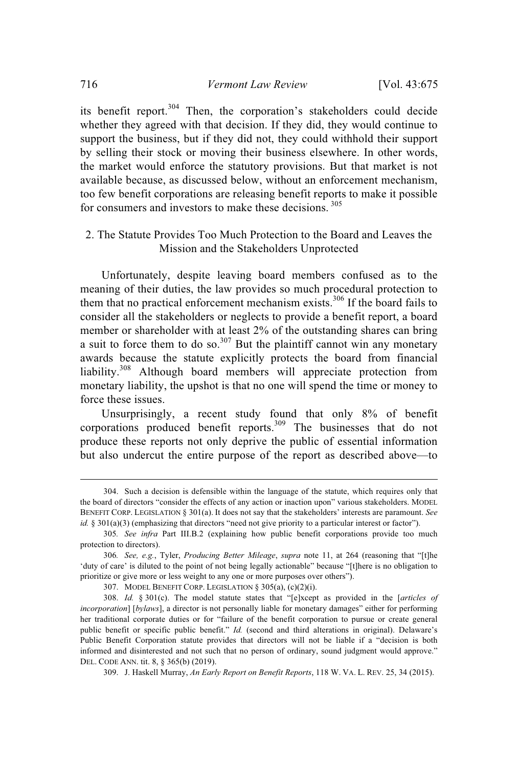its benefit report.[304] Then, the corporation's stakeholders could decide whether they agreed with that decision. If they did, they would continue to support the business, but if they did not, they could withhold their support by selling their stock or moving their business elsewhere. In other words, the market would enforce the statutory provisions. But that market is not available because, as discussed below, without an enforcement mechanism, too few benefit corporations are releasing benefit reports to make it possible for consumers and investors to make these decisions.[305]

### 2. The Statute Provides Too Much Protection to the Board and Leaves the Mission and the Stakeholders Unprotected

Unfortunately, despite leaving board members confused as to the meaning of their duties, the law provides so much procedural protection to them that no practical enforcement mechanism exists.[306] If the board fails to consider all the stakeholders or neglects to provide a benefit report, a board member or shareholder with at least 2% of the outstanding shares can bring a suit to force them to do so.[307] But the plaintiff cannot win any monetary awards because the statute explicitly protects the board from financial liability.[308] Although board members will appreciate protection from monetary liability, the upshot is that no one will spend the time or money to force these issues.

Unsurprisingly, a recent study found that only 8% of benefit corporations produced benefit reports.[309] The businesses that do not produce these reports not only deprive the public of essential information but also undercut the entire purpose of the report as described above—to

---

304. Such a decision is defensible within the language of the statute, which requires only that the board of directors "consider the effects of any action or inaction upon" various stakeholders. MODEL BENEFIT CORP. LEGISLATION § 301(a). It does not say that the stakeholders' interests are paramount. *See id.* § 301(a)(3) (emphasizing that directors "need not give priority to a particular interest or factor").

305. *See infra* Part III.B.2 (explaining how public benefit corporations provide too much protection to directors).

306. *See, e.g.*, Tyler, *Producing Better Mileage*, *supra* note 11, at 264 (reasoning that "[t]he 'duty of care' is diluted to the point of not being legally actionable" because "[t]here is no obligation to prioritize or give more or less weight to any one or more purposes over others").

307. MODEL BENEFIT CORP. LEGISLATION § 305(a), (c)(2)(i).

308. *Id.* § 301(c). The model statute states that "[e]xcept as provided in the [*articles of incorporation*] [*bylaws*], a director is not personally liable for monetary damages" either for performing her traditional corporate duties or for "failure of the benefit corporation to pursue or create general public benefit or specific public benefit." *Id.* (second and third alterations in original). Delaware's Public Benefit Corporation statute provides that directors will not be liable if a "decision is both informed and disinterested and not such that no person of ordinary, sound judgment would approve." DEL. CODE ANN. tit. 8, § 365(b) (2019).

309. J. Haskell Murray, *An Early Report on Benefit Reports*, 118 W. VA. L. REV. 25, 34 (2015).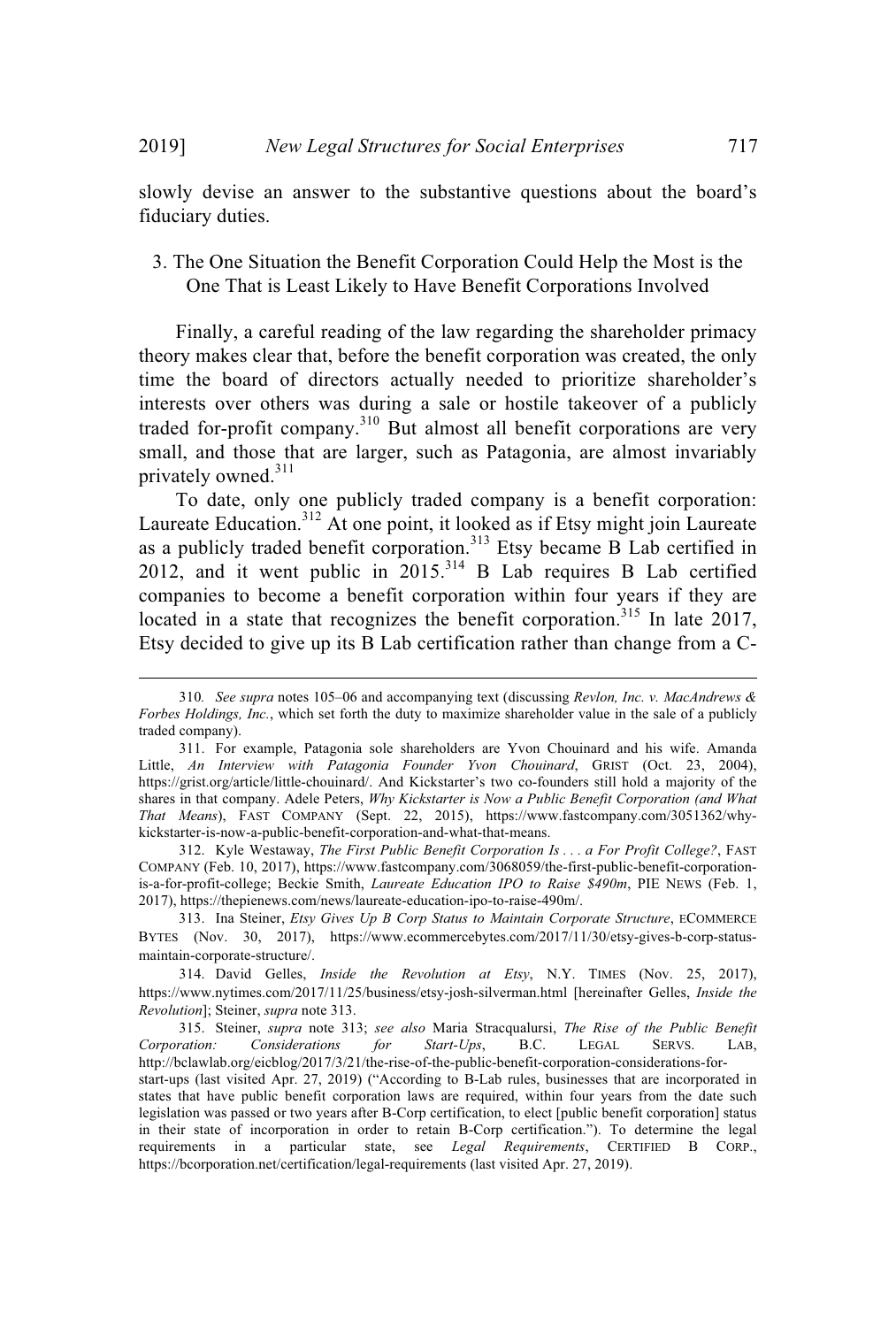slowly devise an answer to the substantive questions about the board's fiduciary duties.

### 3. The One Situation the Benefit Corporation Could Help the Most is the One That is Least Likely to Have Benefit Corporations Involved

Finally, a careful reading of the law regarding the shareholder primacy theory makes clear that, before the benefit corporation was created, the only time the board of directors actually needed to prioritize shareholder's interests over others was during a sale or hostile takeover of a publicly traded for-profit company.[310] But almost all benefit corporations are very small, and those that are larger, such as Patagonia, are almost invariably privately owned.[311]

To date, only one publicly traded company is a benefit corporation: Laureate Education.[312] At one point, it looked as if Etsy might join Laureate as a publicly traded benefit corporation.[313] Etsy became B Lab certified in 2012, and it went public in 2015.[314] B Lab requires B Lab certified companies to become a benefit corporation within four years if they are located in a state that recognizes the benefit corporation.[315] In late 2017, Etsy decided to give up its B Lab certification rather than change from a C-

---

310. *See supra* notes 105–06 and accompanying text (discussing *Revlon, Inc. v. MacAndrews & Forbes Holdings, Inc.*, which set forth the duty to maximize shareholder value in the sale of a publicly traded company).

311. For example, Patagonia sole shareholders are Yvon Chouinard and his wife. Amanda Little, *An Interview with Patagonia Founder Yvon Chouinard*, GRIST (Oct. 23, 2004), https://grist.org/article/little-chouinard/. And Kickstarter's two co-founders still hold a majority of the shares in that company. Adele Peters, *Why Kickstarter is Now a Public Benefit Corporation (and What That Means)*, FAST COMPANY (Sept. 22, 2015), https://www.fastcompany.com/3051362/why-kickstarter-is-now-a-public-benefit-corporation-and-what-that-means.

312. Kyle Westaway, *The First Public Benefit Corporation Is . . . a For Profit College?*, FAST COMPANY (Feb. 10, 2017), https://www.fastcompany.com/3068059/the-first-public-benefit-corporation-is-a-for-profit-college; Beckie Smith, *Laureate Education IPO to Raise $490m*, PIE NEWS (Feb. 1, 2017), https://thepienews.com/news/laureate-education-ipo-to-raise-490m/.

313. Ina Steiner, *Etsy Gives Up B Corp Status to Maintain Corporate Structure*, ECOMMERCE BYTES (Nov. 30, 2017), https://www.ecommercebytes.com/2017/11/30/etsy-gives-b-corp-status-maintain-corporate-structure/.

314. David Gelles, *Inside the Revolution at Etsy*, N.Y. TIMES (Nov. 25, 2017), https://www.nytimes.com/2017/11/25/business/etsy-josh-silverman.html [hereinafter Gelles, *Inside the Revolution*]; Steiner, *supra* note 313.

315. Steiner, *supra* note 313; *see also* Maria Stracqualursi, *The Rise of the Public Benefit Corporation: Considerations for Start-Ups*, B.C. LEGAL SERVS. LAB, http://bclawlab.org/eicblog/2017/3/21/the-rise-of-the-public-benefit-corporation-considerations-for-start-ups (last visited Apr. 27, 2019) ("According to B-Lab rules, businesses that are incorporated in states that have public benefit corporation laws are required, within four years from the date such legislation was passed or two years after B-Corp certification, to elect [public benefit corporation] status in their state of incorporation in order to retain B-Corp certification."). To determine the legal requirements in a particular state, see *Legal Requirements*, CERTIFIED B CORP., https://bcorporation.net/certification/legal-requirements (last visited Apr. 27, 2019).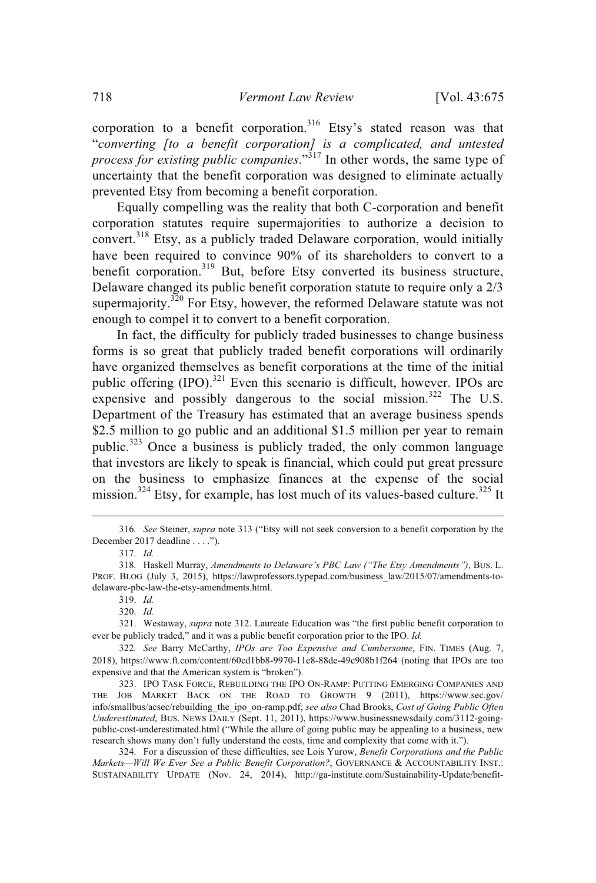corporation to a benefit corporation.[316] Etsy's stated reason was that "*converting [to a benefit corporation] is a complicated, and untested process for existing public companies*."[317] In other words, the same type of uncertainty that the benefit corporation was designed to eliminate actually prevented Etsy from becoming a benefit corporation.

Equally compelling was the reality that both C-corporation and benefit corporation statutes require supermajorities to authorize a decision to convert.[318] Etsy, as a publicly traded Delaware corporation, would initially have been required to convince 90% of its shareholders to convert to a benefit corporation.[319] But, before Etsy converted its business structure, Delaware changed its public benefit corporation statute to require only a 2/3 supermajority.[320] For Etsy, however, the reformed Delaware statute was not enough to compel it to convert to a benefit corporation.

In fact, the difficulty for publicly traded businesses to change business forms is so great that publicly traded benefit corporations will ordinarily have organized themselves as benefit corporations at the time of the initial public offering (IPO).[321] Even this scenario is difficult, however. IPOs are expensive and possibly dangerous to the social mission.[322] The U.S. Department of the Treasury has estimated that an average business spends \$2.5 million to go public and an additional \$1.5 million per year to remain public.[323] Once a business is publicly traded, the only common language that investors are likely to speak is financial, which could put great pressure on the business to emphasize finances at the expense of the social mission.[324] Etsy, for example, has lost much of its values-based culture.[325] It

---

316. *See* Steiner, *supra* note 313 ("Etsy will not seek conversion to a benefit corporation by the December 2017 deadline . . . .").

317. *Id.*

318. Haskell Murray, *Amendments to Delaware's PBC Law ("The Etsy Amendments")*, BUS. L. PROF. BLOG (July 3, 2015), https://lawprofessors.typepad.com/business_law/2015/07/amendments-to-delaware-pbc-law-the-etsy-amendments.html.

319. *Id.*

320. *Id.*

321. Westaway, *supra* note 312. Laureate Education was "the first public benefit corporation to ever be publicly traded," and it was a public benefit corporation prior to the IPO. *Id.*

322. *See* Barry McCarthy, *IPOs are Too Expensive and Cumbersome*, FIN. TIMES (Aug. 7, 2018), https://www.ft.com/content/60cd1bb8-9970-11e8-88de-49c908b1f264 (noting that IPOs are too expensive and that the American system is "broken").

323. IPO TASK FORCE, REBUILDING THE IPO ON-RAMP: PUTTING EMERGING COMPANIES AND THE JOB MARKET BACK ON THE ROAD TO GROWTH 9 (2011), https://www.sec.gov/info/smallbus/acsec/rebuilding_the_ipo_on-ramp.pdf; *see also* Chad Brooks, *Cost of Going Public Often Underestimated*, BUS. NEWS DAILY (Sept. 11, 2011), https://www.businessnewsdaily.com/3112-going-public-cost-underestimated.html ("While the allure of going public may be appealing to a business, new research shows many don't fully understand the costs, time and complexity that come with it.").

324. For a discussion of these difficulties, see Lois Yurow, *Benefit Corporations and the Public Markets—Will We Ever See a Public Benefit Corporation?*, GOVERNANCE & ACCOUNTABILITY INST.: SUSTAINABILITY UPDATE (Nov. 24, 2014), http://ga-institute.com/Sustainability-Update/benefit-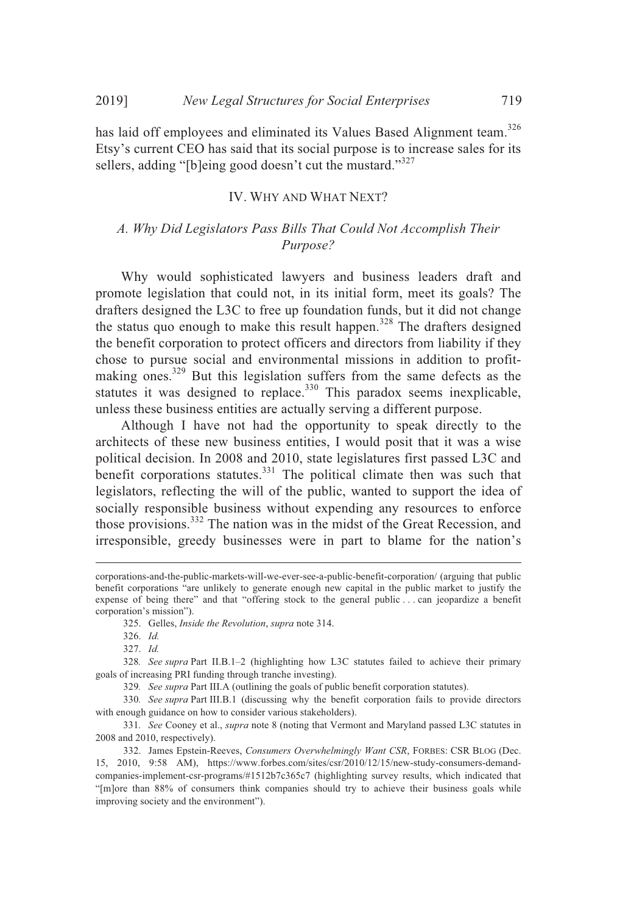has laid off employees and eliminated its Values Based Alignment team.[326] Etsy's current CEO has said that its social purpose is to increase sales for its sellers, adding "[b]eing good doesn't cut the mustard."[327]

## IV. WHY AND WHAT NEXT?

### *A. Why Did Legislators Pass Bills That Could Not Accomplish Their Purpose?*

Why would sophisticated lawyers and business leaders draft and promote legislation that could not, in its initial form, meet its goals? The drafters designed the L3C to free up foundation funds, but it did not change the status quo enough to make this result happen.[328] The drafters designed the benefit corporation to protect officers and directors from liability if they chose to pursue social and environmental missions in addition to profit-making ones.[329] But this legislation suffers from the same defects as the statutes it was designed to replace.[330] This paradox seems inexplicable, unless these business entities are actually serving a different purpose.

Although I have not had the opportunity to speak directly to the architects of these new business entities, I would posit that it was a wise political decision. In 2008 and 2010, state legislatures first passed L3C and benefit corporations statutes.[331] The political climate then was such that legislators, reflecting the will of the public, wanted to support the idea of socially responsible business without expending any resources to enforce those provisions.[332] The nation was in the midst of the Great Recession, and irresponsible, greedy businesses were in part to blame for the nation's

---

corporations-and-the-public-markets-will-we-ever-see-a-public-benefit-corporation/ (arguing that public benefit corporations "are unlikely to generate enough new capital in the public market to justify the expense of being there" and that "offering stock to the general public . . . can jeopardize a benefit corporation's mission").

325. Gelles, *Inside the Revolution*, *supra* note 314.

326. *Id.*

327. *Id.*

328. *See supra* Part II.B.1–2 (highlighting how L3C statutes failed to achieve their primary goals of increasing PRI funding through tranche investing).

329. *See supra* Part III.A (outlining the goals of public benefit corporation statutes).

330. *See supra* Part III.B.1 (discussing why the benefit corporation fails to provide directors with enough guidance on how to consider various stakeholders).

331. *See* Cooney et al., *supra* note 8 (noting that Vermont and Maryland passed L3C statutes in 2008 and 2010, respectively).

332. James Epstein-Reeves, *Consumers Overwhelmingly Want CSR*, FORBES: CSR BLOG (Dec. 15, 2010, 9:58 AM), https://www.forbes.com/sites/csr/2010/12/15/new-study-consumers-demand-companies-implement-csr-programs/#1512b7c365c7 (highlighting survey results, which indicated that "[m]ore than 88% of consumers think companies should try to achieve their business goals while improving society and the environment").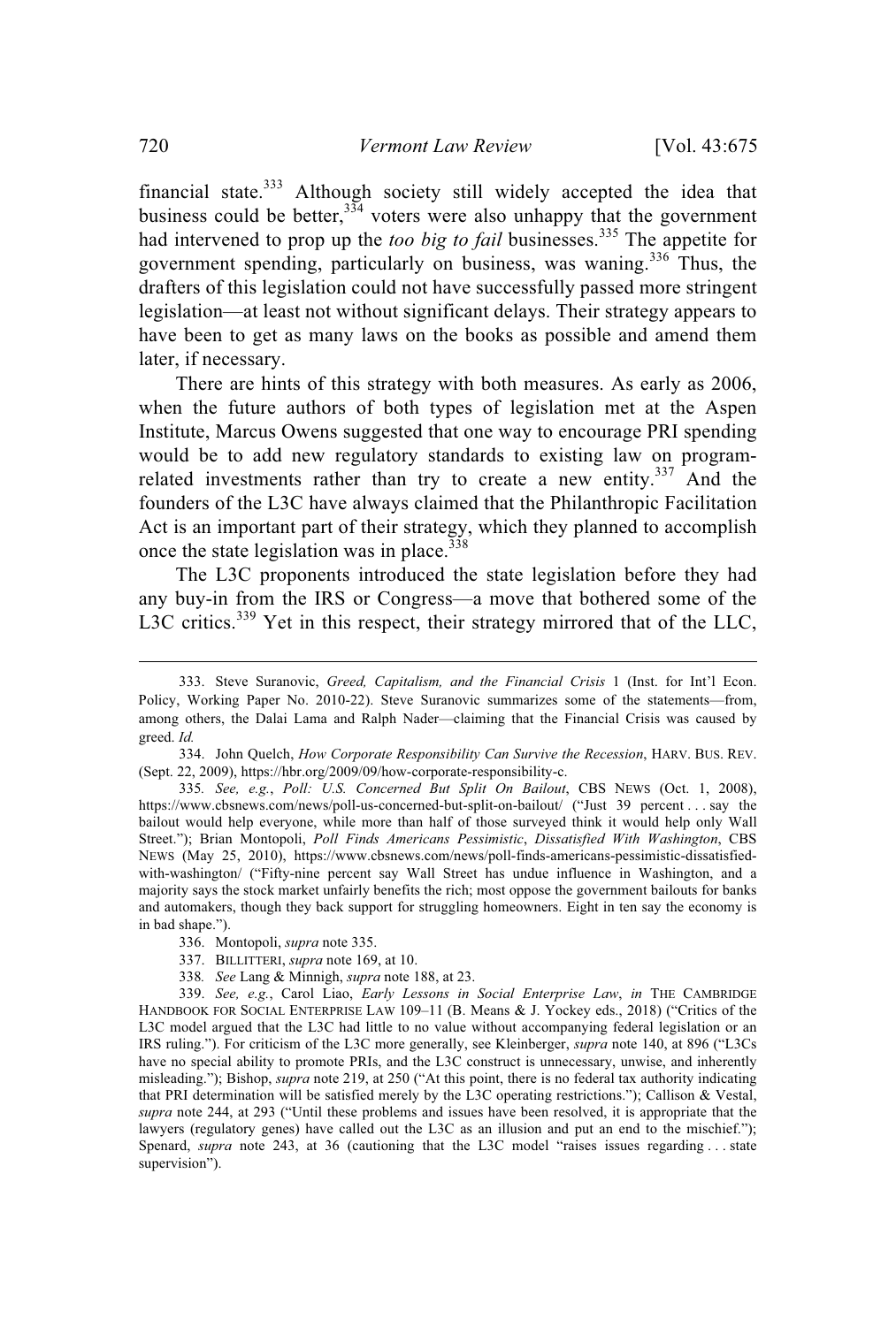financial state.[333] Although society still widely accepted the idea that business could be better,[334] voters were also unhappy that the government had intervened to prop up the *too big to fail* businesses.[335] The appetite for government spending, particularly on business, was waning.[336] Thus, the drafters of this legislation could not have successfully passed more stringent legislation—at least not without significant delays. Their strategy appears to have been to get as many laws on the books as possible and amend them later, if necessary.

There are hints of this strategy with both measures. As early as 2006, when the future authors of both types of legislation met at the Aspen Institute, Marcus Owens suggested that one way to encourage PRI spending would be to add new regulatory standards to existing law on program-related investments rather than try to create a new entity.[337] And the founders of the L3C have always claimed that the Philanthropic Facilitation Act is an important part of their strategy, which they planned to accomplish once the state legislation was in place.[338]

The L3C proponents introduced the state legislation before they had any buy-in from the IRS or Congress—a move that bothered some of the L3C critics.[339] Yet in this respect, their strategy mirrored that of the LLC,

---

333. Steve Suranovic, *Greed, Capitalism, and the Financial Crisis* 1 (Inst. for Int'l Econ. Policy, Working Paper No. 2010-22). Steve Suranovic summarizes some of the statements—from, among others, the Dalai Lama and Ralph Nader—claiming that the Financial Crisis was caused by greed. *Id.*

334. John Quelch, *How Corporate Responsibility Can Survive the Recession*, HARV. BUS. REV. (Sept. 22, 2009), https://hbr.org/2009/09/how-corporate-responsibility-c.

335. *See, e.g.*, *Poll: U.S. Concerned But Split On Bailout*, CBS NEWS (Oct. 1, 2008), https://www.cbsnews.com/news/poll-us-concerned-but-split-on-bailout/ ("Just 39 percent . . . say the bailout would help everyone, while more than half of those surveyed think it would help only Wall Street."); Brian Montopoli, *Poll Finds Americans Pessimistic, Dissatisfied With Washington*, CBS NEWS (May 25, 2010), https://www.cbsnews.com/news/poll-finds-americans-pessimistic-dissatisfied-with-washington/ ("Fifty-nine percent say Wall Street has undue influence in Washington, and a majority says the stock market unfairly benefits the rich; most oppose the government bailouts for banks and automakers, though they back support for struggling homeowners. Eight in ten say the economy is in bad shape.").

336. Montopoli, *supra* note 335.

337. BILLITTERI, *supra* note 169, at 10.

338. *See* Lang & Minnigh, *supra* note 188, at 23.

339. *See, e.g.*, Carol Liao, *Early Lessons in Social Enterprise Law*, *in* THE CAMBRIDGE HANDBOOK FOR SOCIAL ENTERPRISE LAW 109–11 (B. Means & J. Yockey eds., 2018) ("Critics of the L3C model argued that the L3C had little to no value without accompanying federal legislation or an IRS ruling."). For criticism of the L3C more generally, see Kleinberger, *supra* note 140, at 896 ("L3Cs have no special ability to promote PRIs, and the L3C construct is unnecessary, unwise, and inherently misleading."); Bishop, *supra* note 219, at 250 ("At this point, there is no federal tax authority indicating that PRI determination will be satisfied merely by the L3C operating restrictions."); Callison & Vestal, *supra* note 244, at 293 ("Until these problems and issues have been resolved, it is appropriate that the lawyers (regulatory genes) have called out the L3C as an illusion and put an end to the mischief."); Spenard, *supra* note 243, at 36 (cautioning that the L3C model "raises issues regarding . . . state supervision").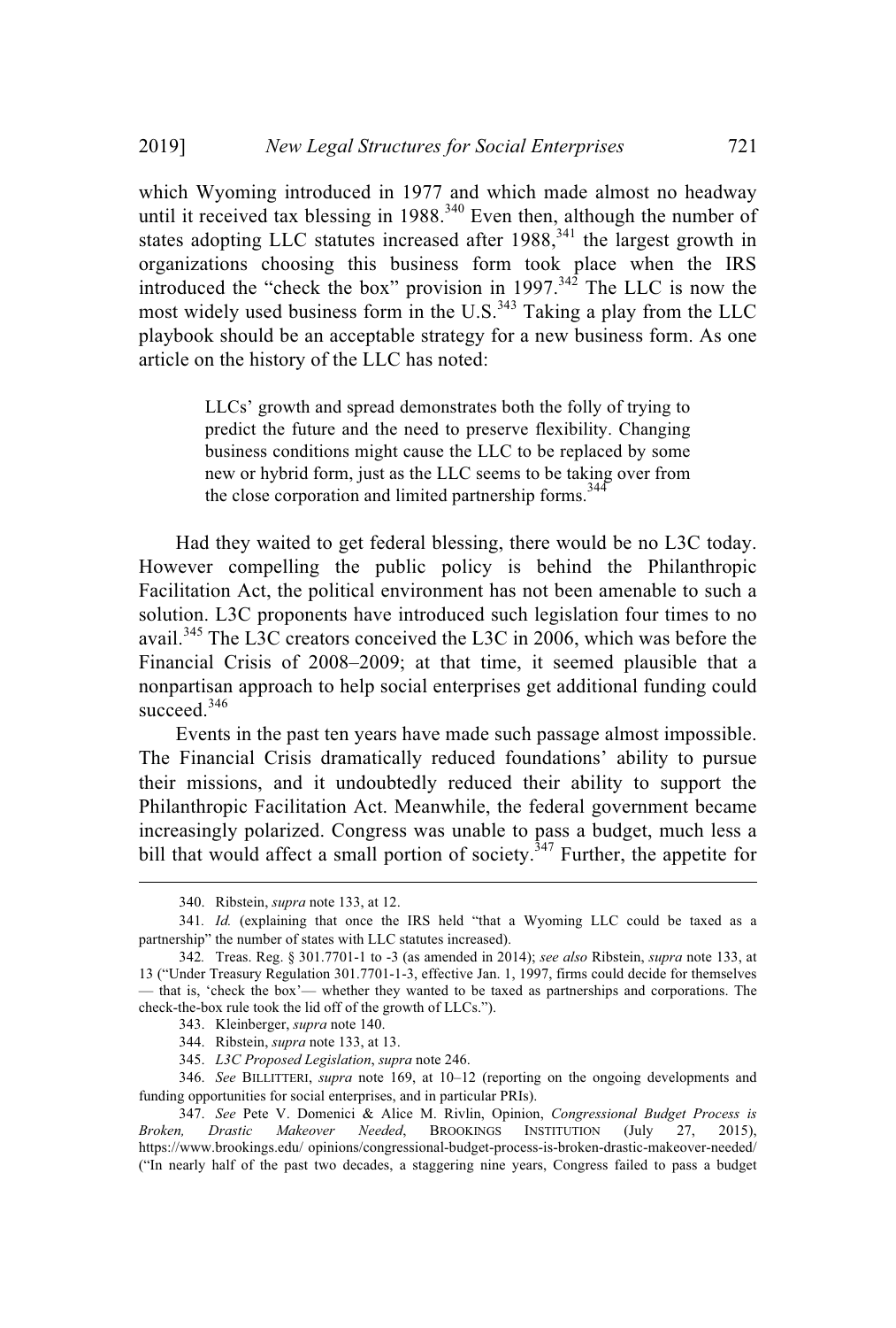which Wyoming introduced in 1977 and which made almost no headway until it received tax blessing in 1988.[340] Even then, although the number of states adopting LLC statutes increased after 1988,[341] the largest growth in organizations choosing this business form took place when the IRS introduced the "check the box" provision in 1997.[342] The LLC is now the most widely used business form in the U.S.[343] Taking a play from the LLC playbook should be an acceptable strategy for a new business form. As one article on the history of the LLC has noted:

> LLCs' growth and spread demonstrates both the folly of trying to predict the future and the need to preserve flexibility. Changing business conditions might cause the LLC to be replaced by some new or hybrid form, just as the LLC seems to be taking over from the close corporation and limited partnership forms.[344]

Had they waited to get federal blessing, there would be no L3C today. However compelling the public policy is behind the Philanthropic Facilitation Act, the political environment has not been amenable to such a solution. L3C proponents have introduced such legislation four times to no avail.[345] The L3C creators conceived the L3C in 2006, which was before the Financial Crisis of 2008–2009; at that time, it seemed plausible that a nonpartisan approach to help social enterprises get additional funding could succeed.[346]

Events in the past ten years have made such passage almost impossible. The Financial Crisis dramatically reduced foundations' ability to pursue their missions, and it undoubtedly reduced their ability to support the Philanthropic Facilitation Act. Meanwhile, the federal government became increasingly polarized. Congress was unable to pass a budget, much less a bill that would affect a small portion of society.[347] Further, the appetite for

---

340. Ribstein, *supra* note 133, at 12.

341. *Id.* (explaining that once the IRS held "that a Wyoming LLC could be taxed as a partnership" the number of states with LLC statutes increased).

342. Treas. Reg. § 301.7701-1 to -3 (as amended in 2014); *see also* Ribstein, *supra* note 133, at 13 ("Under Treasury Regulation 301.7701-1-3, effective Jan. 1, 1997, firms could decide for themselves — that is, 'check the box'— whether they wanted to be taxed as partnerships and corporations. The check-the-box rule took the lid off of the growth of LLCs.").

343. Kleinberger, *supra* note 140.

344. Ribstein, *supra* note 133, at 13.

345. *L3C Proposed Legislation*, *supra* note 246.

346. *See* BILLITTERI, *supra* note 169, at 10–12 (reporting on the ongoing developments and funding opportunities for social enterprises, and in particular PRIs).

347. *See* Pete V. Domenici & Alice M. Rivlin, Opinion, *Congressional Budget Process is Broken, Drastic Makeover Needed*, BROOKINGS INSTITUTION (July 27, 2015), https://www.brookings.edu/ opinions/congressional-budget-process-is-broken-drastic-makeover-needed/ ("In nearly half of the past two decades, a staggering nine years, Congress failed to pass a budget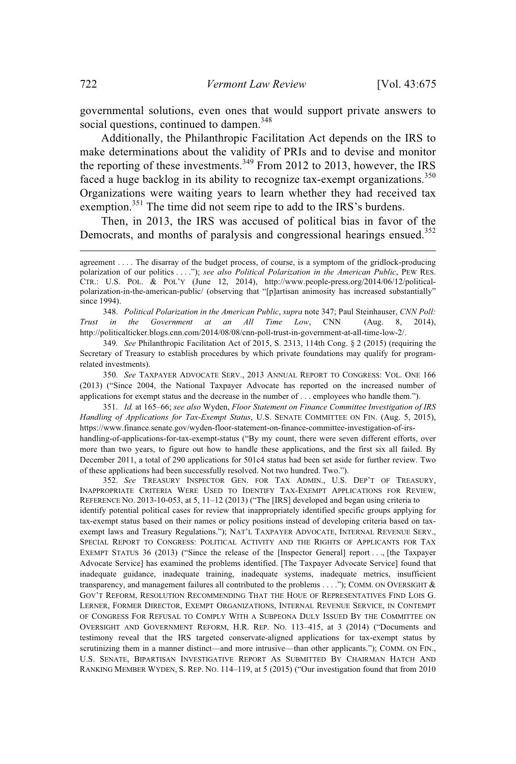governmental solutions, even ones that would support private answers to social questions, continued to dampen.[348]

Additionally, the Philanthropic Facilitation Act depends on the IRS to make determinations about the validity of PRIs and to devise and monitor the reporting of these investments.[349] From 2012 to 2013, however, the IRS faced a huge backlog in its ability to recognize tax-exempt organizations.[350] Organizations were waiting years to learn whether they had received tax exemption.[351] The time did not seem ripe to add to the IRS's burdens.

Then, in 2013, the IRS was accused of political bias in favor of the Democrats, and months of paralysis and congressional hearings ensued.[352]

---

agreement . . . . The disarray of the budget process, of course, is a symptom of the gridlock-producing polarization of our politics . . . ."); *see also Political Polarization in the American Public*, PEW RES. CTR.: U.S. POL. & POL'Y (June 12, 2014), http://www.people-press.org/2014/06/12/political-polarization-in-the-american-public/ (observing that "[p]artisan animosity has increased substantially" since 1994).

348. *Political Polarization in the American Public*, *supra* note 347; Paul Steinhauser, *CNN Poll: Trust in the Government at an All Time Low*, CNN (Aug. 8, 2014), http://politicalticker.blogs.cnn.com/2014/08/08/cnn-poll-trust-in-government-at-all-time-low-2/.

349. *See* Philanthropic Facilitation Act of 2015, S. 2313, 114th Cong. § 2 (2015) (requiring the Secretary of Treasury to establish procedures by which private foundations may qualify for program-related investments).

350. *See* TAXPAYER ADVOCATE SERV., 2013 ANNUAL REPORT TO CONGRESS: VOL. ONE 166 (2013) ("Since 2004, the National Taxpayer Advocate has reported on the increased number of applications for exempt status and the decrease in the number of . . . employees who handle them.").

351. *Id.* at 165–66; *see also* Wyden, *Floor Statement on Finance Committee Investigation of IRS Handling of Applications for Tax-Exempt Status*, U.S. SENATE COMMITTEE ON FIN. (Aug. 5, 2015), https://www.finance.senate.gov/wyden-floor-statement-on-finance-committee-investigation-of-irs-handling-of-applications-for-tax-exempt-status ("By my count, there were seven different efforts, over more than two years, to figure out how to handle these applications, and the first six all failed. By December 2011, a total of 290 applications for 501c4 status had been set aside for further review. Two of these applications had been successfully resolved. Not two hundred. Two.").

352. *See* TREASURY INSPECTOR GEN. FOR TAX ADMIN., U.S. DEP'T OF TREASURY, INAPPROPRIATE CRITERIA WERE USED TO IDENTIFY TAX-EXEMPT APPLICATIONS FOR REVIEW, REFERENCE NO. 2013-10-053, at 5, 11–12 (2013) ("The [IRS] developed and began using criteria to identify potential political cases for review that inappropriately identified specific groups applying for tax-exempt status based on their names or policy positions instead of developing criteria based on tax-exempt laws and Treasury Regulations."); NAT'L TAXPAYER ADVOCATE, INTERNAL REVENUE SERV., SPECIAL REPORT TO CONGRESS: POLITICAL ACTIVITY AND THE RIGHTS OF APPLICANTS FOR TAX EXEMPT STATUS 36 (2013) ("Since the release of the [Inspector General] report . . ., [the Taxpayer Advocate Service] has examined the problems identified. [The Taxpayer Advocate Service] found that inadequate guidance, inadequate training, inadequate systems, inadequate metrics, insufficient transparency, and management failures all contributed to the problems . . . ."); COMM. ON OVERSIGHT & GOV'T REFORM, RESOLUTION RECOMMENDING THAT THE HOUE OF REPRESENTATIVES FIND LOIS G. LERNER, FORMER DIRECTOR, EXEMPT ORGANIZATIONS, INTERNAL REVENUE SERVICE, IN CONTEMPT OF CONGRESS FOR REFUSAL TO COMPLY WITH A SUBPEONA DULY ISSUED BY THE COMMITTEE ON OVERSIGHT AND GOVERNMENT REFORM, H.R. REP. NO. 113–415, at 3 (2014) ("Documents and testimony reveal that the IRS targeted conservate-aligned applications for tax-exempt status by scrutinizing them in a manner distinct—and more intrusive—than other applicants."); COMM. ON FIN., U.S. SENATE, BIPARTISAN INVESTIGATIVE REPORT AS SUBMITTED BY CHAIRMAN HATCH AND RANKING MEMBER WYDEN, S. REP. NO. 114–119, at 5 (2015) ("Our investigation found that from 2010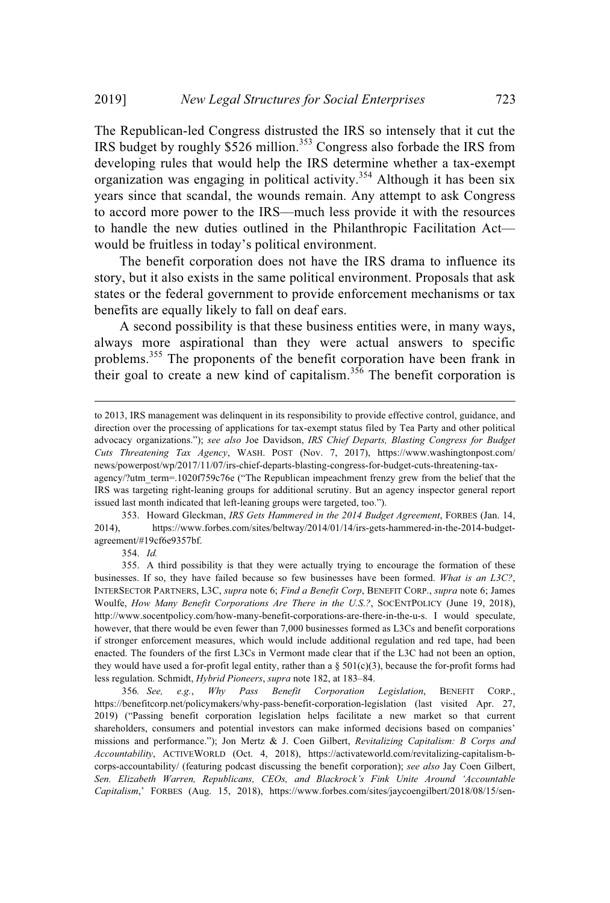The Republican-led Congress distrusted the IRS so intensely that it cut the IRS budget by roughly $526 million.[353] Congress also forbade the IRS from developing rules that would help the IRS determine whether a tax-exempt organization was engaging in political activity.[354] Although it has been six years since that scandal, the wounds remain. Any attempt to ask Congress to accord more power to the IRS—much less provide it with the resources to handle the new duties outlined in the Philanthropic Facilitation Act—would be fruitless in today's political environment.

The benefit corporation does not have the IRS drama to influence its story, but it also exists in the same political environment. Proposals that ask states or the federal government to provide enforcement mechanisms or tax benefits are equally likely to fall on deaf ears.

A second possibility is that these business entities were, in many ways, always more aspirational than they were actual answers to specific problems.[355] The proponents of the benefit corporation have been frank in their goal to create a new kind of capitalism.[356] The benefit corporation is

---

to 2013, IRS management was delinquent in its responsibility to provide effective control, guidance, and direction over the processing of applications for tax-exempt status filed by Tea Party and other political advocacy organizations."); *see also* Joe Davidson, *IRS Chief Departs, Blasting Congress for Budget Cuts Threatening Tax Agency*, WASH. POST (Nov. 7, 2017), https://www.washingtonpost.com/news/powerpost/wp/2017/11/07/irs-chief-departs-blasting-congress-for-budget-cuts-threatening-tax-agency/?utm_term=.1020f759c76e ("The Republican impeachment frenzy grew from the belief that the IRS was targeting right-leaning groups for additional scrutiny. But an agency inspector general report issued last month indicated that left-leaning groups were targeted, too.").

353. Howard Gleckman, *IRS Gets Hammered in the 2014 Budget Agreement*, FORBES (Jan. 14, 2014), https://www.forbes.com/sites/beltway/2014/01/14/irs-gets-hammered-in-the-2014-budget-agreement/#19cf6e9357bf.

354. *Id.*

355. A third possibility is that they were actually trying to encourage the formation of these businesses. If so, they have failed because so few businesses have been formed. *What is an L3C?*, INTERSECTOR PARTNERS, L3C, *supra* note 6; *Find a Benefit Corp*, BENEFIT CORP., *supra* note 6; James Woulfe, *How Many Benefit Corporations Are There in the U.S.?*, SOCENTPOLICY (June 19, 2018), http://www.socentpolicy.com/how-many-benefit-corporations-are-there-in-the-u-s. I would speculate, however, that there would be even fewer than 7,000 businesses formed as L3Cs and benefit corporations if stronger enforcement measures, which would include additional regulation and red tape, had been enacted. The founders of the first L3Cs in Vermont made clear that if the L3C had not been an option, they would have used a for-profit legal entity, rather than a § 501(c)(3), because the for-profit forms had less regulation. Schmidt, *Hybrid Pioneers*, *supra* note 182, at 183–84.

356. *See, e.g.*, *Why Pass Benefit Corporation Legislation*, BENEFIT CORP., https://benefitcorp.net/policymakers/why-pass-benefit-corporation-legislation (last visited Apr. 27, 2019) ("Passing benefit corporation legislation helps facilitate a new market so that current shareholders, consumers and potential investors can make informed decisions based on companies' missions and performance."); Jon Mertz & J. Coen Gilbert, *Revitalizing Capitalism: B Corps and Accountability*, ACTIVEWORLD (Oct. 4, 2018), https://activateworld.com/revitalizing-capitalism-b-corps-accountability/ (featuring podcast discussing the benefit corporation); *see also* Jay Coen Gilbert, *Sen. Elizabeth Warren, Republicans, CEOs, and Blackrock's Fink Unite Around 'Accountable Capitalism*,' FORBES (Aug. 15, 2018), https://www.forbes.com/sites/jaycoengilbert/2018/08/15/sen-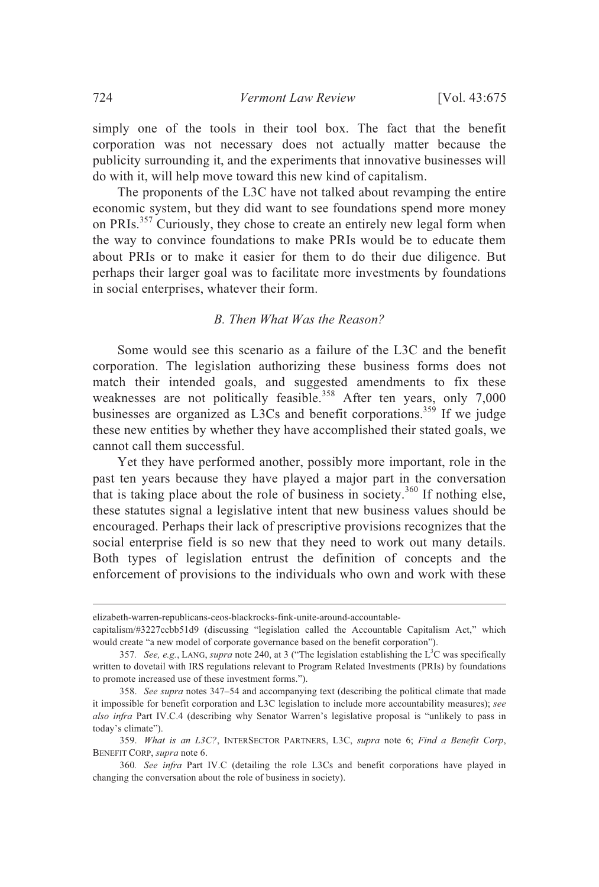simply one of the tools in their tool box. The fact that the benefit corporation was not necessary does not actually matter because the publicity surrounding it, and the experiments that innovative businesses will do with it, will help move toward this new kind of capitalism.

The proponents of the L3C have not talked about revamping the entire economic system, but they did want to see foundations spend more money on PRIs.[357] Curiously, they chose to create an entirely new legal form when the way to convince foundations to make PRIs would be to educate them about PRIs or to make it easier for them to do their due diligence. But perhaps their larger goal was to facilitate more investments by foundations in social enterprises, whatever their form.

### *B. Then What Was the Reason?*

Some would see this scenario as a failure of the L3C and the benefit corporation. The legislation authorizing these business forms does not match their intended goals, and suggested amendments to fix these weaknesses are not politically feasible.[358] After ten years, only 7,000 businesses are organized as L3Cs and benefit corporations.[359] If we judge these new entities by whether they have accomplished their stated goals, we cannot call them successful.

Yet they have performed another, possibly more important, role in the past ten years because they have played a major part in the conversation that is taking place about the role of business in society.[360] If nothing else, these statutes signal a legislative intent that new business values should be encouraged. Perhaps their lack of prescriptive provisions recognizes that the social enterprise field is so new that they need to work out many details. Both types of legislation entrust the definition of concepts and the enforcement of provisions to the individuals who own and work with these

---

elizabeth-warren-republicans-ceos-blackrocks-fink-unite-around-accountable-capitalism/#3227ccbb51d9 (discussing "legislation called the Accountable Capitalism Act," which would create "a new model of corporate governance based on the benefit corporation").

357. *See, e.g.*, LANG, *supra* note 240, at 3 ("The legislation establishing the L$^3$C was specifically written to dovetail with IRS regulations relevant to Program Related Investments (PRIs) by foundations to promote increased use of these investment forms.").

358. *See supra* notes 347–54 and accompanying text (describing the political climate that made it impossible for benefit corporation and L3C legislation to include more accountability measures); *see also infra* Part IV.C.4 (describing why Senator Warren's legislative proposal is "unlikely to pass in today's climate").

359. *What is an L3C?*, INTERSECTOR PARTNERS, L3C, *supra* note 6; *Find a Benefit Corp*, BENEFIT CORP, *supra* note 6.

360. *See infra* Part IV.C (detailing the role L3Cs and benefit corporations have played in changing the conversation about the role of business in society).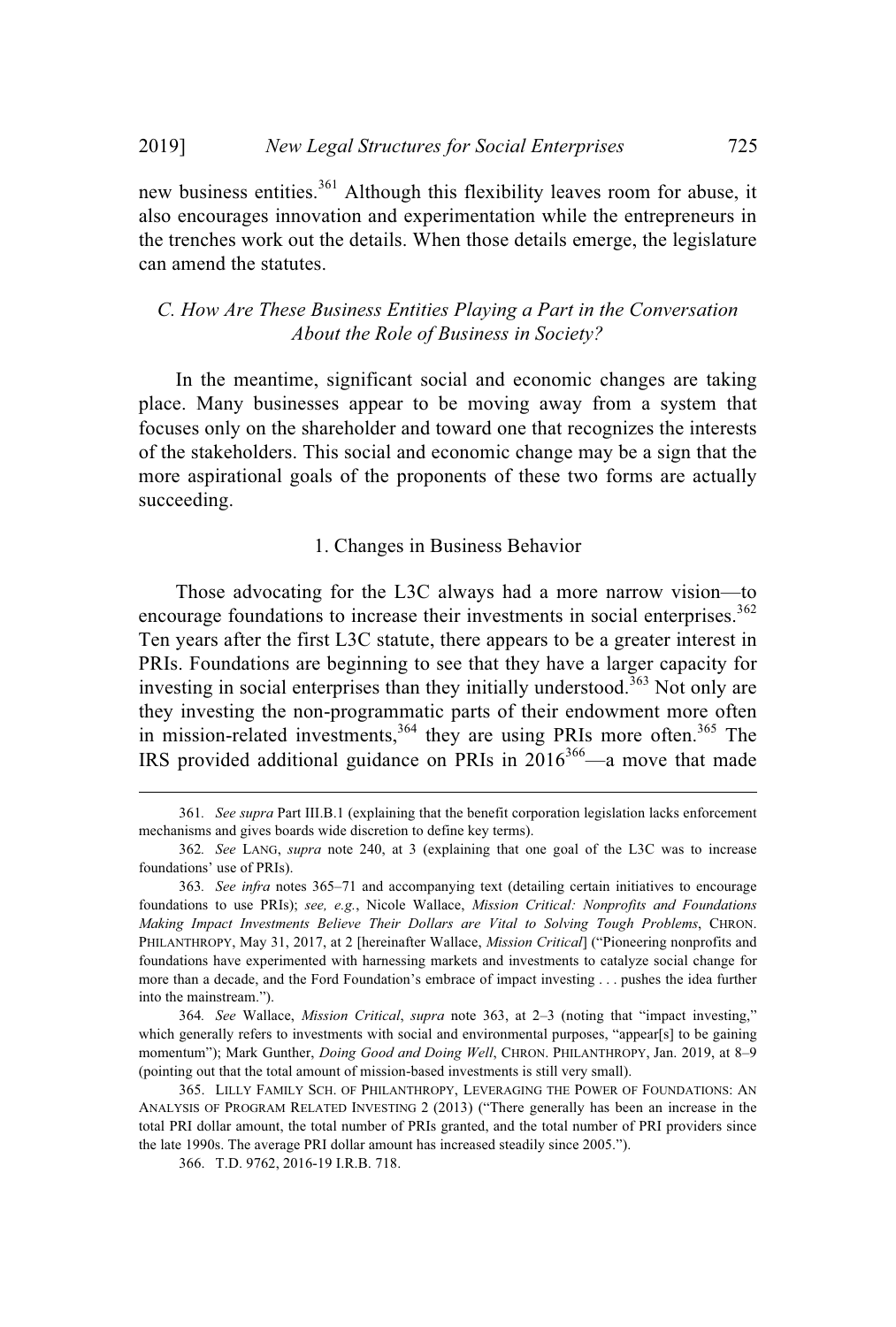new business entities.[361] Although this flexibility leaves room for abuse, it also encourages innovation and experimentation while the entrepreneurs in the trenches work out the details. When those details emerge, the legislature can amend the statutes.

### *C. How Are These Business Entities Playing a Part in the Conversation About the Role of Business in Society?*

In the meantime, significant social and economic changes are taking place. Many businesses appear to be moving away from a system that focuses only on the shareholder and toward one that recognizes the interests of the stakeholders. This social and economic change may be a sign that the more aspirational goals of the proponents of these two forms are actually succeeding.

#### 1. Changes in Business Behavior

Those advocating for the L3C always had a more narrow vision—to encourage foundations to increase their investments in social enterprises.[362] Ten years after the first L3C statute, there appears to be a greater interest in PRIs. Foundations are beginning to see that they have a larger capacity for investing in social enterprises than they initially understood.[363] Not only are they investing the non-programmatic parts of their endowment more often in mission-related investments,[364] they are using PRIs more often.[365] The IRS provided additional guidance on PRIs in 2016[366]—a move that made

---

361. *See supra* Part III.B.1 (explaining that the benefit corporation legislation lacks enforcement mechanisms and gives boards wide discretion to define key terms).

362. *See* LANG, *supra* note 240, at 3 (explaining that one goal of the L3C was to increase foundations' use of PRIs).

363. *See infra* notes 365–71 and accompanying text (detailing certain initiatives to encourage foundations to use PRIs); *see, e.g.*, Nicole Wallace, *Mission Critical: Nonprofits and Foundations Making Impact Investments Believe Their Dollars are Vital to Solving Tough Problems*, CHRON. PHILANTHROPY, May 31, 2017, at 2 [hereinafter Wallace, *Mission Critical*] ("Pioneering nonprofits and foundations have experimented with harnessing markets and investments to catalyze social change for more than a decade, and the Ford Foundation's embrace of impact investing . . . pushes the idea further into the mainstream.").

364. *See* Wallace, *Mission Critical*, *supra* note 363, at 2–3 (noting that "impact investing," which generally refers to investments with social and environmental purposes, "appear[s] to be gaining momentum"); Mark Gunther, *Doing Good and Doing Well*, CHRON. PHILANTHROPY, Jan. 2019, at 8–9 (pointing out that the total amount of mission-based investments is still very small).

365. LILLY FAMILY SCH. OF PHILANTHROPY, LEVERAGING THE POWER OF FOUNDATIONS: AN ANALYSIS OF PROGRAM RELATED INVESTING 2 (2013) ("There generally has been an increase in the total PRI dollar amount, the total number of PRIs granted, and the total number of PRI providers since the late 1990s. The average PRI dollar amount has increased steadily since 2005.").

366. T.D. 9762, 2016-19 I.R.B. 718.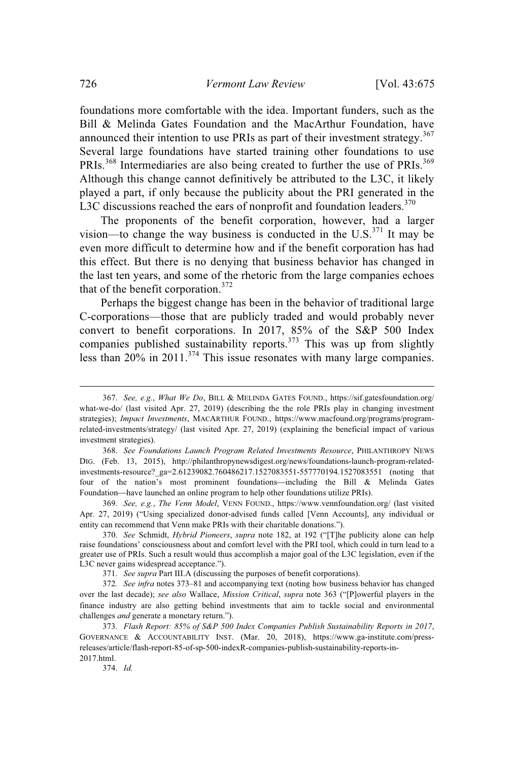foundations more comfortable with the idea. Important funders, such as the Bill & Melinda Gates Foundation and the MacArthur Foundation, have announced their intention to use PRIs as part of their investment strategy.[367] Several large foundations have started training other foundations to use PRIs.[368] Intermediaries are also being created to further the use of PRIs.[369] Although this change cannot definitively be attributed to the L3C, it likely played a part, if only because the publicity about the PRI generated in the L3C discussions reached the ears of nonprofit and foundation leaders.[370]

The proponents of the benefit corporation, however, had a larger vision—to change the way business is conducted in the U.S.[371] It may be even more difficult to determine how and if the benefit corporation has had this effect. But there is no denying that business behavior has changed in the last ten years, and some of the rhetoric from the large companies echoes that of the benefit corporation.[372]

Perhaps the biggest change has been in the behavior of traditional large C-corporations—those that are publicly traded and would probably never convert to benefit corporations. In 2017, 85% of the S&P 500 Index companies published sustainability reports.[373] This was up from slightly less than 20% in 2011.[374] This issue resonates with many large companies.

---

367. *See, e.g.*, *What We Do*, BILL & MELINDA GATES FOUND., https://sif.gatesfoundation.org/what-we-do/ (last visited Apr. 27, 2019) (describing the the role PRIs play in changing investment strategies); *Impact Investments*, MACARTHUR FOUND., https://www.macfound.org/programs/program-related-investments/strategy/ (last visited Apr. 27, 2019) (explaining the beneficial impact of various investment strategies).

368. *See Foundations Launch Program Related Investments Resource*, PHILANTHROPY NEWS DIG. (Feb. 13, 2015), http://philanthropynewsdigest.org/news/foundations-launch-program-related-investments-resource?_ga=2.61239082.760486217.1527083551-557770194.1527083551 (noting that four of the nation's most prominent foundations—including the Bill & Melinda Gates Foundation—have launched an online program to help other foundations utilize PRIs).

369. *See, e.g.*, *The Venn Model*, VENN FOUND., https://www.vennfoundation.org/ (last visited Apr. 27, 2019) ("Using specialized donor-advised funds called [Venn Accounts], any individual or entity can recommend that Venn make PRIs with their charitable donations.").

370. *See* Schmidt, *Hybrid Pioneers*, *supra* note 182, at 192 ("[T]he publicity alone can help raise foundations' consciousness about and comfort level with the PRI tool, which could in turn lead to a greater use of PRIs. Such a result would thus accomplish a major goal of the L3C legislation, even if the L3C never gains widespread acceptance.").

371. *See supra* Part III.A (discussing the purposes of benefit corporations).

372. *See infra* notes 373–81 and accompanying text (noting how business behavior has changed over the last decade); *see also* Wallace, *Mission Critical*, *supra* note 363 ("[P]owerful players in the finance industry are also getting behind investments that aim to tackle social and environmental challenges *and* generate a monetary return.").

373. *Flash Report: 85% of S&P 500 Index Companies Publish Sustainability Reports in 2017*, GOVERNANCE & ACCOUNTABILITY INST. (Mar. 20, 2018), https://www.ga-institute.com/press-releases/article/flash-report-85-of-sp-500-indexR-companies-publish-sustainability-reports-in-2017.html.

374. *Id.*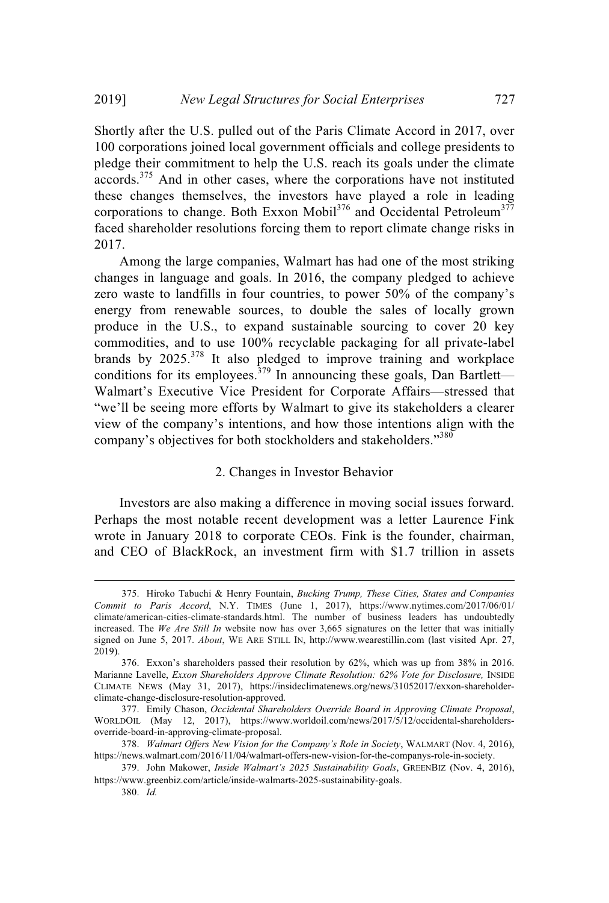Shortly after the U.S. pulled out of the Paris Climate Accord in 2017, over 100 corporations joined local government officials and college presidents to pledge their commitment to help the U.S. reach its goals under the climate accords.[375] And in other cases, where the corporations have not instituted these changes themselves, the investors have played a role in leading corporations to change. Both Exxon Mobil[376] and Occidental Petroleum[377] faced shareholder resolutions forcing them to report climate change risks in 2017.

Among the large companies, Walmart has had one of the most striking changes in language and goals. In 2016, the company pledged to achieve zero waste to landfills in four countries, to power 50% of the company's energy from renewable sources, to double the sales of locally grown produce in the U.S., to expand sustainable sourcing to cover 20 key commodities, and to use 100% recyclable packaging for all private-label brands by 2025.[378] It also pledged to improve training and workplace conditions for its employees.[379] In announcing these goals, Dan Bartlett—Walmart's Executive Vice President for Corporate Affairs—stressed that "we'll be seeing more efforts by Walmart to give its stakeholders a clearer view of the company's intentions, and how those intentions align with the company's objectives for both stockholders and stakeholders."[380]

### 2. Changes in Investor Behavior

Investors are also making a difference in moving social issues forward. Perhaps the most notable recent development was a letter Laurence Fink wrote in January 2018 to corporate CEOs. Fink is the founder, chairman, and CEO of BlackRock, an investment firm with $1.7 trillion in assets

---

375. Hiroko Tabuchi & Henry Fountain, *Bucking Trump, These Cities, States and Companies Commit to Paris Accord*, N.Y. TIMES (June 1, 2017), https://www.nytimes.com/2017/06/01/climate/american-cities-climate-standards.html. The number of business leaders has undoubtedly increased. The *We Are Still In* website now has over 3,665 signatures on the letter that was initially signed on June 5, 2017. *About*, WE ARE STILL IN, http://www.wearestillin.com (last visited Apr. 27, 2019).

376. Exxon's shareholders passed their resolution by 62%, which was up from 38% in 2016. Marianne Lavelle, *Exxon Shareholders Approve Climate Resolution: 62% Vote for Disclosure,* INSIDE CLIMATE NEWS (May 31, 2017), https://insideclimatenews.org/news/31052017/exxon-shareholder-climate-change-disclosure-resolution-approved.

377. Emily Chason, *Occidental Shareholders Override Board in Approving Climate Proposal*, WORLDOIL (May 12, 2017), https://www.worldoil.com/news/2017/5/12/occidental-shareholders-override-board-in-approving-climate-proposal.

378. *Walmart Offers New Vision for the Company's Role in Society*, WALMART (Nov. 4, 2016), https://news.walmart.com/2016/11/04/walmart-offers-new-vision-for-the-companys-role-in-society.

379. John Makower, *Inside Walmart's 2025 Sustainability Goals*, GREENBIZ (Nov. 4, 2016), https://www.greenbiz.com/article/inside-walmarts-2025-sustainability-goals.

380. *Id.*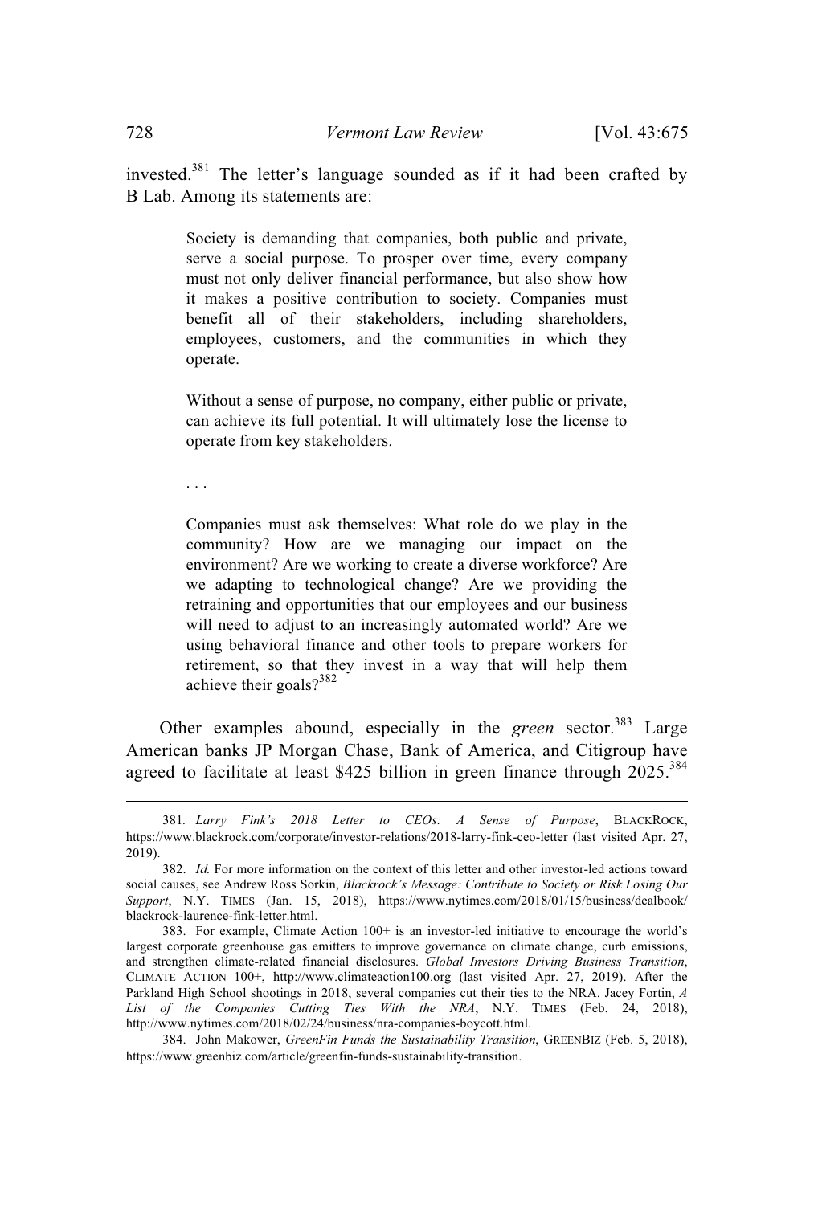invested.[381] The letter's language sounded as if it had been crafted by B Lab. Among its statements are:

> Society is demanding that companies, both public and private, serve a social purpose. To prosper over time, every company must not only deliver financial performance, but also show how it makes a positive contribution to society. Companies must benefit all of their stakeholders, including shareholders, employees, customers, and the communities in which they operate.
>
> Without a sense of purpose, no company, either public or private, can achieve its full potential. It will ultimately lose the license to operate from key stakeholders.
>
> . . .
>
> Companies must ask themselves: What role do we play in the community? How are we managing our impact on the environment? Are we working to create a diverse workforce? Are we adapting to technological change? Are we providing the retraining and opportunities that our employees and our business will need to adjust to an increasingly automated world? Are we using behavioral finance and other tools to prepare workers for retirement, so that they invest in a way that will help them achieve their goals?[382]

Other examples abound, especially in the *green* sector.[383] Large American banks JP Morgan Chase, Bank of America, and Citigroup have agreed to facilitate at least $425 billion in green finance through 2025.[384]

---

381. *Larry Fink's 2018 Letter to CEOs: A Sense of Purpose*, BLACKROCK, https://www.blackrock.com/corporate/investor-relations/2018-larry-fink-ceo-letter (last visited Apr. 27, 2019).

382. *Id.* For more information on the context of this letter and other investor-led actions toward social causes, see Andrew Ross Sorkin, *Blackrock's Message: Contribute to Society or Risk Losing Our Support*, N.Y. TIMES (Jan. 15, 2018), https://www.nytimes.com/2018/01/15/business/dealbook/blackrock-laurence-fink-letter.html.

383. For example, Climate Action 100+ is an investor-led initiative to encourage the world's largest corporate greenhouse gas emitters to improve governance on climate change, curb emissions, and strengthen climate-related financial disclosures. *Global Investors Driving Business Transition*, CLIMATE ACTION 100+, http://www.climateaction100.org (last visited Apr. 27, 2019). After the Parkland High School shootings in 2018, several companies cut their ties to the NRA. Jacey Fortin, *A List of the Companies Cutting Ties With the NRA*, N.Y. TIMES (Feb. 24, 2018), http://www.nytimes.com/2018/02/24/business/nra-companies-boycott.html.

384. John Makower, *GreenFin Funds the Sustainability Transition*, GREENBIZ (Feb. 5, 2018), https://www.greenbiz.com/article/greenfin-funds-sustainability-transition.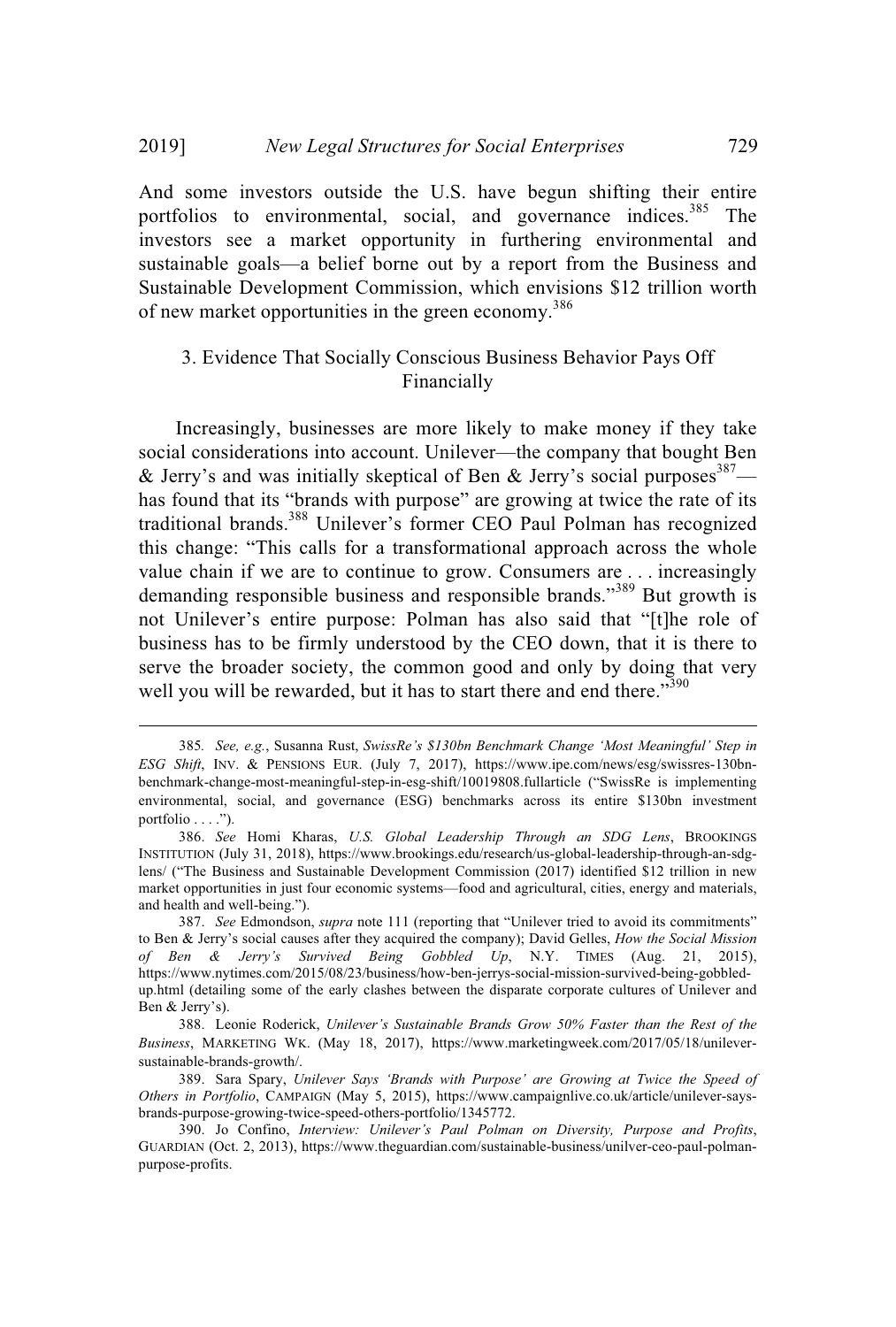And some investors outside the U.S. have begun shifting their entire portfolios to environmental, social, and governance indices.[385] The investors see a market opportunity in furthering environmental and sustainable goals—a belief borne out by a report from the Business and Sustainable Development Commission, which envisions $12 trillion worth of new market opportunities in the green economy.[386]

### 3. Evidence That Socially Conscious Business Behavior Pays Off Financially

Increasingly, businesses are more likely to make money if they take social considerations into account. Unilever—the company that bought Ben & Jerry's and was initially skeptical of Ben & Jerry's social purposes[387]—has found that its "brands with purpose" are growing at twice the rate of its traditional brands.[388] Unilever's former CEO Paul Polman has recognized this change: "This calls for a transformational approach across the whole value chain if we are to continue to grow. Consumers are . . . increasingly demanding responsible business and responsible brands."[389] But growth is not Unilever's entire purpose: Polman has also said that "[t]he role of business has to be firmly understood by the CEO down, that it is there to serve the broader society, the common good and only by doing that very well you will be rewarded, but it has to start there and end there."[390]

---

385. *See, e.g.*, Susanna Rust, *SwissRe's $130bn Benchmark Change 'Most Meaningful' Step in ESG Shift*, INV. & PENSIONS EUR. (July 7, 2017), https://www.ipe.com/news/esg/swissres-130bn-benchmark-change-most-meaningful-step-in-esg-shift/10019808.fullarticle ("SwissRe is implementing environmental, social, and governance (ESG) benchmarks across its entire $130bn investment portfolio . . . .").

386. *See* Homi Kharas, *U.S. Global Leadership Through an SDG Lens*, BROOKINGS INSTITUTION (July 31, 2018), https://www.brookings.edu/research/us-global-leadership-through-an-sdg-lens/ ("The Business and Sustainable Development Commission (2017) identified $12 trillion in new market opportunities in just four economic systems—food and agricultural, cities, energy and materials, and health and well-being.").

387. *See* Edmondson, *supra* note 111 (reporting that "Unilever tried to avoid its commitments" to Ben & Jerry's social causes after they acquired the company); David Gelles, *How the Social Mission of Ben & Jerry's Survived Being Gobbled Up*, N.Y. TIMES (Aug. 21, 2015), https://www.nytimes.com/2015/08/23/business/how-ben-jerrys-social-mission-survived-being-gobbled-up.html (detailing some of the early clashes between the disparate corporate cultures of Unilever and Ben & Jerry's).

388. Leonie Roderick, *Unilever's Sustainable Brands Grow 50% Faster than the Rest of the Business*, MARKETING WK. (May 18, 2017), https://www.marketingweek.com/2017/05/18/unilever-sustainable-brands-growth/.

389. Sara Spary, *Unilever Says 'Brands with Purpose' are Growing at Twice the Speed of Others in Portfolio*, CAMPAIGN (May 5, 2015), https://www.campaignlive.co.uk/article/unilever-says-brands-purpose-growing-twice-speed-others-portfolio/1345772.

390. Jo Confino, *Interview: Unilever's Paul Polman on Diversity, Purpose and Profits*, GUARDIAN (Oct. 2, 2013), https://www.theguardian.com/sustainable-business/unilver-ceo-paul-polman-purpose-profits.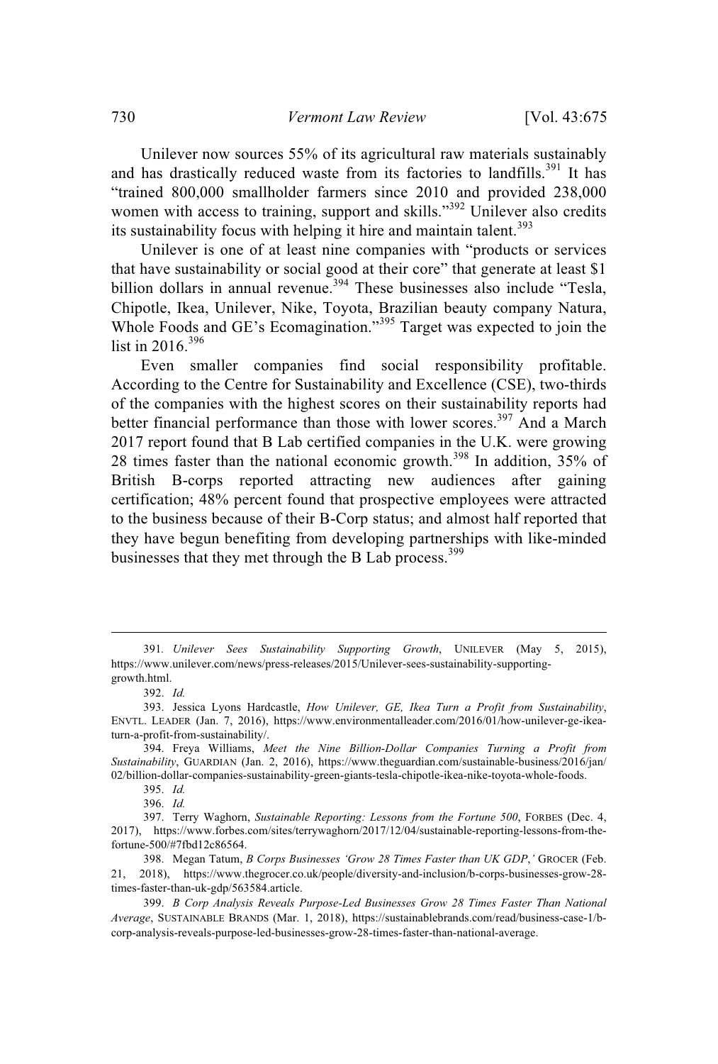Unilever now sources 55% of its agricultural raw materials sustainably and has drastically reduced waste from its factories to landfills.[391] It has "trained 800,000 smallholder farmers since 2010 and provided 238,000 women with access to training, support and skills."[392] Unilever also credits its sustainability focus with helping it hire and maintain talent.[393]

Unilever is one of at least nine companies with "products or services that have sustainability or social good at their core" that generate at least $1 billion dollars in annual revenue.[394] These businesses also include "Tesla, Chipotle, Ikea, Unilever, Nike, Toyota, Brazilian beauty company Natura, Whole Foods and GE's Ecomagination."[395] Target was expected to join the list in 2016.[396]

Even smaller companies find social responsibility profitable. According to the Centre for Sustainability and Excellence (CSE), two-thirds of the companies with the highest scores on their sustainability reports had better financial performance than those with lower scores.[397] And a March 2017 report found that B Lab certified companies in the U.K. were growing 28 times faster than the national economic growth.[398] In addition, 35% of British B-corps reported attracting new audiences after gaining certification; 48% percent found that prospective employees were attracted to the business because of their B-Corp status; and almost half reported that they have begun benefiting from developing partnerships with like-minded businesses that they met through the B Lab process.[399]

---

391. *Unilever Sees Sustainability Supporting Growth*, UNILEVER (May 5, 2015), https://www.unilever.com/news/press-releases/2015/Unilever-sees-sustainability-supporting-growth.html.

392. *Id.*

393. Jessica Lyons Hardcastle, *How Unilever, GE, Ikea Turn a Profit from Sustainability*, ENVTL. LEADER (Jan. 7, 2016), https://www.environmentalleader.com/2016/01/how-unilever-ge-ikea-turn-a-profit-from-sustainability/.

394. Freya Williams, *Meet the Nine Billion-Dollar Companies Turning a Profit from Sustainability*, GUARDIAN (Jan. 2, 2016), https://www.theguardian.com/sustainable-business/2016/jan/02/billion-dollar-companies-sustainability-green-giants-tesla-chipotle-ikea-nike-toyota-whole-foods.

395. *Id.*

396. *Id.*

397. Terry Waghorn, *Sustainable Reporting: Lessons from the Fortune 500*, FORBES (Dec. 4, 2017), https://www.forbes.com/sites/terrywaghorn/2017/12/04/sustainable-reporting-lessons-from-the-fortune-500/#7fbd12c86564.

398. Megan Tatum, *B Corps Businesses 'Grow 28 Times Faster than UK GDP,'* GROCER (Feb. 21, 2018), https://www.thegrocer.co.uk/people/diversity-and-inclusion/b-corps-businesses-grow-28-times-faster-than-uk-gdp/563584.article.

399. *B Corp Analysis Reveals Purpose-Led Businesses Grow 28 Times Faster Than National Average*, SUSTAINABLE BRANDS (Mar. 1, 2018), https://sustainablebrands.com/read/business-case-1/b-corp-analysis-reveals-purpose-led-businesses-grow-28-times-faster-than-national-average.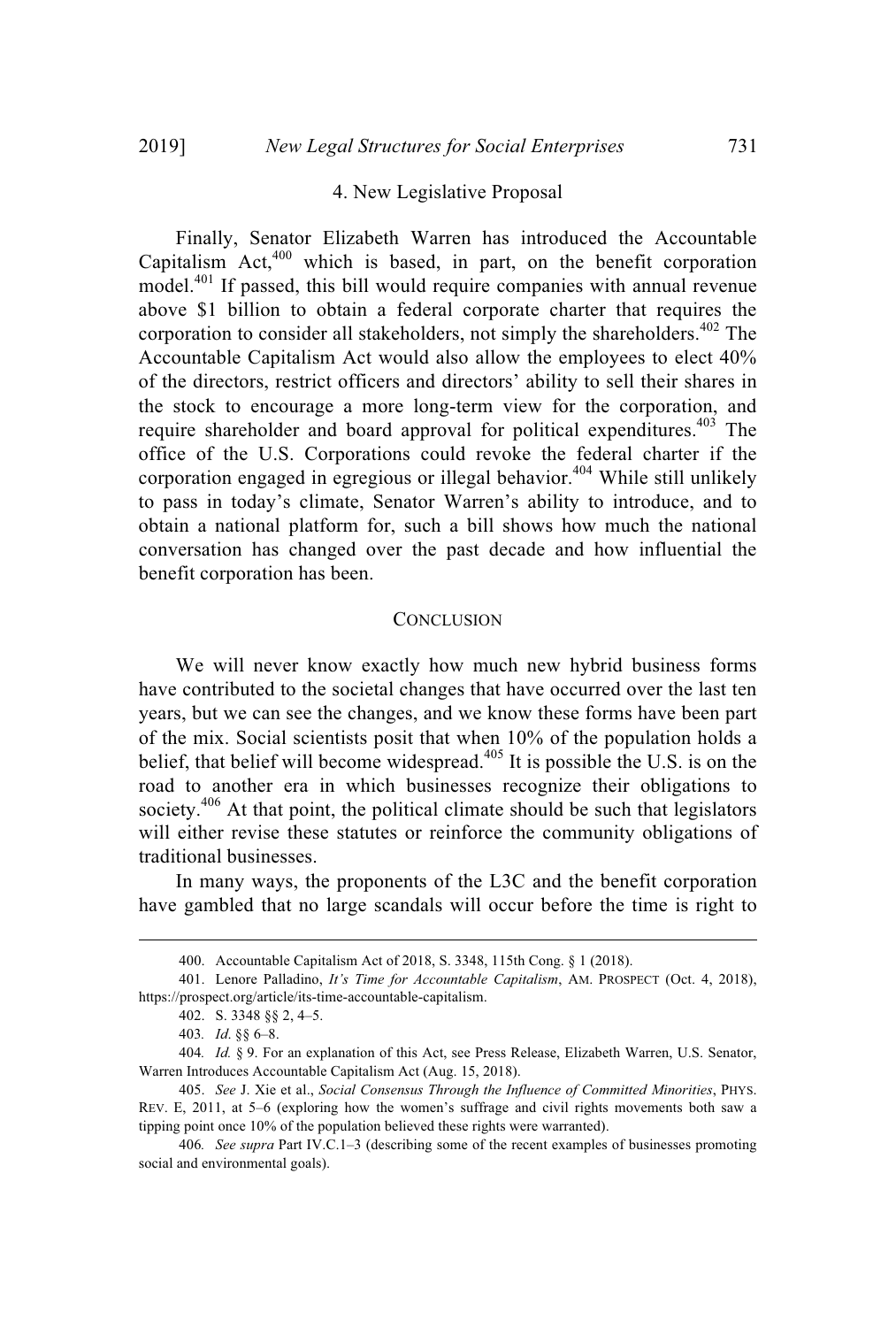### 4. New Legislative Proposal

Finally, Senator Elizabeth Warren has introduced the Accountable Capitalism Act,[400] which is based, in part, on the benefit corporation model.[401] If passed, this bill would require companies with annual revenue above $1 billion to obtain a federal corporate charter that requires the corporation to consider all stakeholders, not simply the shareholders.[402] The Accountable Capitalism Act would also allow the employees to elect 40% of the directors, restrict officers and directors' ability to sell their shares in the stock to encourage a more long-term view for the corporation, and require shareholder and board approval for political expenditures.[403] The office of the U.S. Corporations could revoke the federal charter if the corporation engaged in egregious or illegal behavior.[404] While still unlikely to pass in today's climate, Senator Warren's ability to introduce, and to obtain a national platform for, such a bill shows how much the national conversation has changed over the past decade and how influential the benefit corporation has been.

## CONCLUSION

We will never know exactly how much new hybrid business forms have contributed to the societal changes that have occurred over the last ten years, but we can see the changes, and we know these forms have been part of the mix. Social scientists posit that when 10% of the population holds a belief, that belief will become widespread.[405] It is possible the U.S. is on the road to another era in which businesses recognize their obligations to society.[406] At that point, the political climate should be such that legislators will either revise these statutes or reinforce the community obligations of traditional businesses.

In many ways, the proponents of the L3C and the benefit corporation have gambled that no large scandals will occur before the time is right to

---

400. Accountable Capitalism Act of 2018, S. 3348, 115th Cong. § 1 (2018).

401. Lenore Palladino, *It's Time for Accountable Capitalism*, AM. PROSPECT (Oct. 4, 2018), https://prospect.org/article/its-time-accountable-capitalism.

402. S. 3348 §§ 2, 4–5.

403. *Id*. §§ 6–8.

404. *Id.* § 9. For an explanation of this Act, see Press Release, Elizabeth Warren, U.S. Senator, Warren Introduces Accountable Capitalism Act (Aug. 15, 2018).

405. *See* J. Xie et al., *Social Consensus Through the Influence of Committed Minorities*, PHYS. REV. E, 2011, at 5–6 (exploring how the women's suffrage and civil rights movements both saw a tipping point once 10% of the population believed these rights were warranted).

406. *See supra* Part IV.C.1–3 (describing some of the recent examples of businesses promoting social and environmental goals).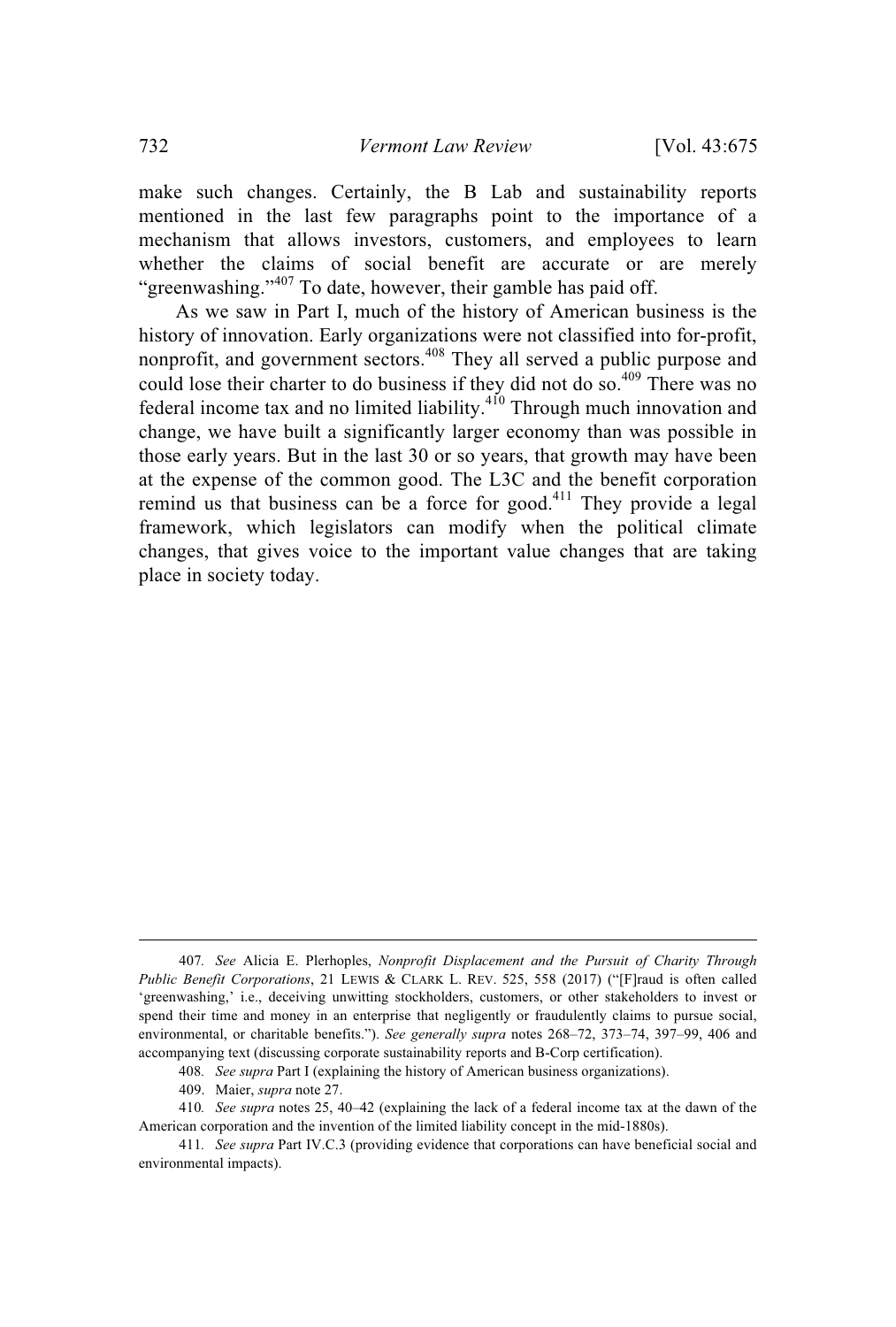make such changes. Certainly, the B Lab and sustainability reports mentioned in the last few paragraphs point to the importance of a mechanism that allows investors, customers, and employees to learn whether the claims of social benefit are accurate or are merely "greenwashing."[407] To date, however, their gamble has paid off.

As we saw in Part I, much of the history of American business is the history of innovation. Early organizations were not classified into for-profit, nonprofit, and government sectors.[408] They all served a public purpose and could lose their charter to do business if they did not do so.[409] There was no federal income tax and no limited liability.[410] Through much innovation and change, we have built a significantly larger economy than was possible in those early years. But in the last 30 or so years, that growth may have been at the expense of the common good. The L3C and the benefit corporation remind us that business can be a force for good.[411] They provide a legal framework, which legislators can modify when the political climate changes, that gives voice to the important value changes that are taking place in society today.

---

407. *See* Alicia E. Plerhoples, *Nonprofit Displacement and the Pursuit of Charity Through Public Benefit Corporations*, 21 LEWIS & CLARK L. REV. 525, 558 (2017) ("[F]raud is often called 'greenwashing,' i.e., deceiving unwitting stockholders, customers, or other stakeholders to invest or spend their time and money in an enterprise that negligently or fraudulently claims to pursue social, environmental, or charitable benefits."). *See generally supra* notes 268–72, 373–74, 397–99, 406 and accompanying text (discussing corporate sustainability reports and B-Corp certification).

408. *See supra* Part I (explaining the history of American business organizations).

409. Maier, *supra* note 27.

410. *See supra* notes 25, 40–42 (explaining the lack of a federal income tax at the dawn of the American corporation and the invention of the limited liability concept in the mid-1880s).

411. *See supra* Part IV.C.3 (providing evidence that corporations can have beneficial social and environmental impacts).